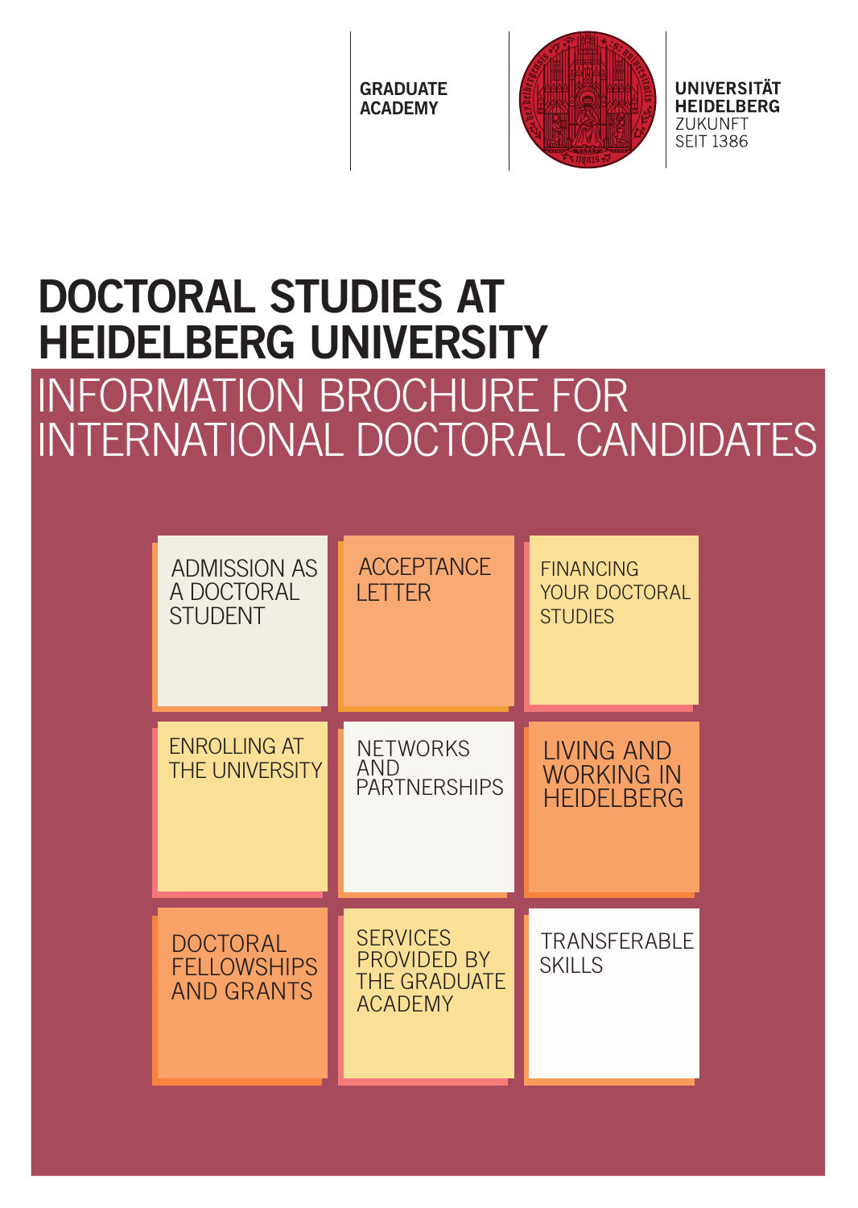GRADUATE ACADEMY

UNIVERSITÄT HEIDELBERG
ZUKUNFT
SEIT 1386

# DOCTORAL STUDIES AT HEIDELBERG UNIVERSITY

## INFORMATION BROCHURE FOR INTERNATIONAL DOCTORAL CANDIDATES

- ADMISSION AS A DOCTORAL STUDENT
- ACCEPTANCE LETTER
- FINANCING YOUR DOCTORAL STUDIES
- ENROLLING AT THE UNIVERSITY
- NETWORKS AND PARTNERSHIPS
- LIVING AND WORKING IN HEIDELBERG
- DOCTORAL FELLOWSHIPS AND GRANTS
- SERVICES PROVIDED BY THE GRADUATE ACADEMY
- TRANSFERABLE SKILLS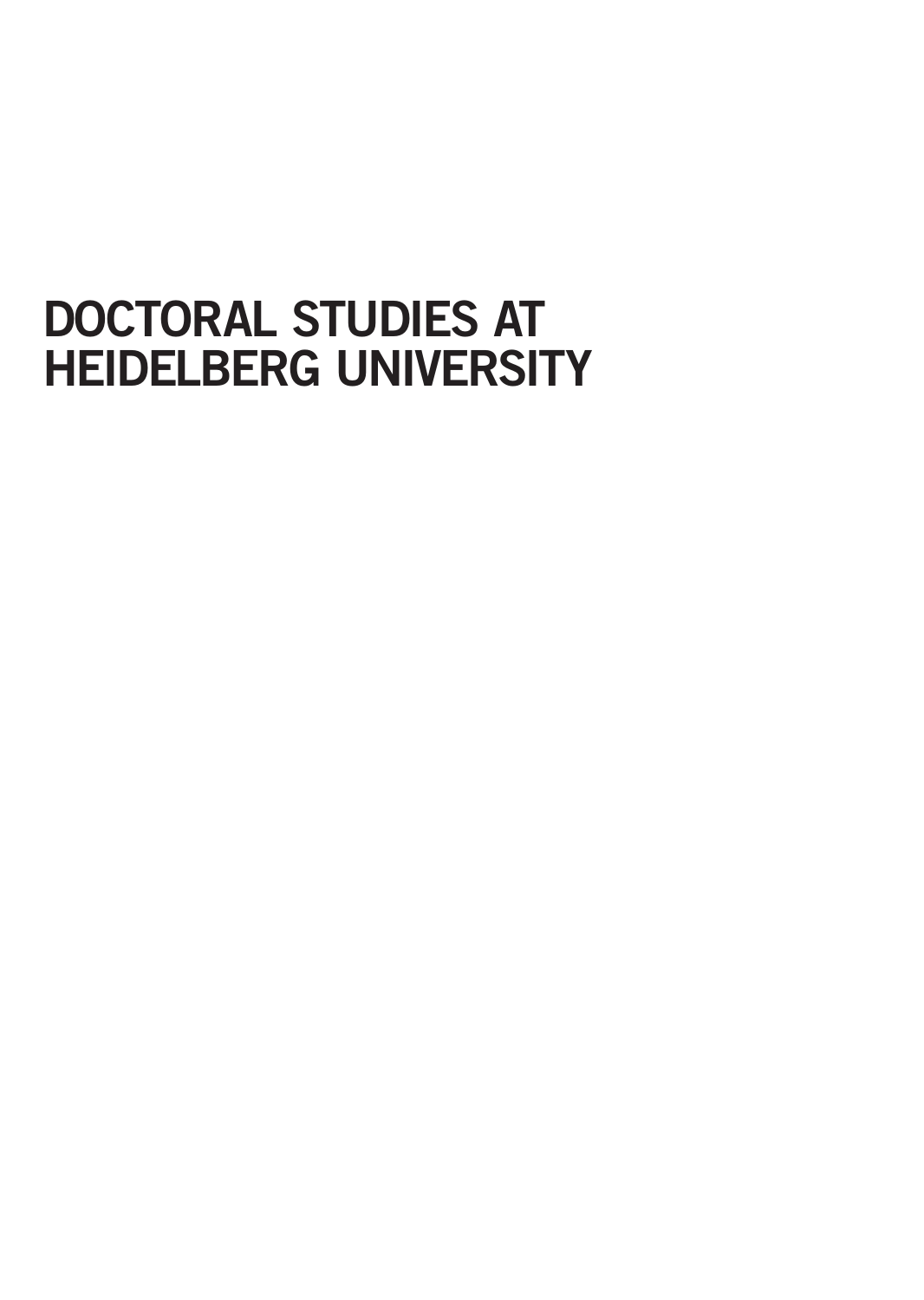# DOCTORAL STUDIES AT HEIDELBERG UNIVERSITY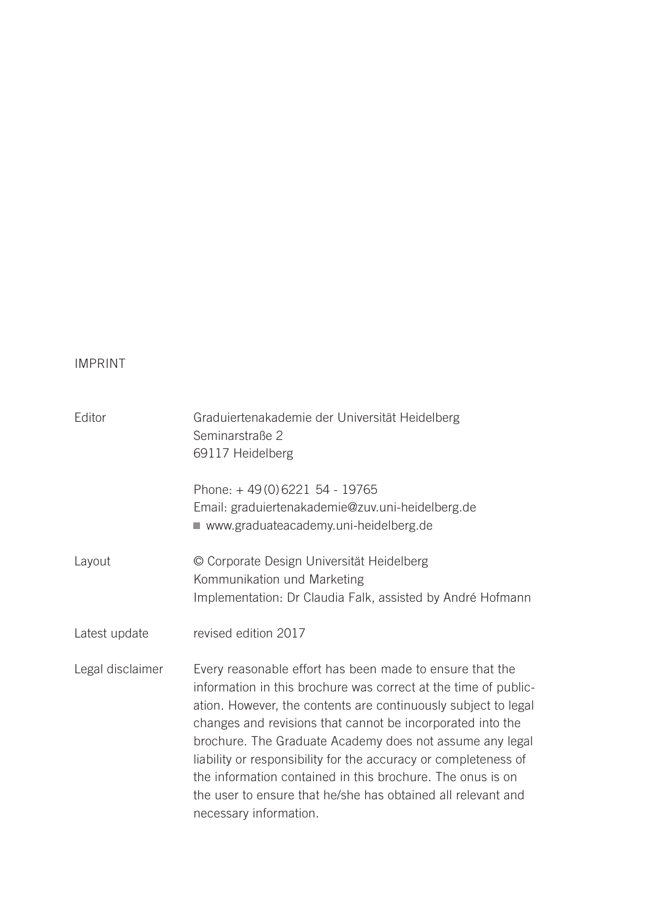## IMPRINT

| | |
|---|---|
| Editor | Graduiertenakademie der Universität Heidelberg<br>Seminarstraße 2<br>69117 Heidelberg<br><br>Phone: + 49 (0) 6221 54 - 19765<br>Email: graduiertenakademie@zuv.uni-heidelberg.de<br>■ www.graduateacademy.uni-heidelberg.de |
| Layout | © Corporate Design Universität Heidelberg<br>Kommunikation und Marketing<br>Implementation: Dr Claudia Falk, assisted by André Hofmann |
| Latest update | revised edition 2017 |
| Legal disclaimer | Every reasonable effort has been made to ensure that the information in this brochure was correct at the time of publication. However, the contents are continuously subject to legal changes and revisions that cannot be incorporated into the brochure. The Graduate Academy does not assume any legal liability or responsibility for the accuracy or completeness of the information contained in this brochure. The onus is on the user to ensure that he/she has obtained all relevant and necessary information. |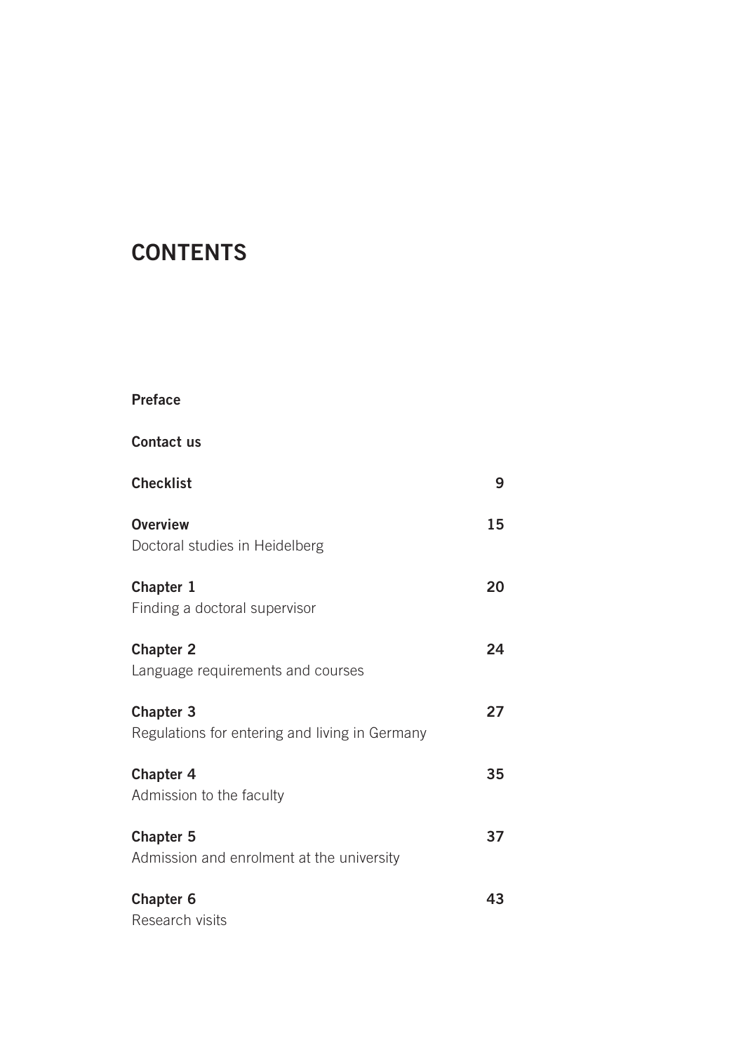# CONTENTS

**Preface**

**Contact us**

**Checklist** 9

**Overview** 15
Doctoral studies in Heidelberg

**Chapter 1** 20
Finding a doctoral supervisor

**Chapter 2** 24
Language requirements and courses

**Chapter 3** 27
Regulations for entering and living in Germany

**Chapter 4** 35
Admission to the faculty

**Chapter 5** 37
Admission and enrolment at the university

**Chapter 6** 43
Research visits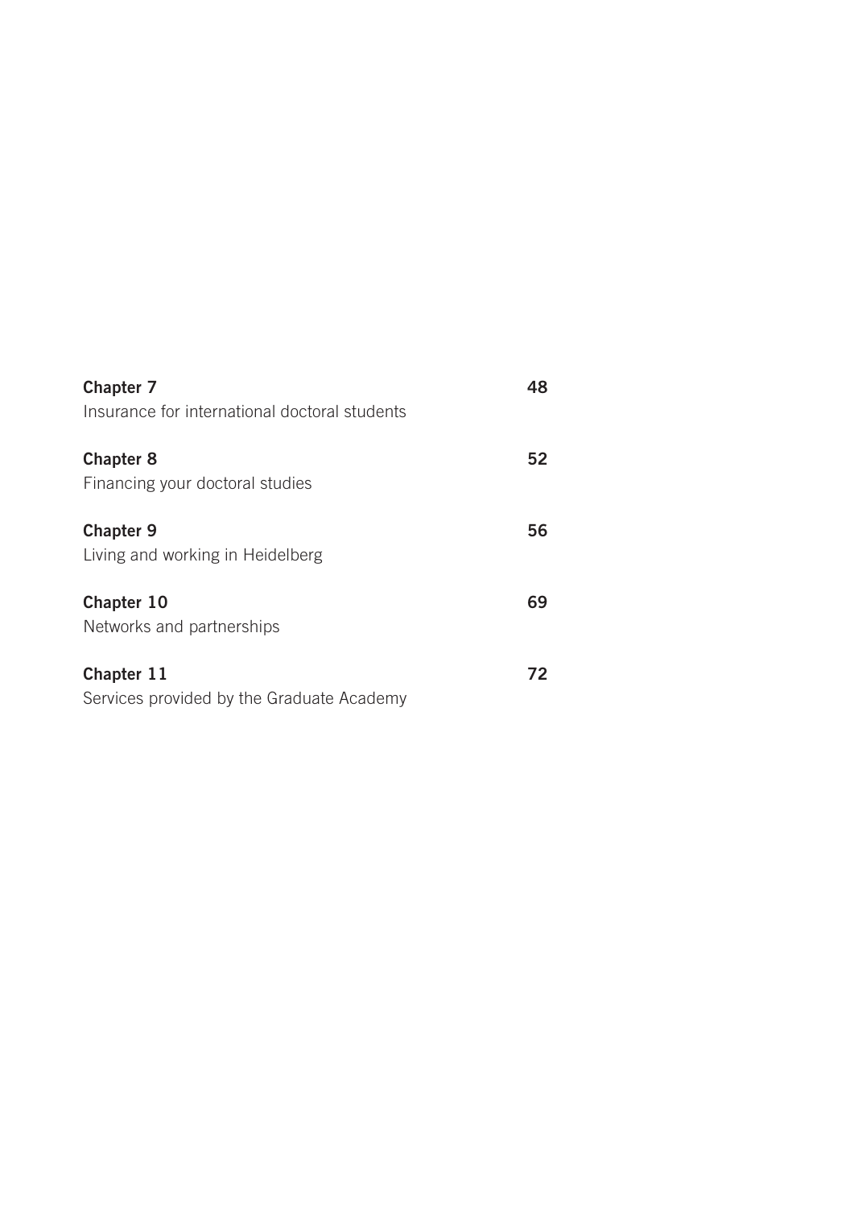**Chapter 7** 48
Insurance for international doctoral students

**Chapter 8** 52
Financing your doctoral studies

**Chapter 9** 56
Living and working in Heidelberg

**Chapter 10** 69
Networks and partnerships

**Chapter 11** 72
Services provided by the Graduate Academy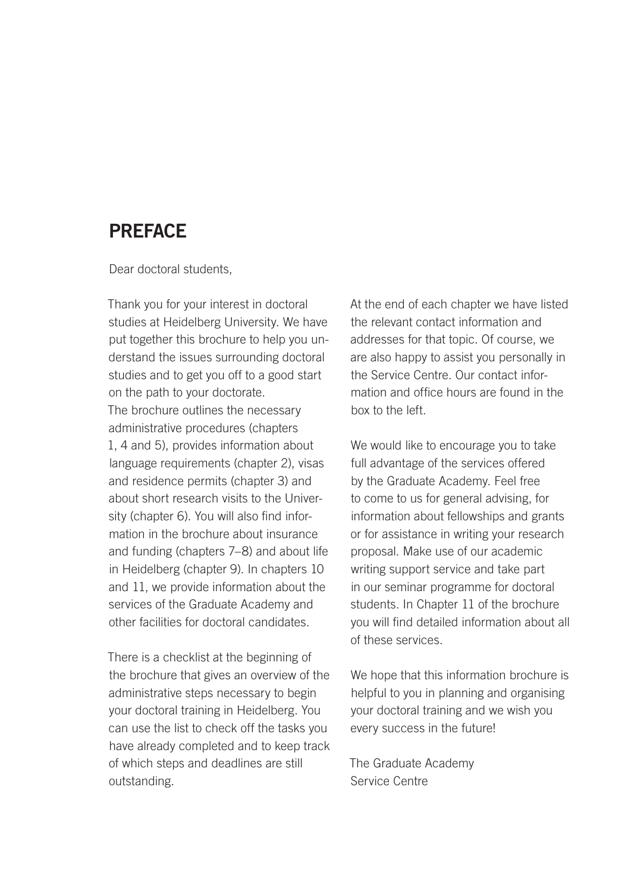# PREFACE

Dear doctoral students,

Thank you for your interest in doctoral studies at Heidelberg University. We have put together this brochure to help you understand the issues surrounding doctoral studies and to get you off to a good start on the path to your doctorate.
The brochure outlines the necessary administrative procedures (chapters 1, 4 and 5), provides information about language requirements (chapter 2), visas and residence permits (chapter 3) and about short research visits to the University (chapter 6). You will also find information in the brochure about insurance and funding (chapters 7–8) and about life in Heidelberg (chapter 9). In chapters 10 and 11, we provide information about the services of the Graduate Academy and other facilities for doctoral candidates.

There is a checklist at the beginning of the brochure that gives an overview of the administrative steps necessary to begin your doctoral training in Heidelberg. You can use the list to check off the tasks you have already completed and to keep track of which steps and deadlines are still outstanding.

At the end of each chapter we have listed the relevant contact information and addresses for that topic. Of course, we are also happy to assist you personally in the Service Centre. Our contact information and office hours are found in the box to the left.

We would like to encourage you to take full advantage of the services offered by the Graduate Academy. Feel free to come to us for general advising, for information about fellowships and grants or for assistance in writing your research proposal. Make use of our academic writing support service and take part in our seminar programme for doctoral students. In Chapter 11 of the brochure you will find detailed information about all of these services.

We hope that this information brochure is helpful to you in planning and organising your doctoral training and we wish you every success in the future!

The Graduate Academy
Service Centre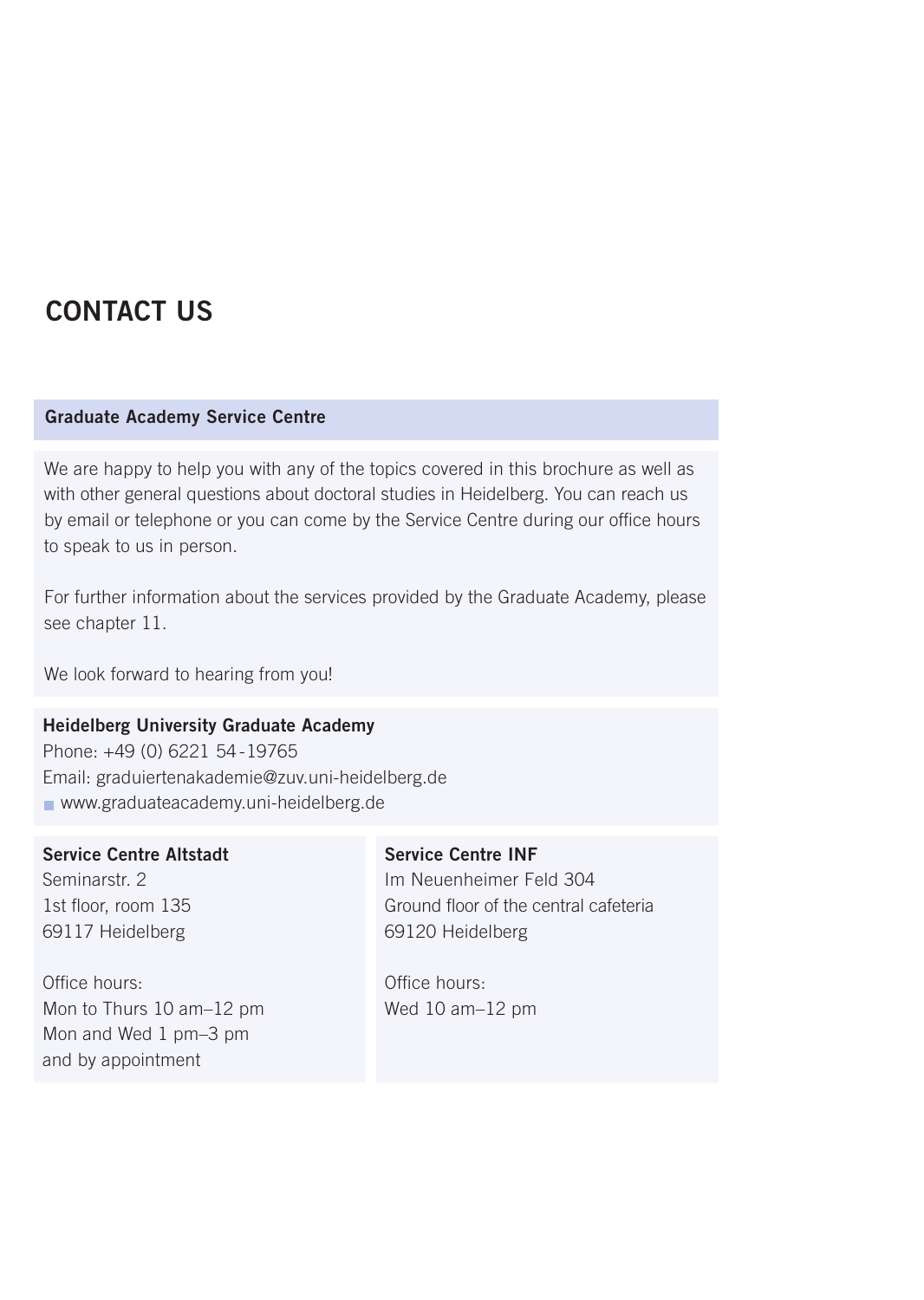# CONTACT US

## Graduate Academy Service Centre

We are happy to help you with any of the topics covered in this brochure as well as with other general questions about doctoral studies in Heidelberg. You can reach us by email or telephone or you can come by the Service Centre during our office hours to speak to us in person.

For further information about the services provided by the Graduate Academy, please see chapter 11.

We look forward to hearing from you!

**Heidelberg University Graduate Academy**
Phone: +49 (0) 6221 54-19765
Email: graduiertenakademie@zuv.uni-heidelberg.de
www.graduateacademy.uni-heidelberg.de

**Service Centre Altstadt**
Seminarstr. 2
1st floor, room 135
69117 Heidelberg

Office hours:
Mon to Thurs 10 am–12 pm
Mon and Wed 1 pm–3 pm
and by appointment

**Service Centre INF**
Im Neuenheimer Feld 304
Ground floor of the central cafeteria
69120 Heidelberg

Office hours:
Wed 10 am–12 pm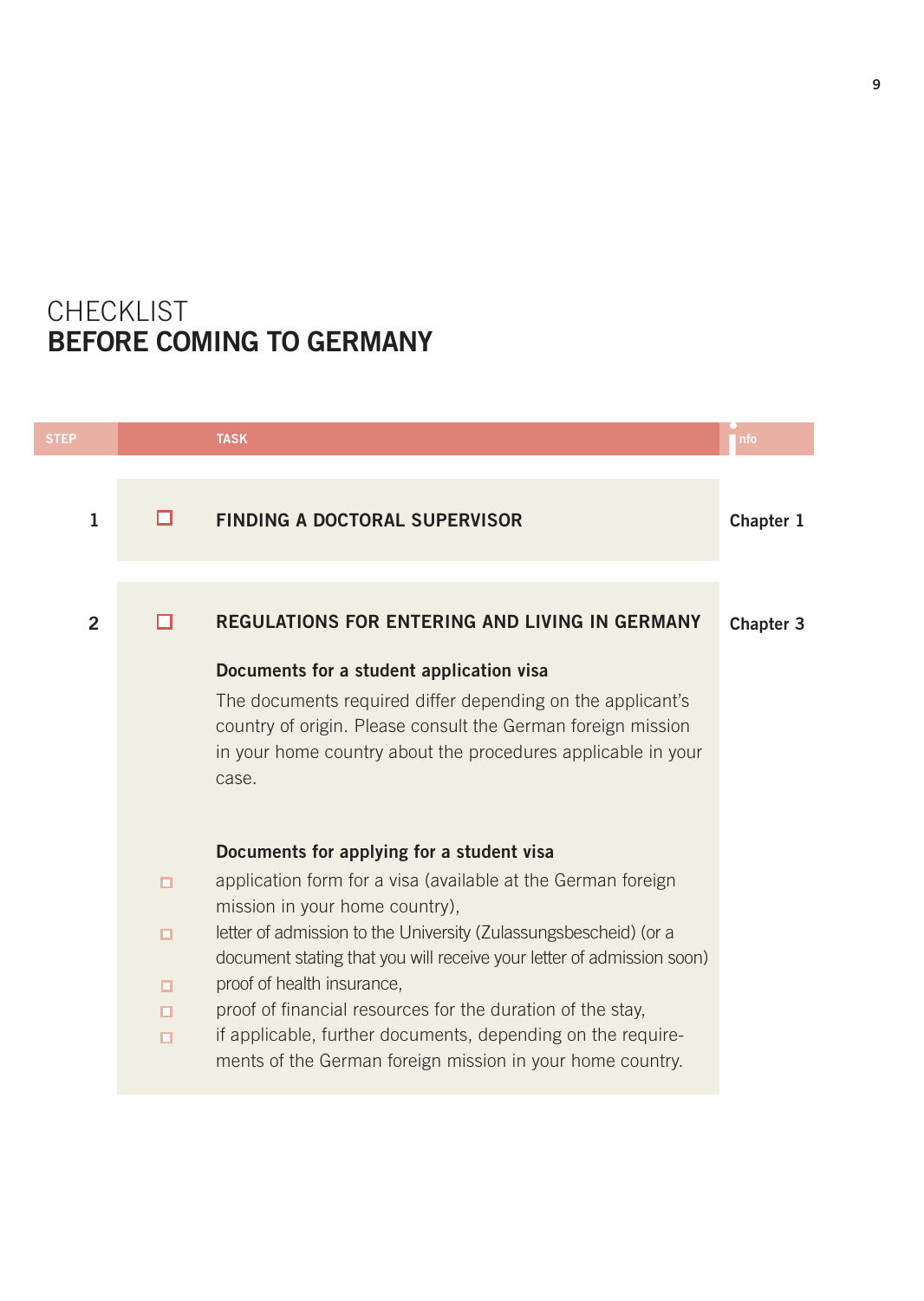# CHECKLIST
# BEFORE COMING TO GERMANY

| STEP | | TASK | info |
|---|---|---|---|
| 1 | ☐ | **FINDING A DOCTORAL SUPERVISOR** | **Chapter 1** |
| 2 | ☐ | **REGULATIONS FOR ENTERING AND LIVING IN GERMANY** | **Chapter 3** |

**Documents for a student application visa**

The documents required differ depending on the applicant's country of origin. Please consult the German foreign mission in your home country about the procedures applicable in your case.

**Documents for applying for a student visa**

- ☐ application form for a visa (available at the German foreign mission in your home country),
- ☐ letter of admission to the University (Zulassungsbescheid) (or a document stating that you will receive your letter of admission soon)
- ☐ proof of health insurance,
- ☐ proof of financial resources for the duration of the stay,
- ☐ if applicable, further documents, depending on the requirements of the German foreign mission in your home country.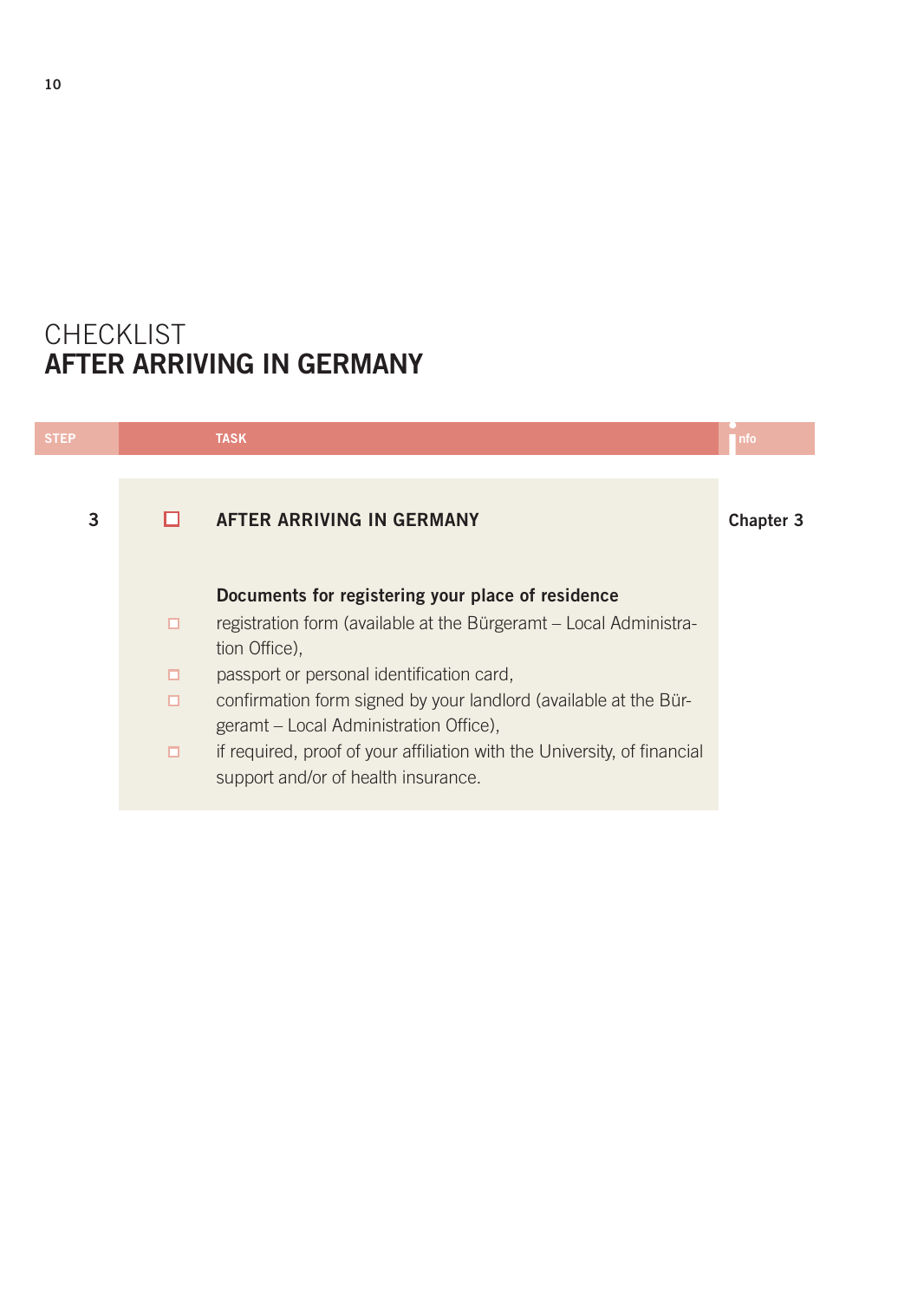# CHECKLIST
# AFTER ARRIVING IN GERMANY

| STEP | TASK | info |
| --- | --- | --- |
| 3 | ☐ **AFTER ARRIVING IN GERMANY**<br><br>**Documents for registering your place of residence**<br>☐ registration form (available at the Bürgeramt – Local Administration Office),<br>☐ passport or personal identification card,<br>☐ confirmation form signed by your landlord (available at the Bürgeramt – Local Administration Office),<br>☐ if required, proof of your affiliation with the University, of financial support and/or of health insurance. | **Chapter 3** |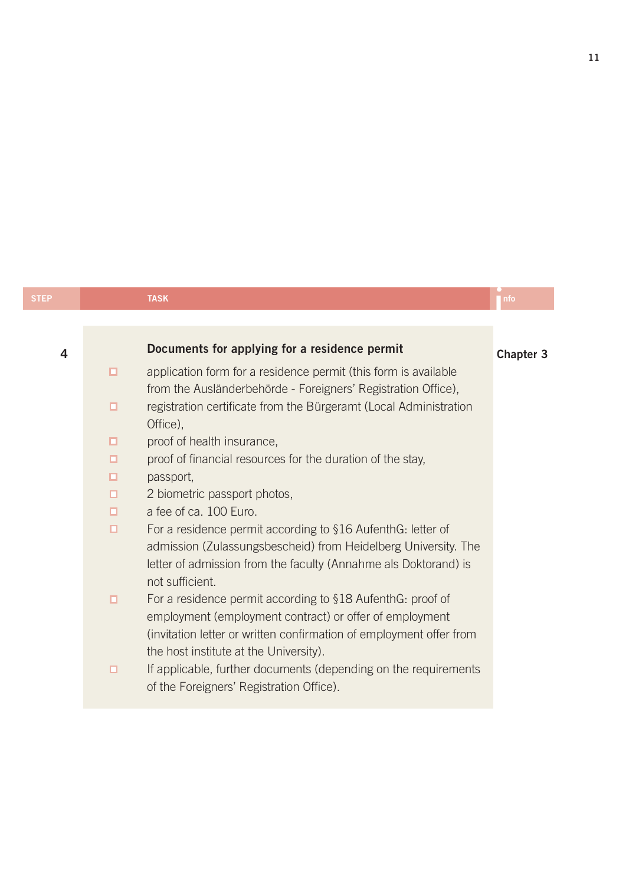| STEP | TASK | info |
| --- | --- | --- |

**4**

### Documents for applying for a residence permit

Chapter 3

- application form for a residence permit (this form is available from the Ausländerbehörde - Foreigners' Registration Office),
- registration certificate from the Bürgeramt (Local Administration Office),
- proof of health insurance,
- proof of financial resources for the duration of the stay,
- passport,
- 2 biometric passport photos,
- a fee of ca. 100 Euro.
- For a residence permit according to §16 AufenthG: letter of admission (Zulassungsbescheid) from Heidelberg University. The letter of admission from the faculty (Annahme als Doktorand) is not sufficient.
- For a residence permit according to §18 AufenthG: proof of employment (employment contract) or offer of employment (invitation letter or written confirmation of employment offer from the host institute at the University).
- If applicable, further documents (depending on the requirements of the Foreigners' Registration Office).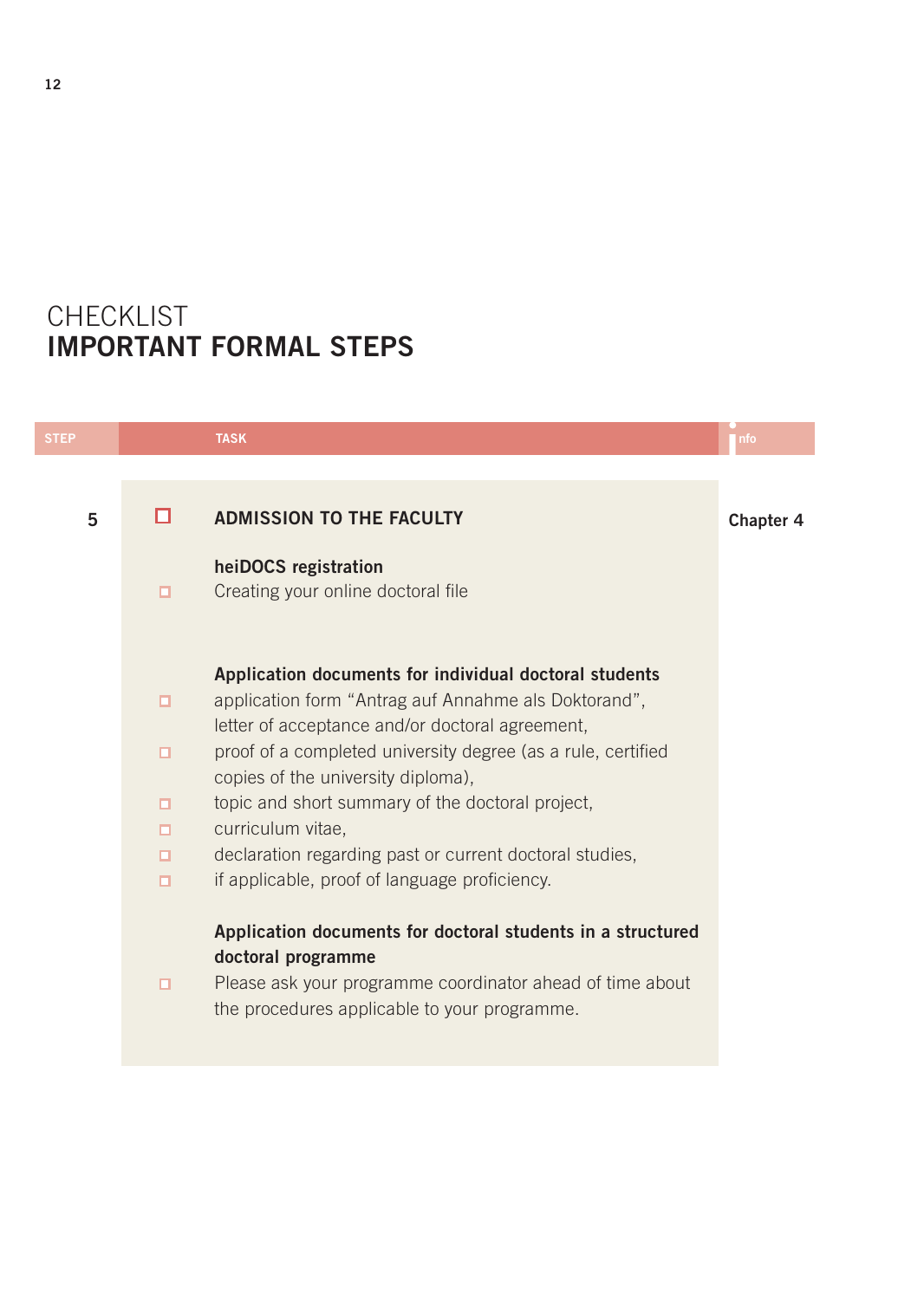# CHECKLIST
# IMPORTANT FORMAL STEPS

| STEP | | TASK | info |
|---|---|---|---|
| 5 | ☐ | **ADMISSION TO THE FACULTY** | **Chapter 4** |
| | | **heiDOCS registration** | |
| | ☐ | Creating your online doctoral file | |
| | | **Application documents for individual doctoral students** | |
| | ☐ | application form "Antrag auf Annahme als Doktorand", letter of acceptance and/or doctoral agreement, | |
| | ☐ | proof of a completed university degree (as a rule, certified copies of the university diploma), | |
| | ☐ | topic and short summary of the doctoral project, | |
| | ☐ | curriculum vitae, | |
| | ☐ | declaration regarding past or current doctoral studies, | |
| | ☐ | if applicable, proof of language proficiency. | |
| | | **Application documents for doctoral students in a structured doctoral programme** | |
| | ☐ | Please ask your programme coordinator ahead of time about the procedures applicable to your programme. | |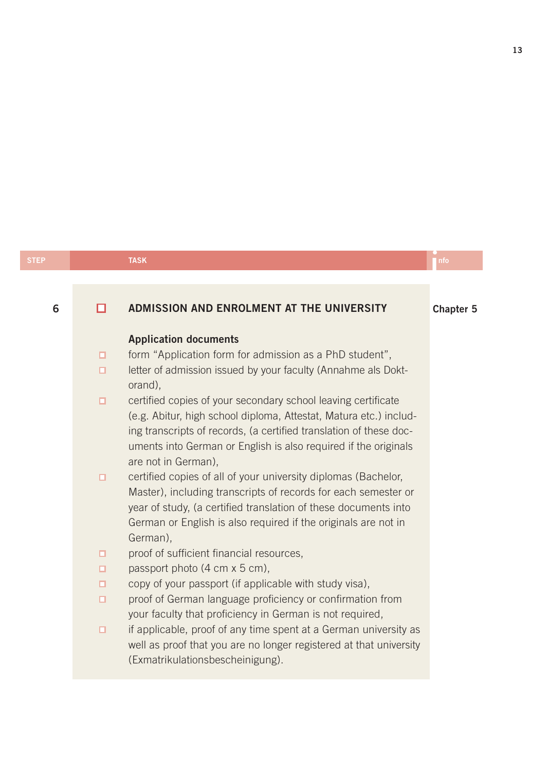| STEP | TASK | info |
|---|---|---|
| 6 | ☐ **ADMISSION AND ENROLMENT AT THE UNIVERSITY** | **Chapter 5** |

**Application documents**

- ☐ form “Application form for admission as a PhD student”,
- ☐ letter of admission issued by your faculty (Annahme als Doktorand),
- ☐ certified copies of your secondary school leaving certificate (e.g. Abitur, high school diploma, Attestat, Matura etc.) including transcripts of records, (a certified translation of these documents into German or English is also required if the originals are not in German),
- ☐ certified copies of all of your university diplomas (Bachelor, Master), including transcripts of records for each semester or year of study, (a certified translation of these documents into German or English is also required if the originals are not in German),
- ☐ proof of sufficient financial resources,
- ☐ passport photo (4 cm x 5 cm),
- ☐ copy of your passport (if applicable with study visa),
- ☐ proof of German language proficiency or confirmation from your faculty that proficiency in German is not required,
- ☐ if applicable, proof of any time spent at a German university as well as proof that you are no longer registered at that university (Exmatrikulationsbescheinigung).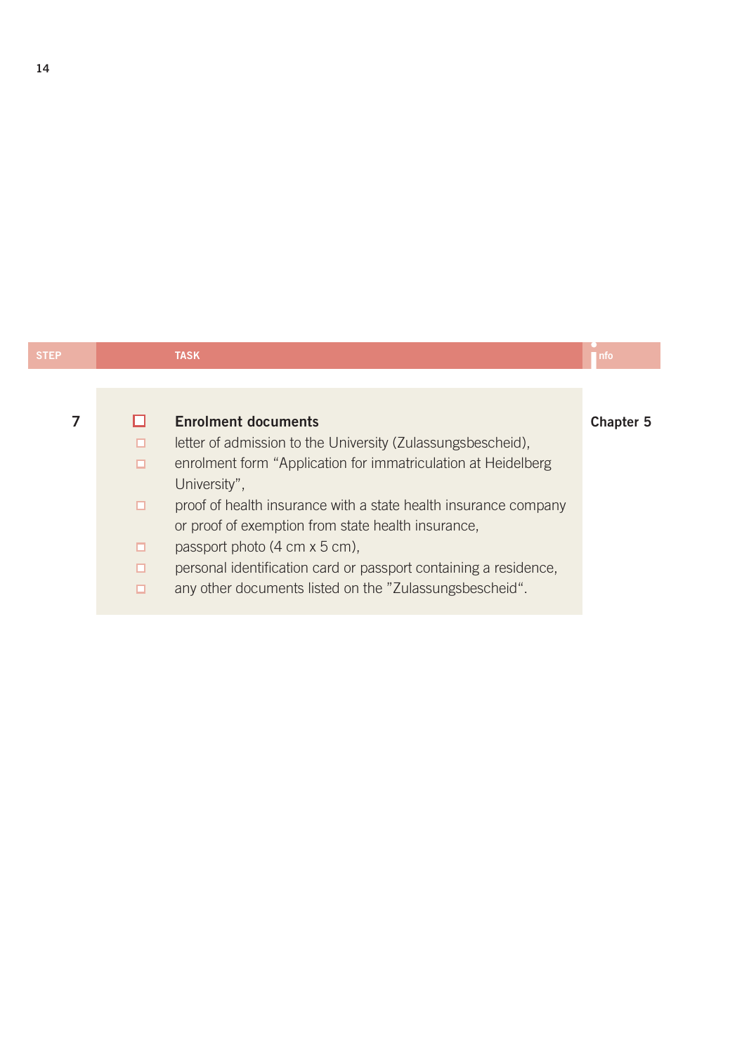| STEP | TASK | info |
| --- | --- | --- |
| 7 | ☐ **Enrolment documents**<br>☐ letter of admission to the University (Zulassungsbescheid),<br>☐ enrolment form “Application for immatriculation at Heidelberg University”,<br>☐ proof of health insurance with a state health insurance company or proof of exemption from state health insurance,<br>☐ passport photo (4 cm x 5 cm),<br>☐ personal identification card or passport containing a residence,<br>☐ any other documents listed on the ”Zulassungsbescheid“. | **Chapter 5** |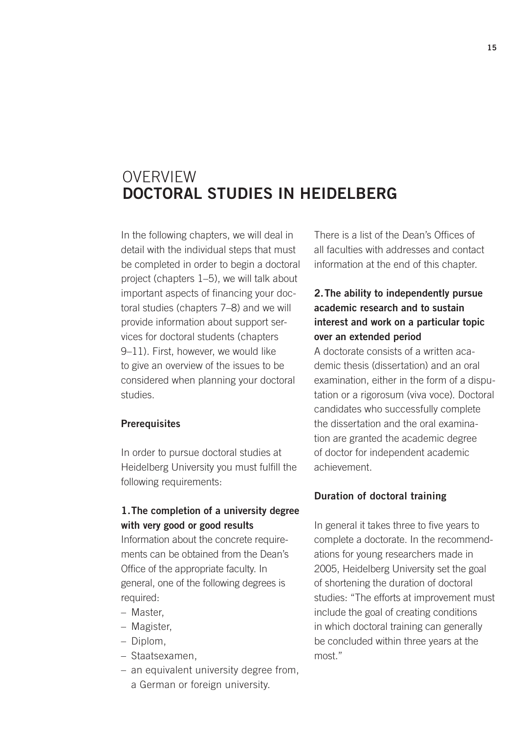# OVERVIEW
# DOCTORAL STUDIES IN HEIDELBERG

In the following chapters, we will deal in detail with the individual steps that must be completed in order to begin a doctoral project (chapters 1–5), we will talk about important aspects of financing your doctoral studies (chapters 7–8) and we will provide information about support services for doctoral students (chapters 9–11). First, however, we would like to give an overview of the issues to be considered when planning your doctoral studies.

## Prerequisites

In order to pursue doctoral studies at Heidelberg University you must fulfill the following requirements:

### 1. The completion of a university degree with very good or good results

Information about the concrete requirements can be obtained from the Dean's Office of the appropriate faculty. In general, one of the following degrees is required:

- Master,
- Magister,
- Diplom,
- Staatsexamen,
- an equivalent university degree from, a German or foreign university.

There is a list of the Dean's Offices of all faculties with addresses and contact information at the end of this chapter.

### 2. The ability to independently pursue academic research and to sustain interest and work on a particular topic over an extended period

A doctorate consists of a written academic thesis (dissertation) and an oral examination, either in the form of a disputation or a rigorosum (viva voce). Doctoral candidates who successfully complete the dissertation and the oral examination are granted the academic degree of doctor for independent academic achievement.

## Duration of doctoral training

In general it takes three to five years to complete a doctorate. In the recommendations for young researchers made in 2005, Heidelberg University set the goal of shortening the duration of doctoral studies: "The efforts at improvement must include the goal of creating conditions in which doctoral training can generally be concluded within three years at the most."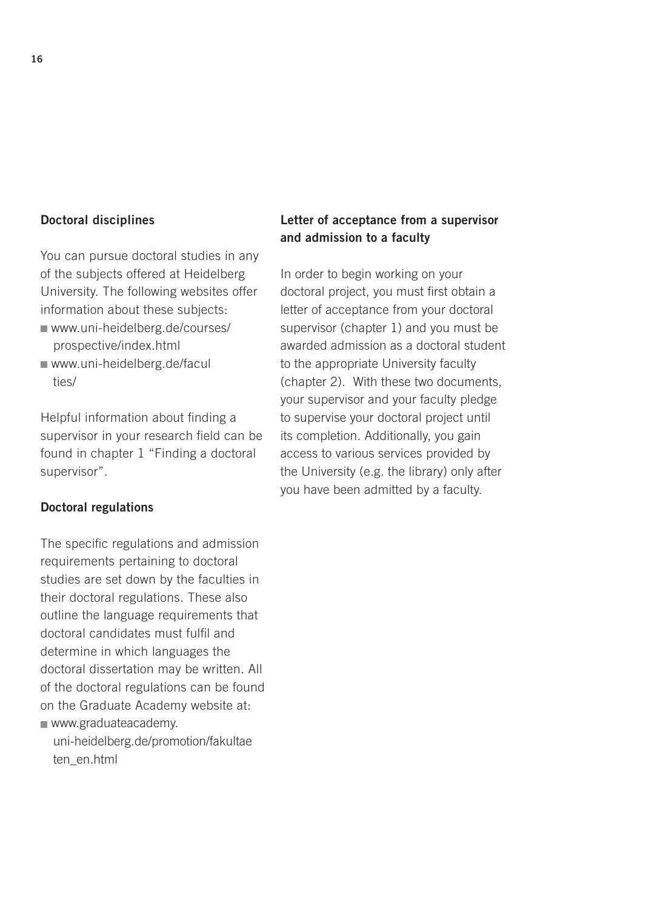### Doctoral disciplines

You can pursue doctoral studies in any of the subjects offered at Heidelberg University. The following websites offer information about these subjects:

- www.uni-heidelberg.de/courses/prospective/index.html
- www.uni-heidelberg.de/faculties/

Helpful information about finding a supervisor in your research field can be found in chapter 1 "Finding a doctoral supervisor".

### Doctoral regulations

The specific regulations and admission requirements pertaining to doctoral studies are set down by the faculties in their doctoral regulations. These also outline the language requirements that doctoral candidates must fulfil and determine in which languages the doctoral dissertation may be written. All of the doctoral regulations can be found on the Graduate Academy website at:

- www.graduateacademy.uni-heidelberg.de/promotion/fakultaeten_en.html

### Letter of acceptance from a supervisor and admission to a faculty

In order to begin working on your doctoral project, you must first obtain a letter of acceptance from your doctoral supervisor (chapter 1) and you must be awarded admission as a doctoral student to the appropriate University faculty (chapter 2). With these two documents, your supervisor and your faculty pledge to supervise your doctoral project until its completion. Additionally, you gain access to various services provided by the University (e.g. the library) only after you have been admitted by a faculty.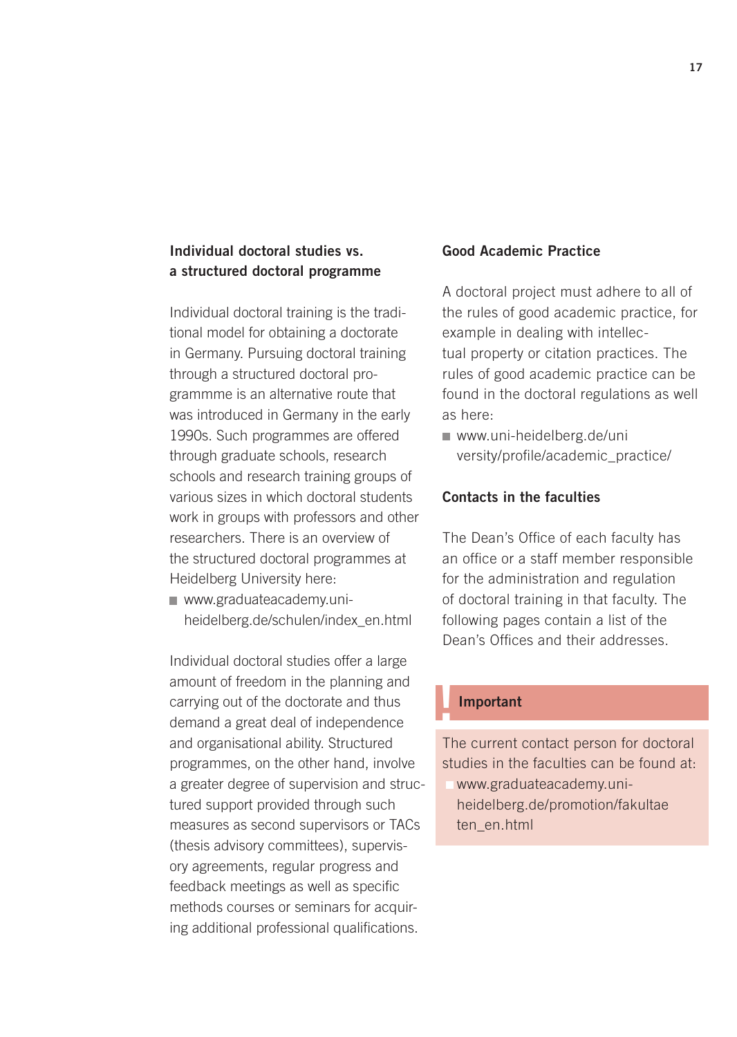## Individual doctoral studies vs. a structured doctoral programme

Individual doctoral training is the traditional model for obtaining a doctorate in Germany. Pursuing doctoral training through a structured doctoral programme is an alternative route that was introduced in Germany in the early 1990s. Such programmes are offered through graduate schools, research schools and research training groups of various sizes in which doctoral students work in groups with professors and other researchers. There is an overview of the structured doctoral programmes at Heidelberg University here:

- www.graduateacademy.uni-heidelberg.de/schulen/index_en.html

Individual doctoral studies offer a large amount of freedom in the planning and carrying out of the doctorate and thus demand a great deal of independence and organisational ability. Structured programmes, on the other hand, involve a greater degree of supervision and structured support provided through such measures as second supervisors or TACs (thesis advisory committees), supervisory agreements, regular progress and feedback meetings as well as specific methods courses or seminars for acquiring additional professional qualifications.

## Good Academic Practice

A doctoral project must adhere to all of the rules of good academic practice, for example in dealing with intellectual property or citation practices. The rules of good academic practice can be found in the doctoral regulations as well as here:

- www.uni-heidelberg.de/university/profile/academic_practice/

## Contacts in the faculties

The Dean's Office of each faculty has an office or a staff member responsible for the administration and regulation of doctoral training in that faculty. The following pages contain a list of the Dean's Offices and their addresses.

**Important**

The current contact person for doctoral studies in the faculties can be found at:

- www.graduateacademy.uni-heidelberg.de/promotion/fakultaeten_en.html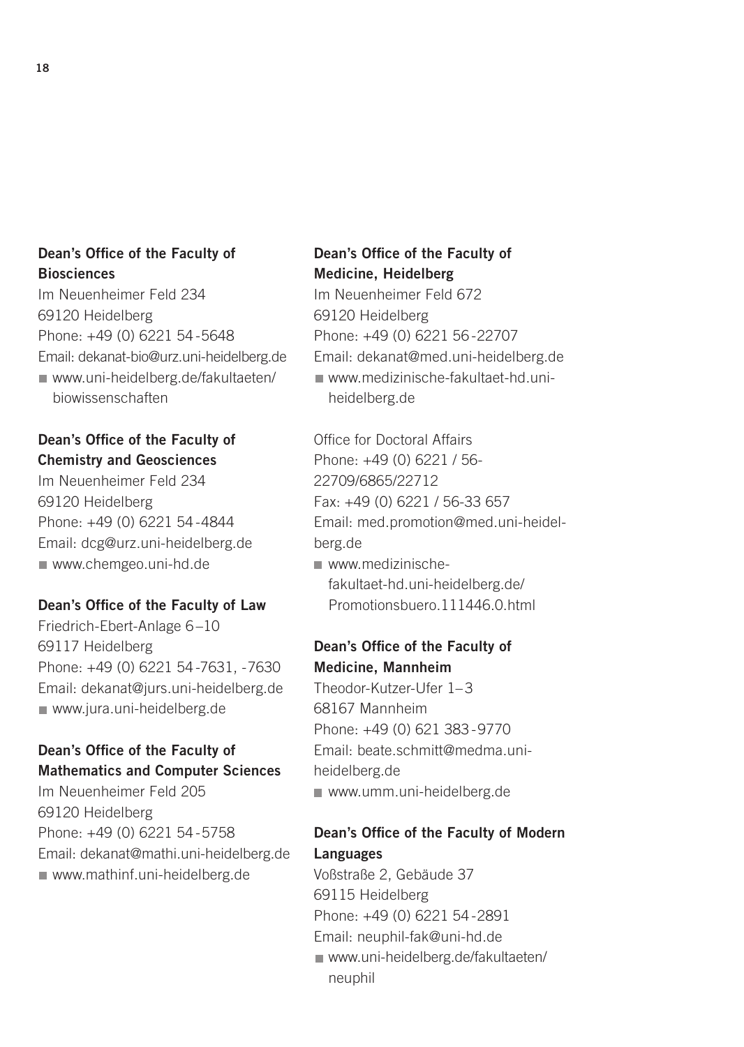**Dean's Office of the Faculty of Biosciences**
Im Neuenheimer Feld 234
69120 Heidelberg
Phone: +49 (0) 6221 54-5648
Email: dekanat-bio@urz.uni-heidelberg.de
- www.uni-heidelberg.de/fakultaeten/biowissenschaften

**Dean's Office of the Faculty of Chemistry and Geosciences**
Im Neuenheimer Feld 234
69120 Heidelberg
Phone: +49 (0) 6221 54-4844
Email: dcg@urz.uni-heidelberg.de
- www.chemgeo.uni-hd.de

**Dean's Office of the Faculty of Law**
Friedrich-Ebert-Anlage 6–10
69117 Heidelberg
Phone: +49 (0) 6221 54-7631, -7630
Email: dekanat@jurs.uni-heidelberg.de
- www.jura.uni-heidelberg.de

**Dean's Office of the Faculty of Mathematics and Computer Sciences**
Im Neuenheimer Feld 205
69120 Heidelberg
Phone: +49 (0) 6221 54-5758
Email: dekanat@mathi.uni-heidelberg.de
- www.mathinf.uni-heidelberg.de

**Dean's Office of the Faculty of Medicine, Heidelberg**
Im Neuenheimer Feld 672
69120 Heidelberg
Phone: +49 (0) 6221 56-22707
Email: dekanat@med.uni-heidelberg.de
- www.medizinische-fakultaet-hd.uni-heidelberg.de

Office for Doctoral Affairs
Phone: +49 (0) 6221 / 56-22709/6865/22712
Fax: +49 (0) 6221 / 56-33 657
Email: med.promotion@med.uni-heidelberg.de
- www.medizinische-fakultaet-hd.uni-heidelberg.de/Promotionsbuero.111446.0.html

**Dean's Office of the Faculty of Medicine, Mannheim**
Theodor-Kutzer-Ufer 1–3
68167 Mannheim
Phone: +49 (0) 621 383-9770
Email: beate.schmitt@medma.uni-heidelberg.de
- www.umm.uni-heidelberg.de

**Dean's Office of the Faculty of Modern Languages**
Voßstraße 2, Gebäude 37
69115 Heidelberg
Phone: +49 (0) 6221 54-2891
Email: neuphil-fak@uni-hd.de
- www.uni-heidelberg.de/fakultaeten/neuphil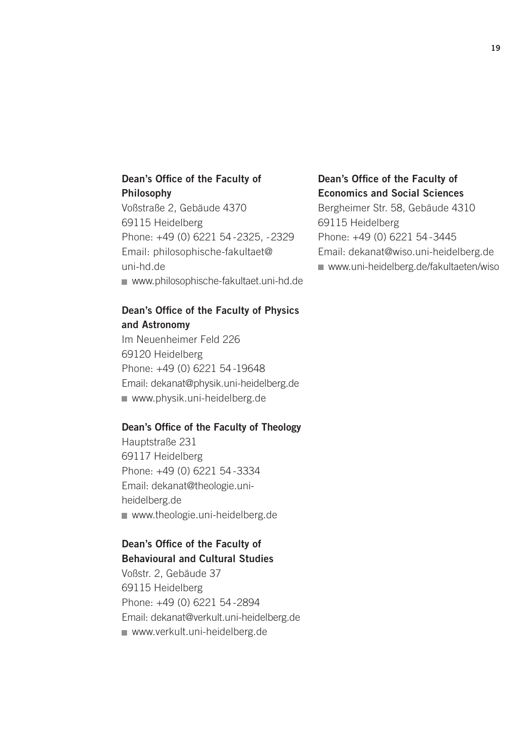**Dean's Office of the Faculty of Philosophy**
Voßstraße 2, Gebäude 4370
69115 Heidelberg
Phone: +49 (0) 6221 54-2325, -2329
Email: philosophische-fakultaet@uni-hd.de
- www.philosophische-fakultaet.uni-hd.de

**Dean's Office of the Faculty of Physics and Astronomy**
Im Neuenheimer Feld 226
69120 Heidelberg
Phone: +49 (0) 6221 54-19648
Email: dekanat@physik.uni-heidelberg.de
- www.physik.uni-heidelberg.de

**Dean's Office of the Faculty of Theology**
Hauptstraße 231
69117 Heidelberg
Phone: +49 (0) 6221 54-3334
Email: dekanat@theologie.uni-heidelberg.de
- www.theologie.uni-heidelberg.de

**Dean's Office of the Faculty of Behavioural and Cultural Studies**
Voßstr. 2, Gebäude 37
69115 Heidelberg
Phone: +49 (0) 6221 54-2894
Email: dekanat@verkult.uni-heidelberg.de
- www.verkult.uni-heidelberg.de

**Dean's Office of the Faculty of Economics and Social Sciences**
Bergheimer Str. 58, Gebäude 4310
69115 Heidelberg
Phone: +49 (0) 6221 54-3445
Email: dekanat@wiso.uni-heidelberg.de
- www.uni-heidelberg.de/fakultaeten/wiso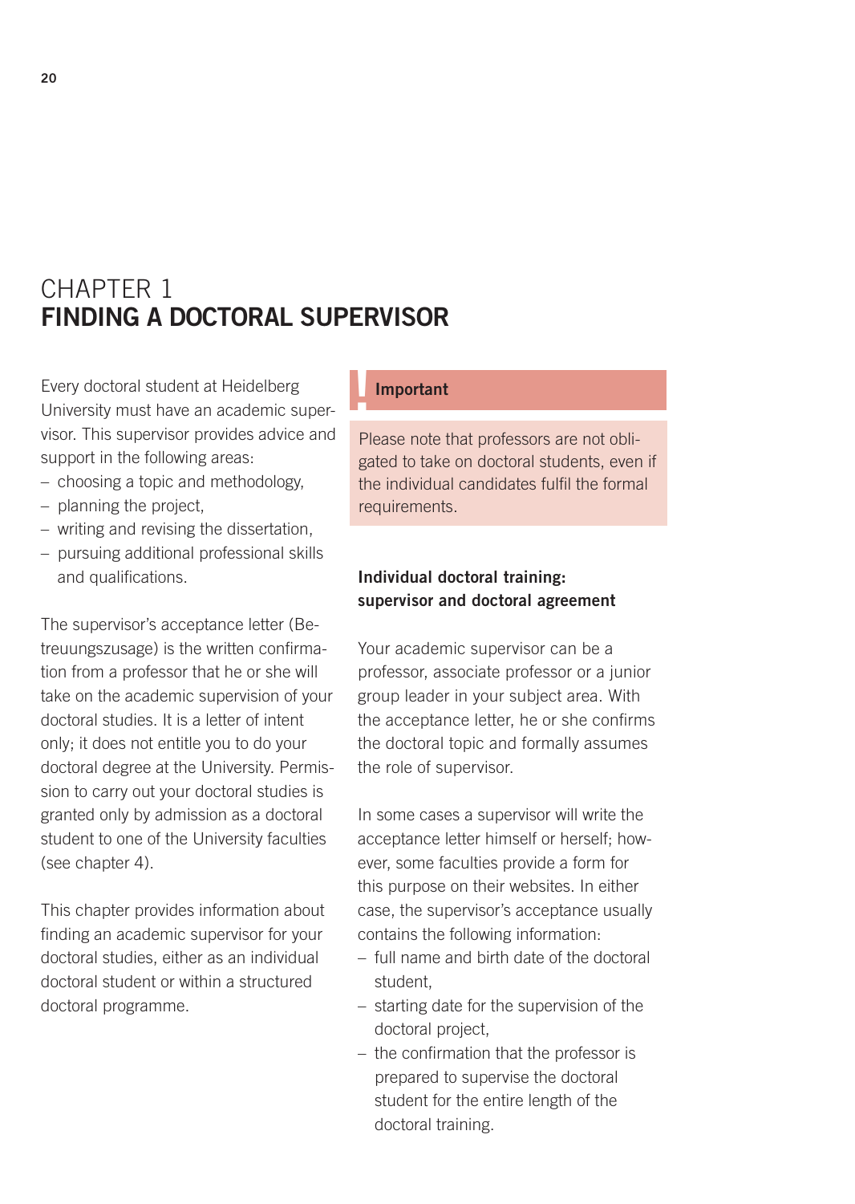# CHAPTER 1
# FINDING A DOCTORAL SUPERVISOR

Every doctoral student at Heidelberg University must have an academic supervisor. This supervisor provides advice and support in the following areas:

- choosing a topic and methodology,
- planning the project,
- writing and revising the dissertation,
- pursuing additional professional skills and qualifications.

The supervisor's acceptance letter (Betreuungszusage) is the written confirmation from a professor that he or she will take on the academic supervision of your doctoral studies. It is a letter of intent only; it does not entitle you to do your doctoral degree at the University. Permission to carry out your doctoral studies is granted only by admission as a doctoral student to one of the University faculties (see chapter 4).

This chapter provides information about finding an academic supervisor for your doctoral studies, either as an individual doctoral student or within a structured doctoral programme.

> **Important**
>
> Please note that professors are not obligated to take on doctoral students, even if the individual candidates fulfil the formal requirements.

### Individual doctoral training: supervisor and doctoral agreement

Your academic supervisor can be a professor, associate professor or a junior group leader in your subject area. With the acceptance letter, he or she confirms the doctoral topic and formally assumes the role of supervisor.

In some cases a supervisor will write the acceptance letter himself or herself; however, some faculties provide a form for this purpose on their websites. In either case, the supervisor's acceptance usually contains the following information:

- full name and birth date of the doctoral student,
- starting date for the supervision of the doctoral project,
- the confirmation that the professor is prepared to supervise the doctoral student for the entire length of the doctoral training.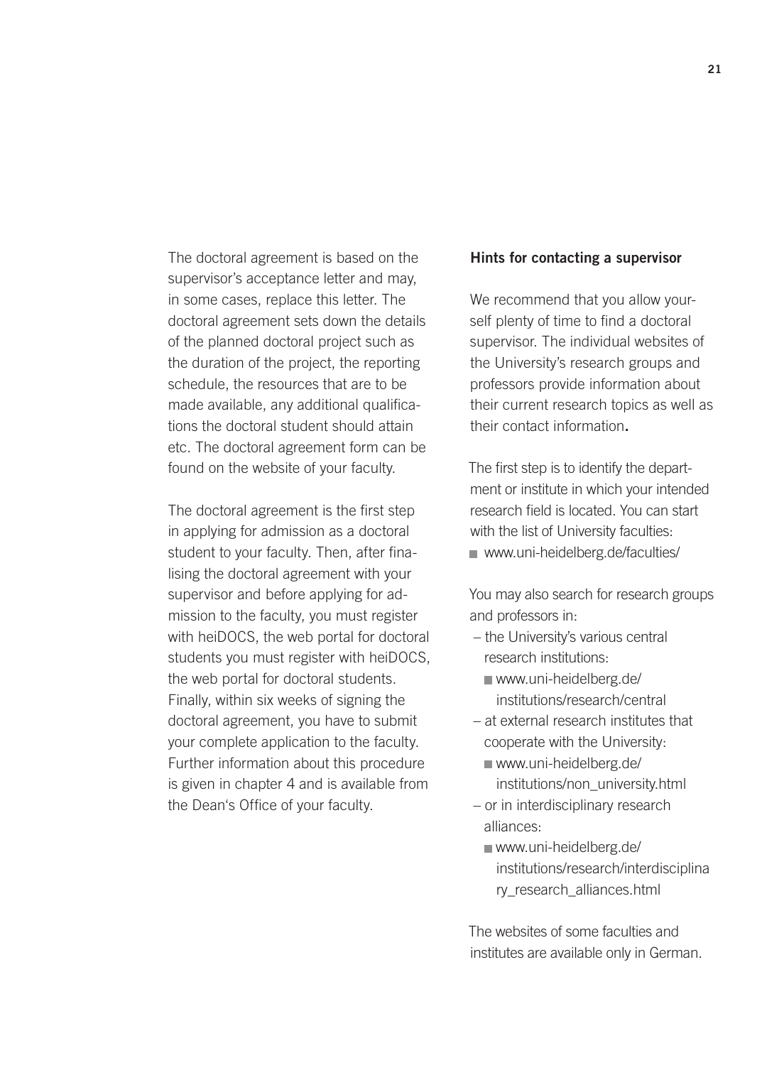The doctoral agreement is based on the supervisor's acceptance letter and may, in some cases, replace this letter. The doctoral agreement sets down the details of the planned doctoral project such as the duration of the project, the reporting schedule, the resources that are to be made available, any additional qualifications the doctoral student should attain etc. The doctoral agreement form can be found on the website of your faculty.

The doctoral agreement is the first step in applying for admission as a doctoral student to your faculty. Then, after finalising the doctoral agreement with your supervisor and before applying for admission to the faculty, you must register with heiDOCS, the web portal for doctoral students you must register with heiDOCS, the web portal for doctoral students. Finally, within six weeks of signing the doctoral agreement, you have to submit your complete application to the faculty. Further information about this procedure is given in chapter 4 and is available from the Dean's Office of your faculty.

**Hints for contacting a supervisor**

We recommend that you allow yourself plenty of time to find a doctoral supervisor. The individual websites of the University's research groups and professors provide information about their current research topics as well as their contact information.

The first step is to identify the department or institute in which your intended research field is located. You can start with the list of University faculties:

- www.uni-heidelberg.de/faculties/

You may also search for research groups and professors in:

- the University's various central research institutions:
  - www.uni-heidelberg.de/institutions/research/central
- at external research institutes that cooperate with the University:
  - www.uni-heidelberg.de/institutions/non_university.html
- or in interdisciplinary research alliances:
  - www.uni-heidelberg.de/institutions/research/interdisciplinary_research_alliances.html

The websites of some faculties and institutes are available only in German.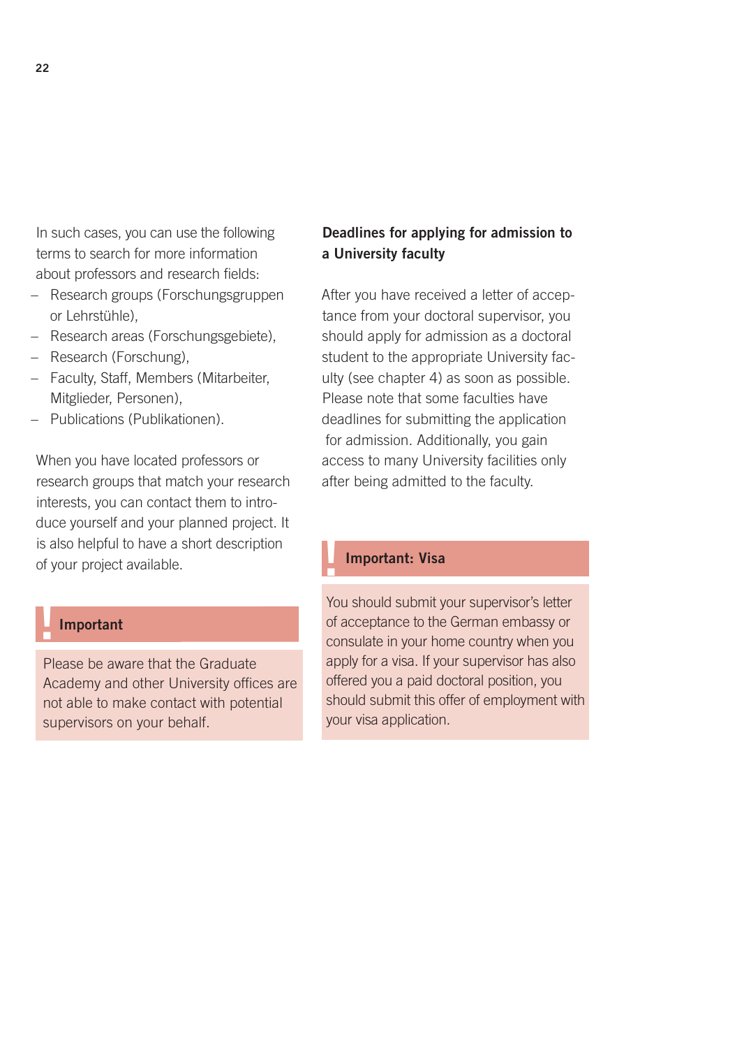In such cases, you can use the following terms to search for more information about professors and research fields:

- Research groups (Forschungsgruppen or Lehrstühle),
- Research areas (Forschungsgebiete),
- Research (Forschung),
- Faculty, Staff, Members (Mitarbeiter, Mitglieder, Personen),
- Publications (Publikationen).

When you have located professors or research groups that match your research interests, you can contact them to introduce yourself and your planned project. It is also helpful to have a short description of your project available.

> **Important**
>
> Please be aware that the Graduate Academy and other University offices are not able to make contact with potential supervisors on your behalf.

### Deadlines for applying for admission to a University faculty

After you have received a letter of acceptance from your doctoral supervisor, you should apply for admission as a doctoral student to the appropriate University faculty (see chapter 4) as soon as possible. Please note that some faculties have deadlines for submitting the application for admission. Additionally, you gain access to many University facilities only after being admitted to the faculty.

> **Important: Visa**
>
> You should submit your supervisor's letter of acceptance to the German embassy or consulate in your home country when you apply for a visa. If your supervisor has also offered you a paid doctoral position, you should submit this offer of employment with your visa application.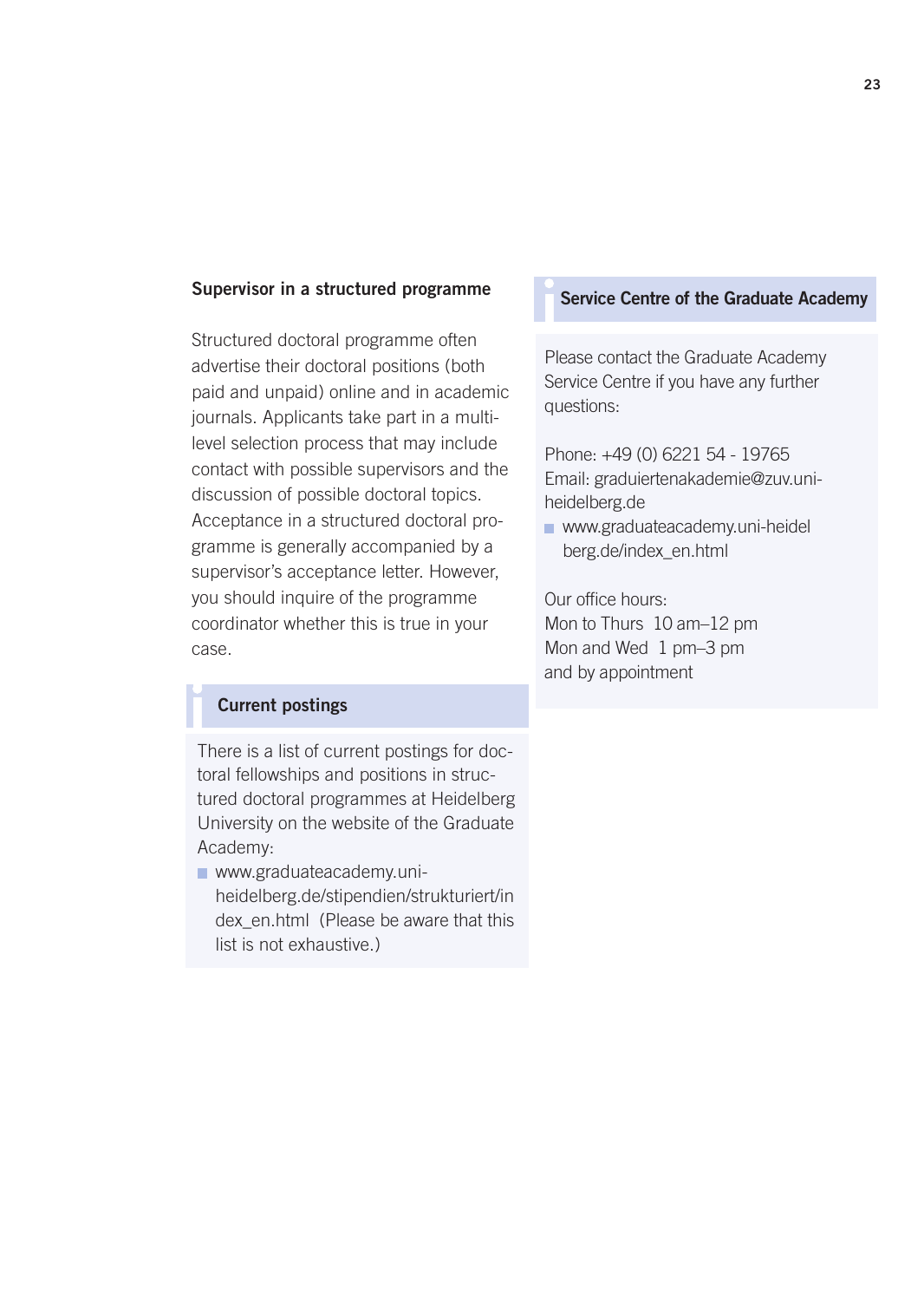### Supervisor in a structured programme

Structured doctoral programme often advertise their doctoral positions (both paid and unpaid) online and in academic journals. Applicants take part in a multi-level selection process that may include contact with possible supervisors and the discussion of possible doctoral topics. Acceptance in a structured doctoral programme is generally accompanied by a supervisor's acceptance letter. However, you should inquire of the programme coordinator whether this is true in your case.

### Current postings

There is a list of current postings for doctoral fellowships and positions in structured doctoral programmes at Heidelberg University on the website of the Graduate Academy:

- www.graduateacademy.uni-heidelberg.de/stipendien/strukturiert/index_en.html (Please be aware that this list is not exhaustive.)

### Service Centre of the Graduate Academy

Please contact the Graduate Academy Service Centre if you have any further questions:

Phone: +49 (0) 6221 54 - 19765
Email: graduiertenakademie@zuv.uni-heidelberg.de

- www.graduateacademy.uni-heidelberg.de/index_en.html

Our office hours:
Mon to Thurs 10 am–12 pm
Mon and Wed 1 pm–3 pm
and by appointment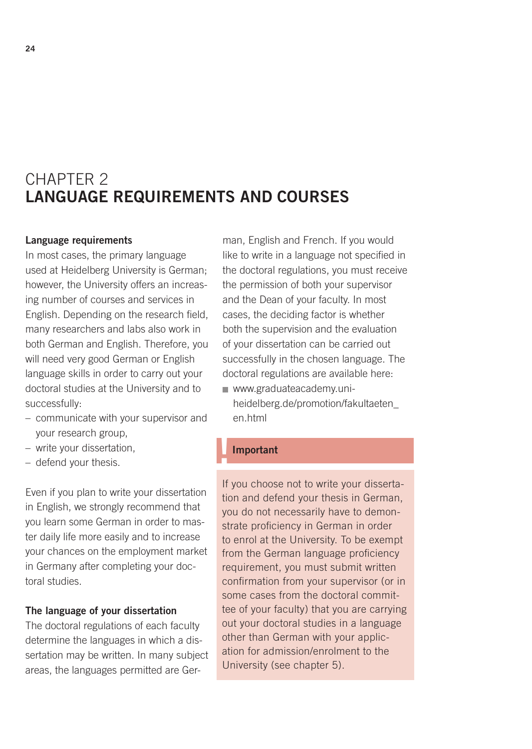# CHAPTER 2
# LANGUAGE REQUIREMENTS AND COURSES

### Language requirements

In most cases, the primary language used at Heidelberg University is German; however, the University offers an increasing number of courses and services in English. Depending on the research field, many researchers and labs also work in both German and English. Therefore, you will need very good German or English language skills in order to carry out your doctoral studies at the University and to successfully:

- communicate with your supervisor and your research group,
- write your dissertation,
- defend your thesis.

Even if you plan to write your dissertation in English, we strongly recommend that you learn some German in order to master daily life more easily and to increase your chances on the employment market in Germany after completing your doctoral studies.

### The language of your dissertation

The doctoral regulations of each faculty determine the languages in which a dissertation may be written. In many subject areas, the languages permitted are German, English and French. If you would like to write in a language not specified in the doctoral regulations, you must receive the permission of both your supervisor and the Dean of your faculty. In most cases, the deciding factor is whether both the supervision and the evaluation of your dissertation can be carried out successfully in the chosen language. The doctoral regulations are available here:

- www.graduateacademy.uni-heidelberg.de/promotion/fakultaeten_en.html

**Important**

If you choose not to write your dissertation and defend your thesis in German, you do not necessarily have to demonstrate proficiency in German in order to enrol at the University. To be exempt from the German language proficiency requirement, you must submit written confirmation from your supervisor (or in some cases from the doctoral committee of your faculty) that you are carrying out your doctoral studies in a language other than German with your application for admission/enrolment to the University (see chapter 5).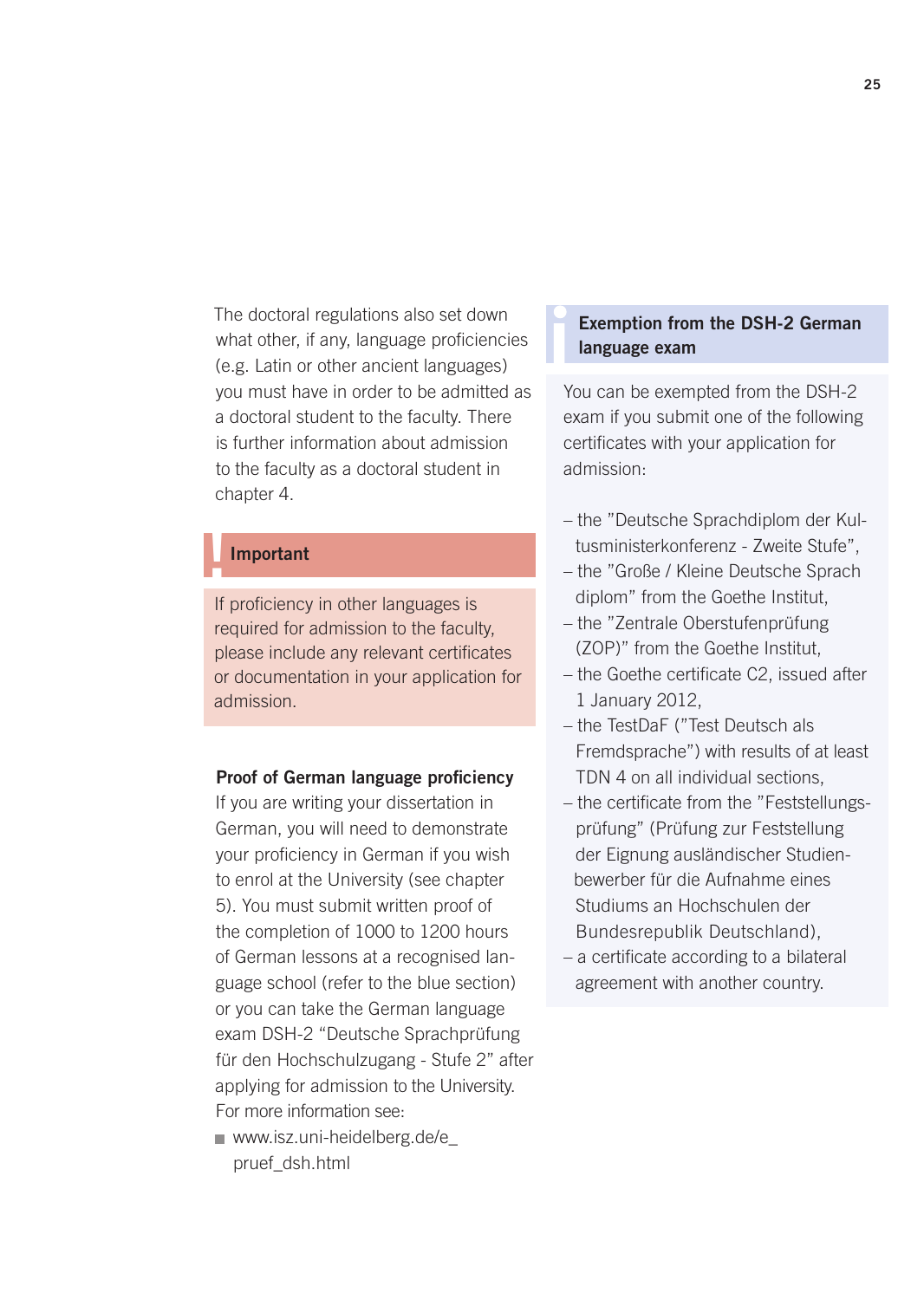The doctoral regulations also set down what other, if any, language proficiencies (e.g. Latin or other ancient languages) you must have in order to be admitted as a doctoral student to the faculty. There is further information about admission to the faculty as a doctoral student in chapter 4.

**Important**

If proficiency in other languages is required for admission to the faculty, please include any relevant certificates or documentation in your application for admission.

**Proof of German language proficiency**

If you are writing your dissertation in German, you will need to demonstrate your proficiency in German if you wish to enrol at the University (see chapter 5). You must submit written proof of the completion of 1000 to 1200 hours of German lessons at a recognised language school (refer to the blue section) or you can take the German language exam DSH-2 "Deutsche Sprachprüfung für den Hochschulzugang - Stufe 2" after applying for admission to the University. For more information see:

- www.isz.uni-heidelberg.de/e_pruef_dsh.html

**Exemption from the DSH-2 German language exam**

You can be exempted from the DSH-2 exam if you submit one of the following certificates with your application for admission:

- the "Deutsche Sprachdiplom der Kultusministerkonferenz - Zweite Stufe",
- the "Große / Kleine Deutsche Sprach diplom" from the Goethe Institut,
- the "Zentrale Oberstufenprüfung (ZOP)" from the Goethe Institut,
- the Goethe certificate C2, issued after 1 January 2012,
- the TestDaF ("Test Deutsch als Fremdsprache") with results of at least TDN 4 on all individual sections,
- the certificate from the "Feststellungsprüfung" (Prüfung zur Feststellung der Eignung ausländischer Studienbewerber für die Aufnahme eines Studiums an Hochschulen der Bundesrepublik Deutschland),
- a certificate according to a bilateral agreement with another country.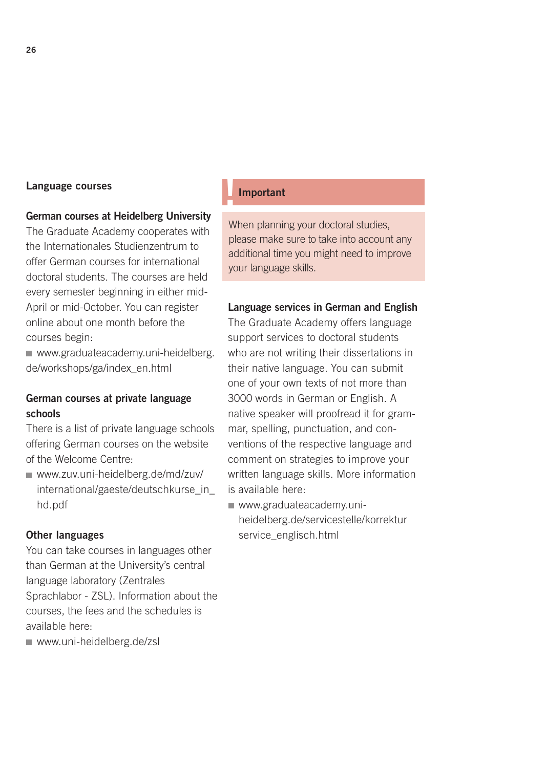## Language courses

### German courses at Heidelberg University

The Graduate Academy cooperates with the Internationales Studienzentrum to offer German courses for international doctoral students. The courses are held every semester beginning in either mid-April or mid-October. You can register online about one month before the courses begin:

- www.graduateacademy.uni-heidelberg.de/workshops/ga/index_en.html

### German courses at private language schools

There is a list of private language schools offering German courses on the website of the Welcome Centre:

- www.zuv.uni-heidelberg.de/md/zuv/international/gaeste/deutschkurse_in_hd.pdf

### Other languages

You can take courses in languages other than German at the University's central language laboratory (Zentrales Sprachlabor - ZSL). Information about the courses, the fees and the schedules is available here:

- www.uni-heidelberg.de/zsl

> **Important**
>
> When planning your doctoral studies, please make sure to take into account any additional time you might need to improve your language skills.

### Language services in German and English

The Graduate Academy offers language support services to doctoral students who are not writing their dissertations in their native language. You can submit one of your own texts of not more than 3000 words in German or English. A native speaker will proofread it for grammar, spelling, punctuation, and conventions of the respective language and comment on strategies to improve your written language skills. More information is available here:

- www.graduateacademy.uni-heidelberg.de/servicestelle/korrekturservice_englisch.html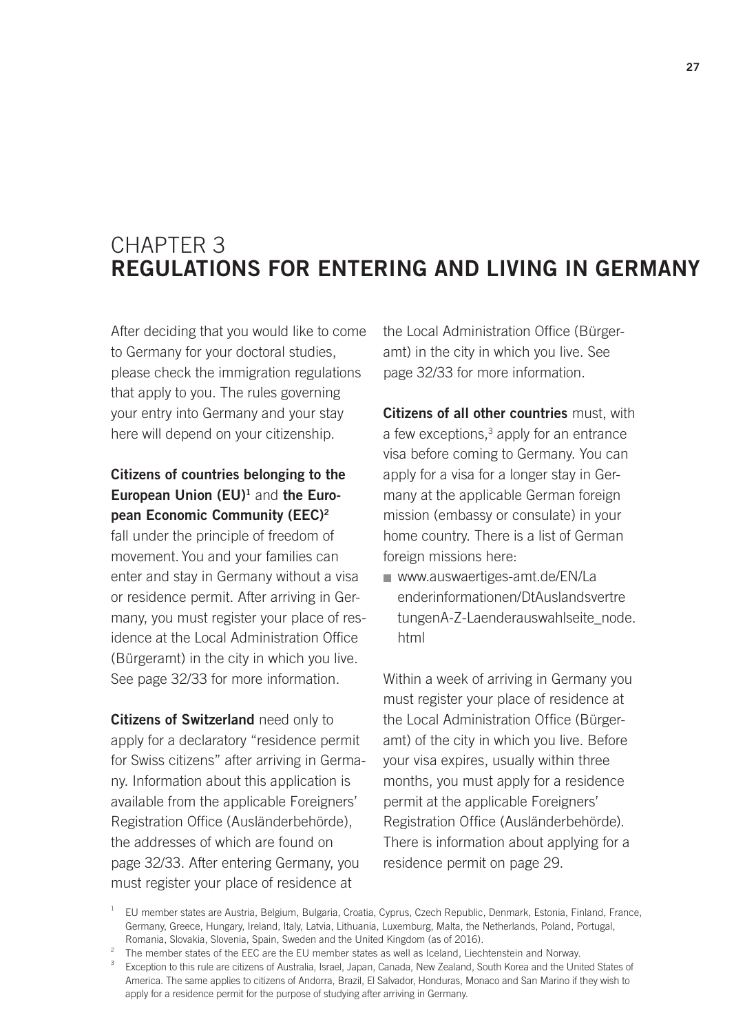# CHAPTER 3
# REGULATIONS FOR ENTERING AND LIVING IN GERMANY

After deciding that you would like to come to Germany for your doctoral studies, please check the immigration regulations that apply to you. The rules governing your entry into Germany and your stay here will depend on your citizenship.

**Citizens of countries belonging to the European Union (EU)**[1] and **the European Economic Community (EEC)**[2] fall under the principle of freedom of movement. You and your families can enter and stay in Germany without a visa or residence permit. After arriving in Germany, you must register your place of residence at the Local Administration Office (Bürgeramt) in the city in which you live. See page 32/33 for more information.

**Citizens of Switzerland** need only to apply for a declaratory "residence permit for Swiss citizens" after arriving in Germany. Information about this application is available from the applicable Foreigners' Registration Office (Ausländerbehörde), the addresses of which are found on page 32/33. After entering Germany, you must register your place of residence at the Local Administration Office (Bürgeramt) in the city in which you live. See page 32/33 for more information.

**Citizens of all other countries** must, with a few exceptions,[3] apply for an entrance visa before coming to Germany. You can apply for a visa for a longer stay in Germany at the applicable German foreign mission (embassy or consulate) in your home country. There is a list of German foreign missions here:

- www.auswaertiges-amt.de/EN/Laenderinformationen/DtAuslandsvertretungenA-Z-Laenderauswahlseite_node.html

Within a week of arriving in Germany you must register your place of residence at the Local Administration Office (Bürgeramt) of the city in which you live. Before your visa expires, usually within three months, you must apply for a residence permit at the applicable Foreigners' Registration Office (Ausländerbehörde). There is information about applying for a residence permit on page 29.

[1] EU member states are Austria, Belgium, Bulgaria, Croatia, Cyprus, Czech Republic, Denmark, Estonia, Finland, France, Germany, Greece, Hungary, Ireland, Italy, Latvia, Lithuania, Luxemburg, Malta, the Netherlands, Poland, Portugal, Romania, Slovakia, Slovenia, Spain, Sweden and the United Kingdom (as of 2016).

[2] The member states of the EEC are the EU member states as well as Iceland, Liechtenstein and Norway.

[3] Exception to this rule are citizens of Australia, Israel, Japan, Canada, New Zealand, South Korea and the United States of America. The same applies to citizens of Andorra, Brazil, El Salvador, Honduras, Monaco and San Marino if they wish to apply for a residence permit for the purpose of studying after arriving in Germany.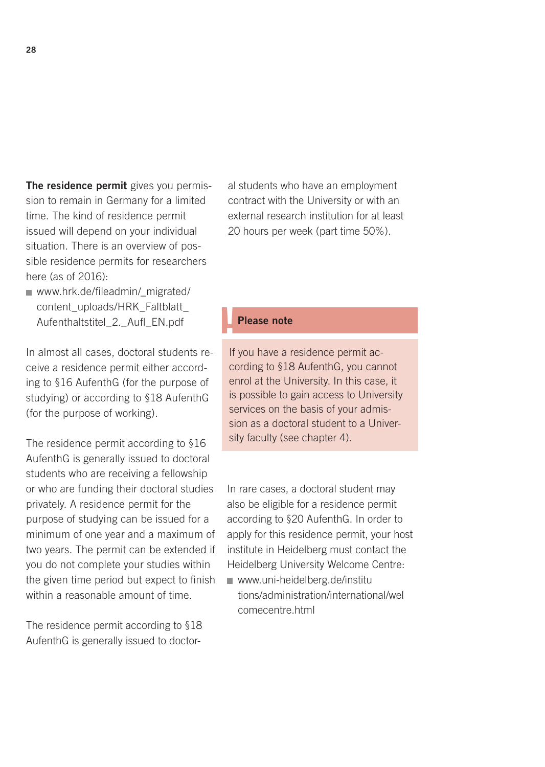**The residence permit** gives you permission to remain in Germany for a limited time. The kind of residence permit issued will depend on your individual situation. There is an overview of possible residence permits for researchers here (as of 2016):

- www.hrk.de/fileadmin/_migrated/content_uploads/HRK_Faltblatt_Aufenthaltstitel_2._Aufl_EN.pdf

In almost all cases, doctoral students receive a residence permit either according to §16 AufenthG (for the purpose of studying) or according to §18 AufenthG (for the purpose of working).

The residence permit according to §16 AufenthG is generally issued to doctoral students who are receiving a fellowship or who are funding their doctoral studies privately. A residence permit for the purpose of studying can be issued for a minimum of one year and a maximum of two years. The permit can be extended if you do not complete your studies within the given time period but expect to finish within a reasonable amount of time.

The residence permit according to §18 AufenthG is generally issued to doctoral students who have an employment contract with the University or with an external research institution for at least 20 hours per week (part time 50%).

> **Please note**
>
> If you have a residence permit according to §18 AufenthG, you cannot enrol at the University. In this case, it is possible to gain access to University services on the basis of your admission as a doctoral student to a University faculty (see chapter 4).

In rare cases, a doctoral student may also be eligible for a residence permit according to §20 AufenthG. In order to apply for this residence permit, your host institute in Heidelberg must contact the Heidelberg University Welcome Centre:

- www.uni-heidelberg.de/institutions/administration/international/welcomecentre.html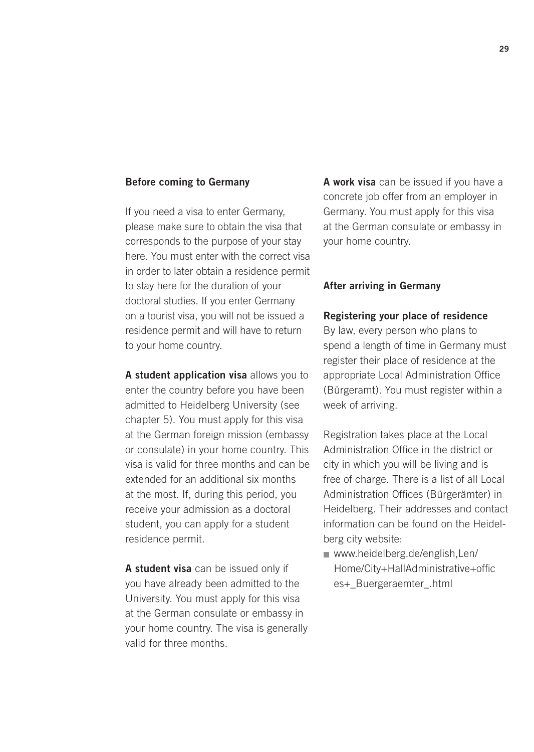## Before coming to Germany

If you need a visa to enter Germany, please make sure to obtain the visa that corresponds to the purpose of your stay here. You must enter with the correct visa in order to later obtain a residence permit to stay here for the duration of your doctoral studies. If you enter Germany on a tourist visa, you will not be issued a residence permit and will have to return to your home country.

**A student application visa** allows you to enter the country before you have been admitted to Heidelberg University (see chapter 5). You must apply for this visa at the German foreign mission (embassy or consulate) in your home country. This visa is valid for three months and can be extended for an additional six months at the most. If, during this period, you receive your admission as a doctoral student, you can apply for a student residence permit.

**A student visa** can be issued only if you have already been admitted to the University. You must apply for this visa at the German consulate or embassy in your home country. The visa is generally valid for three months.

**A work visa** can be issued if you have a concrete job offer from an employer in Germany. You must apply for this visa at the German consulate or embassy in your home country.

## After arriving in Germany

### Registering your place of residence

By law, every person who plans to spend a length of time in Germany must register their place of residence at the appropriate Local Administration Office (Bürgeramt). You must register within a week of arriving.

Registration takes place at the Local Administration Office in the district or city in which you will be living and is free of charge. There is a list of all Local Administration Offices (Bürgerämter) in Heidelberg. Their addresses and contact information can be found on the Heidelberg city website:

- www.heidelberg.de/english,Len/Home/City+HallAdministrative+offices+_Buergeraemter_.html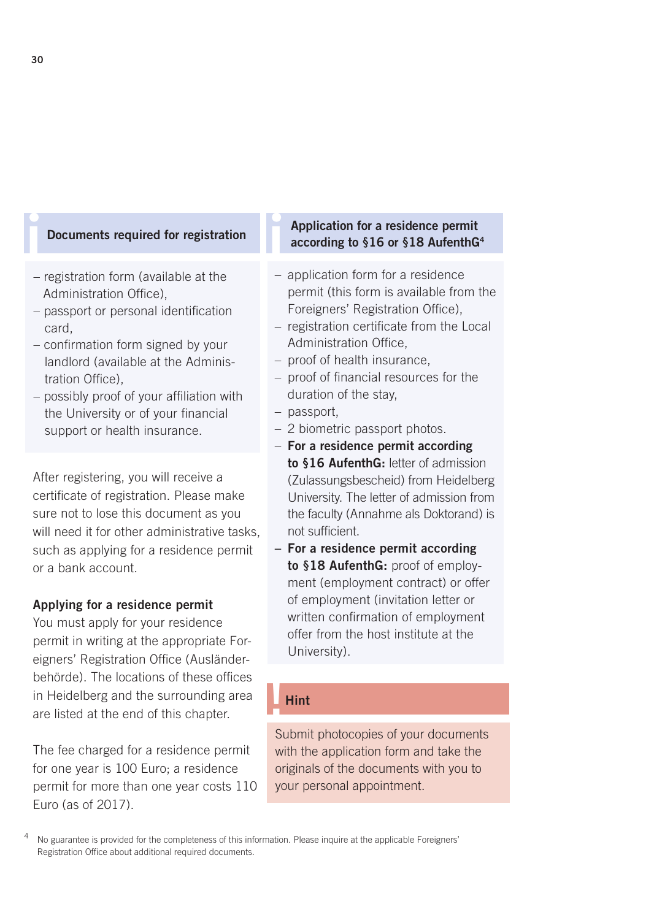### Documents required for registration

- registration form (available at the Administration Office),
- passport or personal identification card,
- confirmation form signed by your landlord (available at the Administration Office),
- possibly proof of your affiliation with the University or of your financial support or health insurance.

After registering, you will receive a certificate of registration. Please make sure not to lose this document as you will need it for other administrative tasks, such as applying for a residence permit or a bank account.

**Applying for a residence permit**

You must apply for your residence permit in writing at the appropriate Foreigners' Registration Office (Ausländerbehörde). The locations of these offices in Heidelberg and the surrounding area are listed at the end of this chapter.

The fee charged for a residence permit for one year is 100 Euro; a residence permit for more than one year costs 110 Euro (as of 2017).

### Application for a residence permit according to §16 or §18 AufenthG[4]

- application form for a residence permit (this form is available from the Foreigners' Registration Office),
- registration certificate from the Local Administration Office,
- proof of health insurance,
- proof of financial resources for the duration of the stay,
- passport,
- 2 biometric passport photos.
- **For a residence permit according to §16 AufenthG:** letter of admission (Zulassungsbescheid) from Heidelberg University. The letter of admission from the faculty (Annahme als Doktorand) is not sufficient.
- **For a residence permit according to §18 AufenthG:** proof of employment (employment contract) or offer of employment (invitation letter or written confirmation of employment offer from the host institute at the University).

### Hint

Submit photocopies of your documents with the application form and take the originals of the documents with you to your personal appointment.

[4] No guarantee is provided for the completeness of this information. Please inquire at the applicable Foreigners' Registration Office about additional required documents.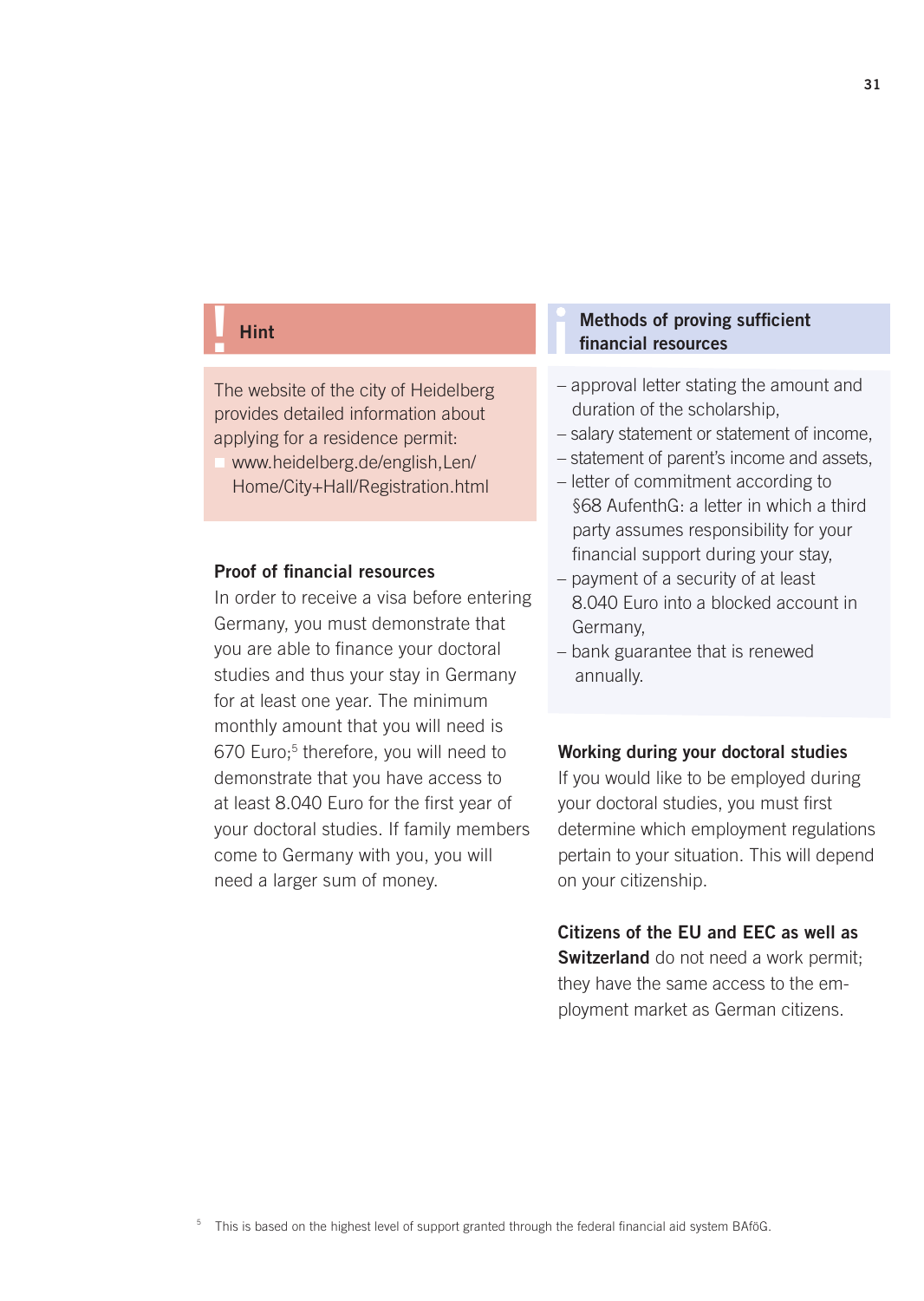**Hint**

The website of the city of Heidelberg provides detailed information about applying for a residence permit:
- www.heidelberg.de/english,Len/Home/City+Hall/Registration.html

### Proof of financial resources

In order to receive a visa before entering Germany, you must demonstrate that you are able to finance your doctoral studies and thus your stay in Germany for at least one year. The minimum monthly amount that you will need is 670 Euro;[5] therefore, you will need to demonstrate that you have access to at least 8.040 Euro for the first year of your doctoral studies. If family members come to Germany with you, you will need a larger sum of money.

**Methods of proving sufficient financial resources**

- approval letter stating the amount and duration of the scholarship,
- salary statement or statement of income,
- statement of parent's income and assets,
- letter of commitment according to §68 AufenthG: a letter in which a third party assumes responsibility for your financial support during your stay,
- payment of a security of at least 8.040 Euro into a blocked account in Germany,
- bank guarantee that is renewed annually.

### Working during your doctoral studies

If you would like to be employed during your doctoral studies, you must first determine which employment regulations pertain to your situation. This will depend on your citizenship.

**Citizens of the EU and EEC as well as Switzerland** do not need a work permit; they have the same access to the employment market as German citizens.

[5] This is based on the highest level of support granted through the federal financial aid system BAföG.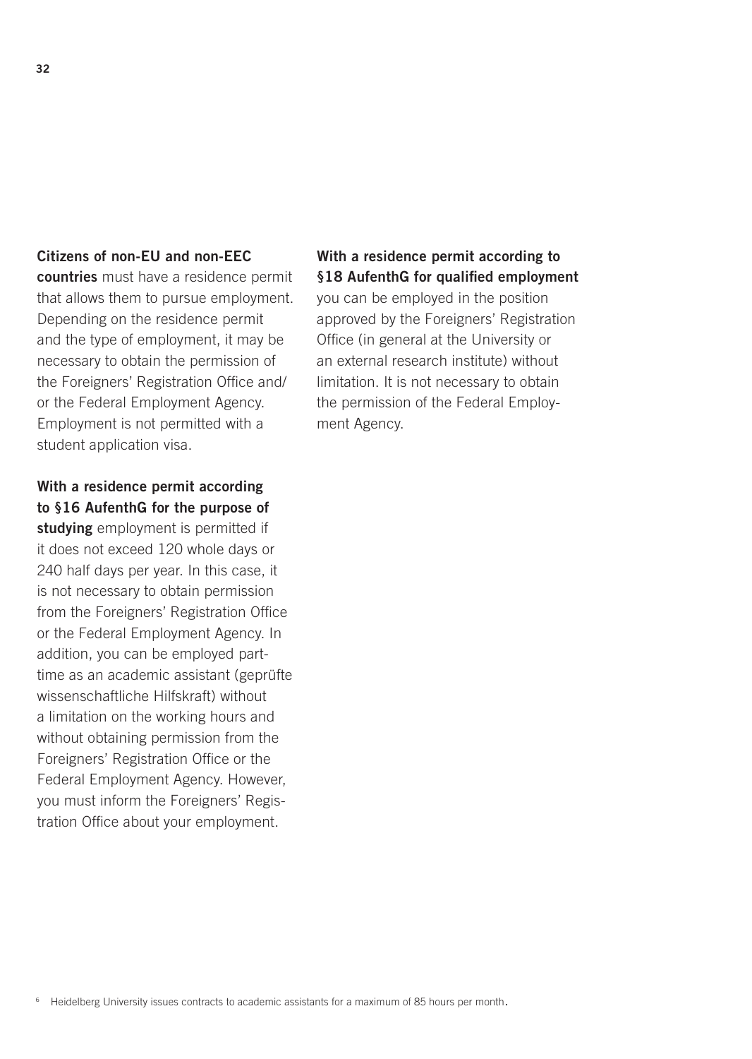**Citizens of non-EU and non-EEC countries** must have a residence permit that allows them to pursue employment. Depending on the residence permit and the type of employment, it may be necessary to obtain the permission of the Foreigners' Registration Office and/or the Federal Employment Agency. Employment is not permitted with a student application visa.

**With a residence permit according to §16 AufenthG for the purpose of studying** employment is permitted if it does not exceed 120 whole days or 240 half days per year. In this case, it is not necessary to obtain permission from the Foreigners' Registration Office or the Federal Employment Agency. In addition, you can be employed part-time as an academic assistant (geprüfte wissenschaftliche Hilfskraft) without a limitation on the working hours and without obtaining permission from the Foreigners' Registration Office or the Federal Employment Agency. However, you must inform the Foreigners' Registration Office about your employment.

**With a residence permit according to §18 AufenthG for qualified employment** you can be employed in the position approved by the Foreigners' Registration Office (in general at the University or an external research institute) without limitation. It is not necessary to obtain the permission of the Federal Employment Agency.

[6] Heidelberg University issues contracts to academic assistants for a maximum of 85 hours per month.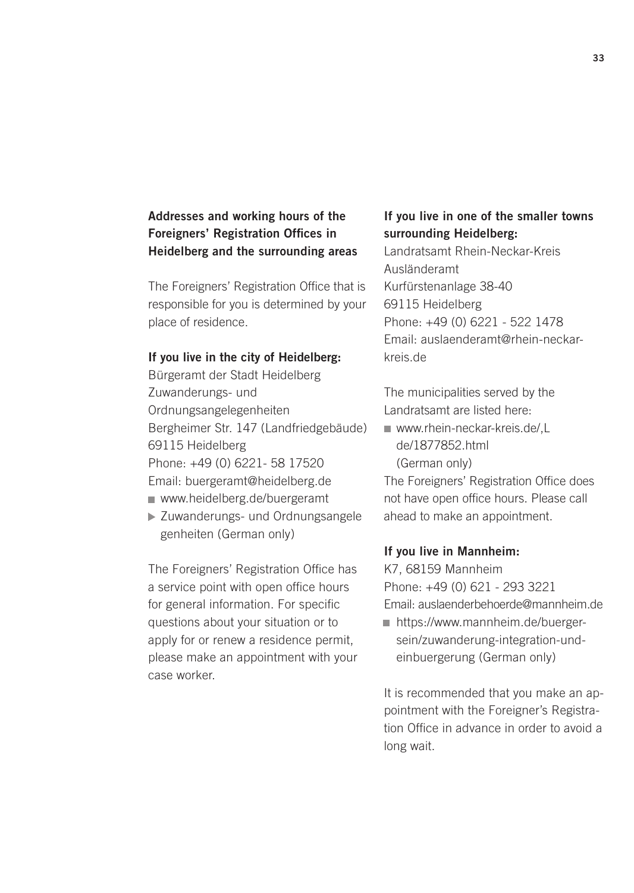### Addresses and working hours of the Foreigners' Registration Offices in Heidelberg and the surrounding areas

The Foreigners' Registration Office that is responsible for you is determined by your place of residence.

**If you live in the city of Heidelberg:**
Bürgeramt der Stadt Heidelberg
Zuwanderungs- und Ordnungsangelegenheiten
Bergheimer Str. 147 (Landfriedgebäude)
69115 Heidelberg
Phone: +49 (0) 6221- 58 17520
Email: buergeramt@heidelberg.de

- www.heidelberg.de/buergeramt
- ▶ Zuwanderungs- und Ordnungsangelegenheiten (German only)

The Foreigners' Registration Office has a service point with open office hours for general information. For specific questions about your situation or to apply for or renew a residence permit, please make an appointment with your case worker.

**If you live in one of the smaller towns surrounding Heidelberg:**
Landratsamt Rhein-Neckar-Kreis
Ausländeramt
Kurfürstenanlage 38-40
69115 Heidelberg
Phone: +49 (0) 6221 - 522 1478
Email: auslaenderamt@rhein-neckar-kreis.de

The municipalities served by the Landratsamt are listed here:

- www.rhein-neckar-kreis.de/,Lde/1877852.html (German only)

The Foreigners' Registration Office does not have open office hours. Please call ahead to make an appointment.

**If you live in Mannheim:**
K7, 68159 Mannheim
Phone: +49 (0) 621 - 293 3221
Email: auslaenderbehoerde@mannheim.de

- https://www.mannheim.de/buerger-sein/zuwanderung-integration-und-einbuergerung (German only)

It is recommended that you make an appointment with the Foreigner's Registration Office in advance in order to avoid a long wait.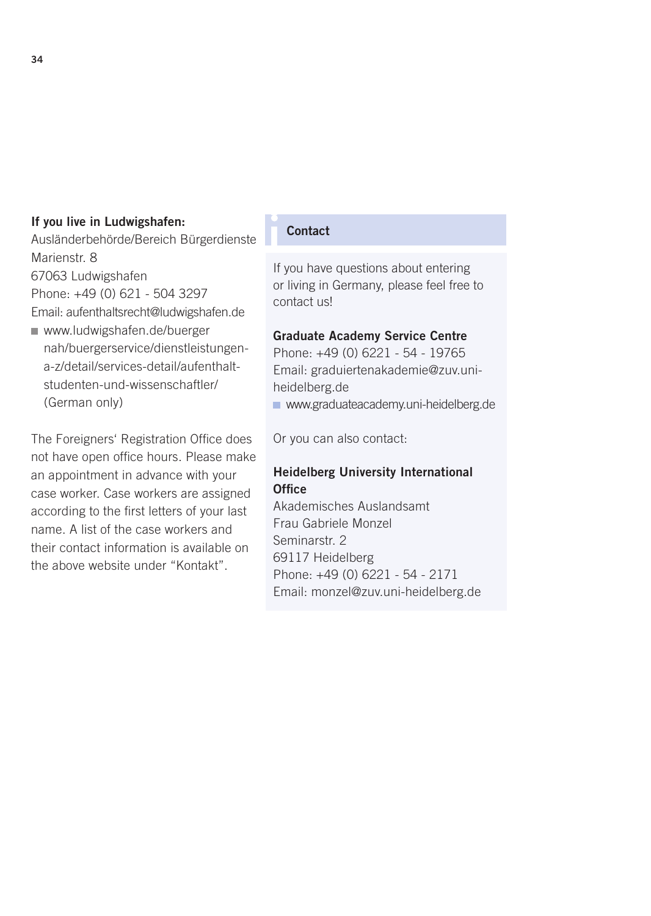**If you live in Ludwigshafen:**
Ausländerbehörde/Bereich Bürgerdienste
Marienstr. 8
67063 Ludwigshafen
Phone: +49 (0) 621 - 504 3297
Email: aufenthaltsrecht@ludwigshafen.de

- www.ludwigshafen.de/buergernah/buergerservice/dienstleistungen-a-z/detail/services-detail/aufenthalt-studenten-und-wissenschaftler/ (German only)

The Foreigners' Registration Office does not have open office hours. Please make an appointment in advance with your case worker. Case workers are assigned according to the first letters of your last name. A list of the case workers and their contact information is available on the above website under "Kontakt".

## Contact

If you have questions about entering or living in Germany, please feel free to contact us!

**Graduate Academy Service Centre**
Phone: +49 (0) 6221 - 54 - 19765
Email: graduiertenakademie@zuv.uni-heidelberg.de

- www.graduateacademy.uni-heidelberg.de

Or you can also contact:

**Heidelberg University International Office**
Akademisches Auslandsamt
Frau Gabriele Monzel
Seminarstr. 2
69117 Heidelberg
Phone: +49 (0) 6221 - 54 - 2171
Email: monzel@zuv.uni-heidelberg.de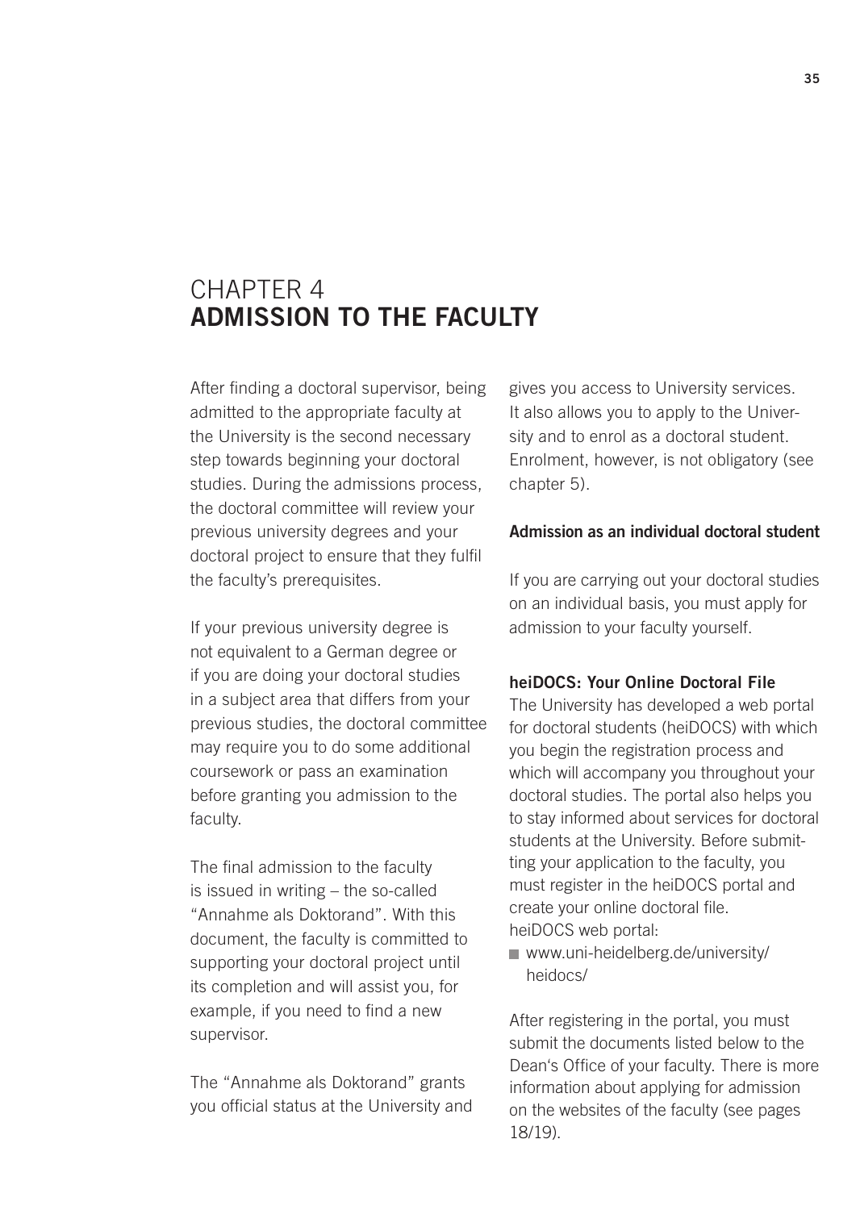# CHAPTER 4
# ADMISSION TO THE FACULTY

After finding a doctoral supervisor, being admitted to the appropriate faculty at the University is the second necessary step towards beginning your doctoral studies. During the admissions process, the doctoral committee will review your previous university degrees and your doctoral project to ensure that they fulfil the faculty's prerequisites.

If your previous university degree is not equivalent to a German degree or if you are doing your doctoral studies in a subject area that differs from your previous studies, the doctoral committee may require you to do some additional coursework or pass an examination before granting you admission to the faculty.

The final admission to the faculty is issued in writing – the so-called "Annahme als Doktorand". With this document, the faculty is committed to supporting your doctoral project until its completion and will assist you, for example, if you need to find a new supervisor.

The "Annahme als Doktorand" grants you official status at the University and gives you access to University services. It also allows you to apply to the University and to enrol as a doctoral student. Enrolment, however, is not obligatory (see chapter 5).

**Admission as an individual doctoral student**

If you are carrying out your doctoral studies on an individual basis, you must apply for admission to your faculty yourself.

**heiDOCS: Your Online Doctoral File**

The University has developed a web portal for doctoral students (heiDOCS) with which you begin the registration process and which will accompany you throughout your doctoral studies. The portal also helps you to stay informed about services for doctoral students at the University. Before submitting your application to the faculty, you must register in the heiDOCS portal and create your online doctoral file.
heiDOCS web portal:

- www.uni-heidelberg.de/university/heidocs/

After registering in the portal, you must submit the documents listed below to the Dean's Office of your faculty. There is more information about applying for admission on the websites of the faculty (see pages 18/19).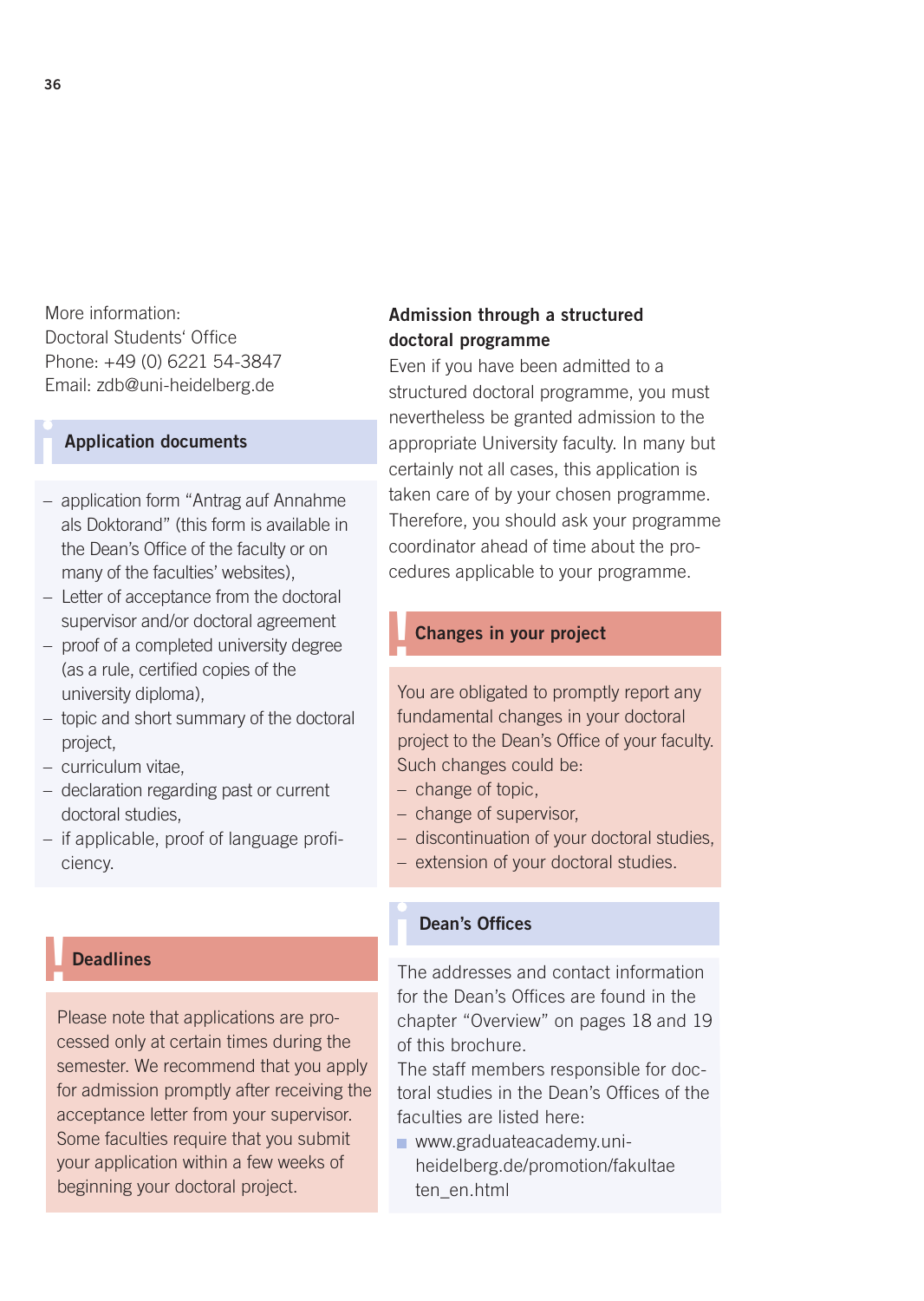More information:
Doctoral Students' Office
Phone: +49 (0) 6221 54-3847
Email: zdb@uni-heidelberg.de

### Application documents

- application form "Antrag auf Annahme als Doktorand" (this form is available in the Dean's Office of the faculty or on many of the faculties' websites),
- Letter of acceptance from the doctoral supervisor and/or doctoral agreement
- proof of a completed university degree (as a rule, certified copies of the university diploma),
- topic and short summary of the doctoral project,
- curriculum vitae,
- declaration regarding past or current doctoral studies,
- if applicable, proof of language proficiency.

### Deadlines

Please note that applications are processed only at certain times during the semester. We recommend that you apply for admission promptly after receiving the acceptance letter from your supervisor. Some faculties require that you submit your application within a few weeks of beginning your doctoral project.

**Admission through a structured doctoral programme**

Even if you have been admitted to a structured doctoral programme, you must nevertheless be granted admission to the appropriate University faculty. In many but certainly not all cases, this application is taken care of by your chosen programme. Therefore, you should ask your programme coordinator ahead of time about the procedures applicable to your programme.

### Changes in your project

You are obligated to promptly report any fundamental changes in your doctoral project to the Dean's Office of your faculty. Such changes could be:

- change of topic,
- change of supervisor,
- discontinuation of your doctoral studies,
- extension of your doctoral studies.

### Dean's Offices

The addresses and contact information for the Dean's Offices are found in the chapter "Overview" on pages 18 and 19 of this brochure.
The staff members responsible for doctoral studies in the Dean's Offices of the faculties are listed here:

- www.graduateacademy.uni-heidelberg.de/promotion/fakultaeten_en.html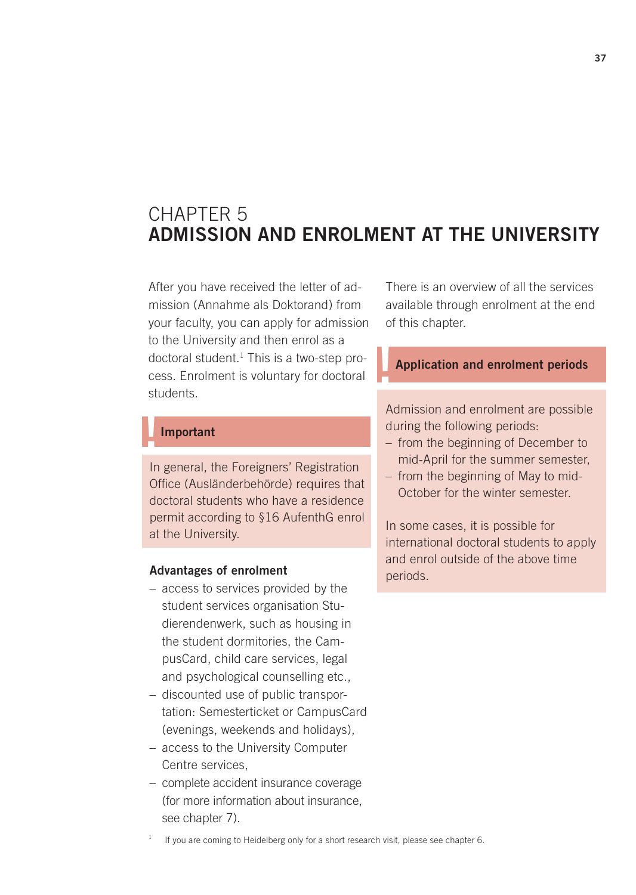# CHAPTER 5
# ADMISSION AND ENROLMENT AT THE UNIVERSITY

After you have received the letter of admission (Annahme als Doktorand) from your faculty, you can apply for admission to the University and then enrol as a doctoral student.[1] This is a two-step process. Enrolment is voluntary for doctoral students.

**Important**

In general, the Foreigners' Registration Office (Ausländerbehörde) requires that doctoral students who have a residence permit according to §16 AufenthG enrol at the University.

**Advantages of enrolment**

- access to services provided by the student services organisation Studierendenwerk, such as housing in the student dormitories, the CampusCard, child care services, legal and psychological counselling etc.,
- discounted use of public transportation: Semesterticket or CampusCard (evenings, weekends and holidays),
- access to the University Computer Centre services,
- complete accident insurance coverage (for more information about insurance, see chapter 7).

There is an overview of all the services available through enrolment at the end of this chapter.

**Application and enrolment periods**

Admission and enrolment are possible during the following periods:

- from the beginning of December to mid-April for the summer semester,
- from the beginning of May to mid-October for the winter semester.

In some cases, it is possible for international doctoral students to apply and enrol outside of the above time periods.

[1] If you are coming to Heidelberg only for a short research visit, please see chapter 6.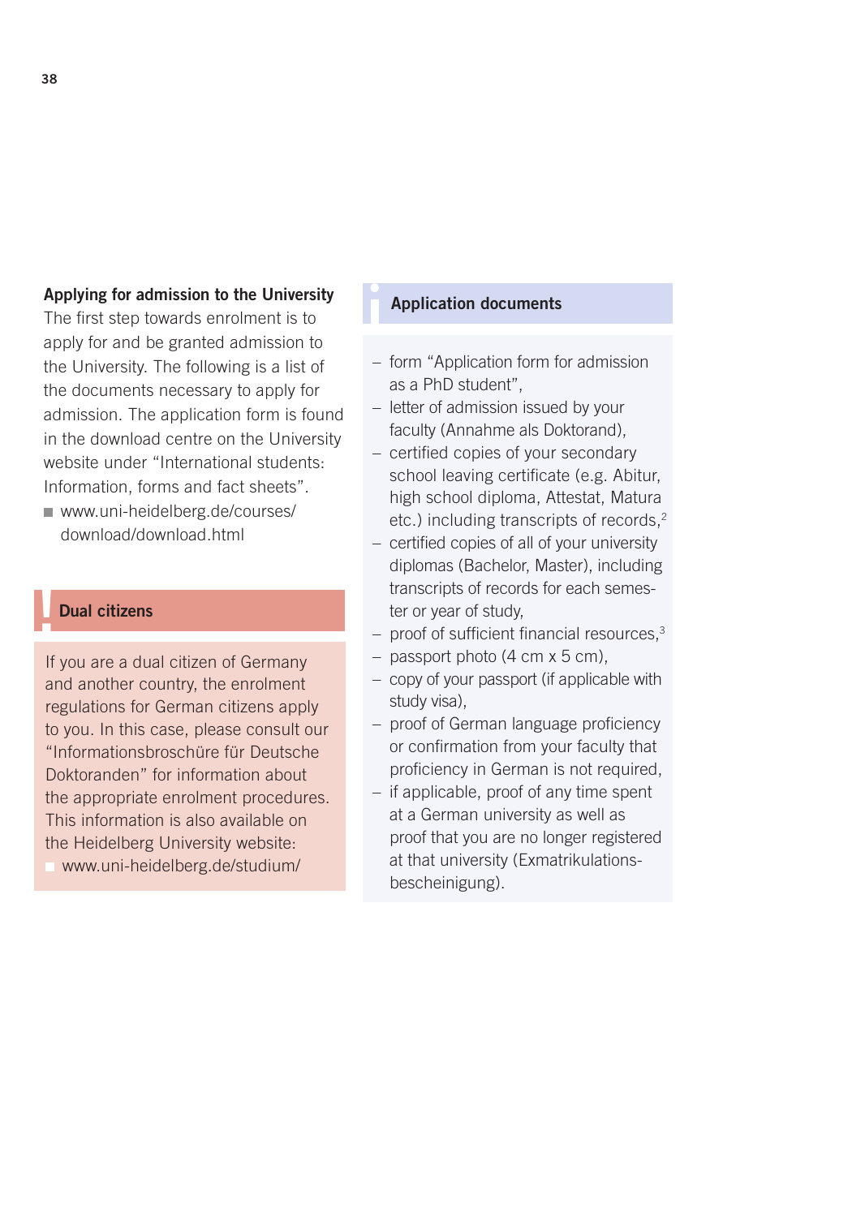## Applying for admission to the University

The first step towards enrolment is to apply for and be granted admission to the University. The following is a list of the documents necessary to apply for admission. The application form is found in the download centre on the University website under "International students: Information, forms and fact sheets".

- www.uni-heidelberg.de/courses/download/download.html

## Dual citizens

If you are a dual citizen of Germany and another country, the enrolment regulations for German citizens apply to you. In this case, please consult our "Informationsbroschüre für Deutsche Doktoranden" for information about the appropriate enrolment procedures. This information is also available on the Heidelberg University website:

- www.uni-heidelberg.de/studium/

## Application documents

- form "Application form for admission as a PhD student",
- letter of admission issued by your faculty (Annahme als Doktorand),
- certified copies of your secondary school leaving certificate (e.g. Abitur, high school diploma, Attestat, Matura etc.) including transcripts of records,[2]
- certified copies of all of your university diplomas (Bachelor, Master), including transcripts of records for each semester or year of study,
- proof of sufficient financial resources,[3]
- passport photo (4 cm x 5 cm),
- copy of your passport (if applicable with study visa),
- proof of German language proficiency or confirmation from your faculty that proficiency in German is not required,
- if applicable, proof of any time spent at a German university as well as proof that you are no longer registered at that university (Exmatrikulationsbescheinigung).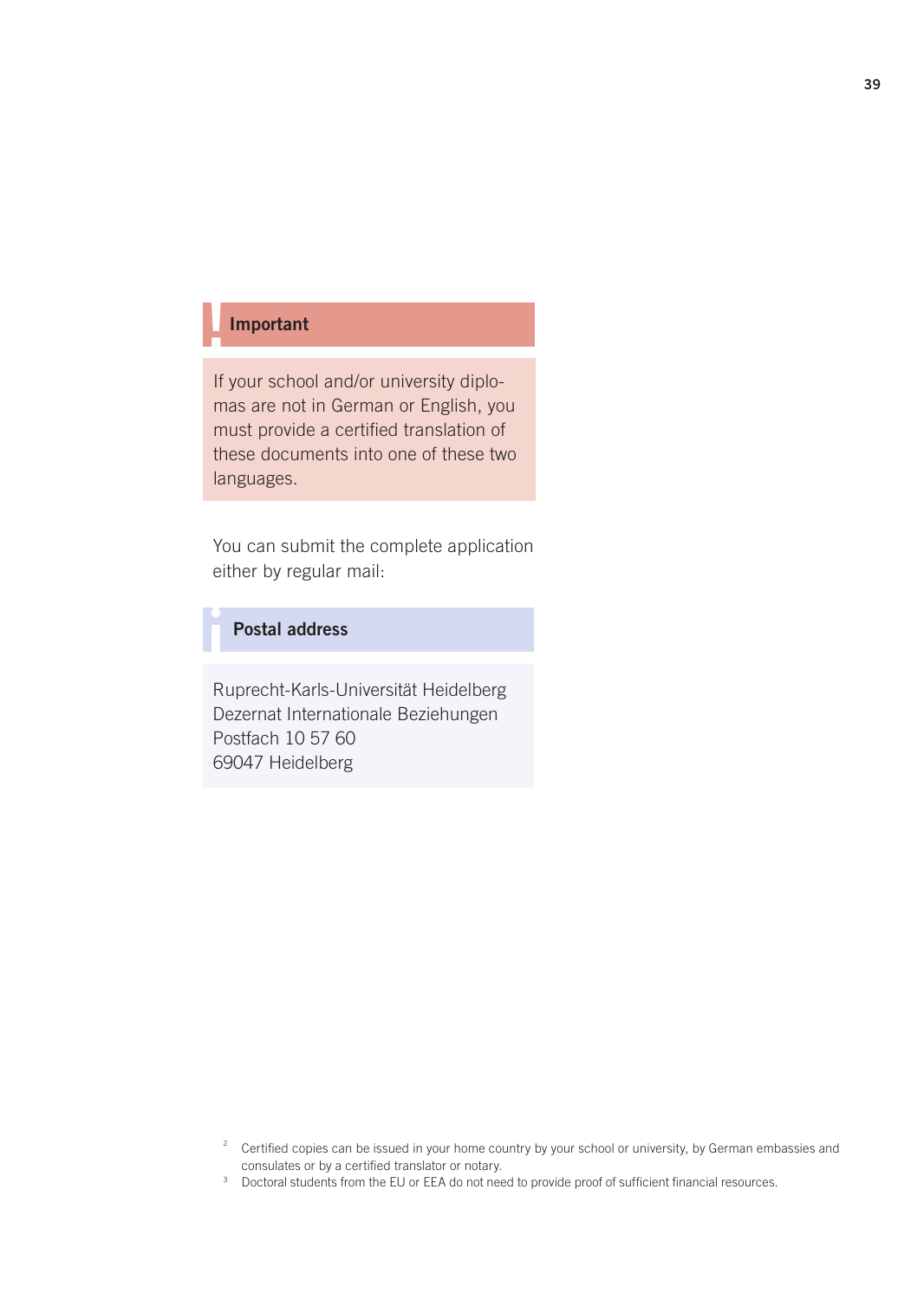**Important**

If your school and/or university diplomas are not in German or English, you must provide a certified translation of these documents into one of these two languages.

You can submit the complete application either by regular mail:

**Postal address**

Ruprecht-Karls-Universität Heidelberg
Dezernat Internationale Beziehungen
Postfach 10 57 60
69047 Heidelberg

[2] Certified copies can be issued in your home country by your school or university, by German embassies and consulates or by a certified translator or notary.

[3] Doctoral students from the EU or EEA do not need to provide proof of sufficient financial resources.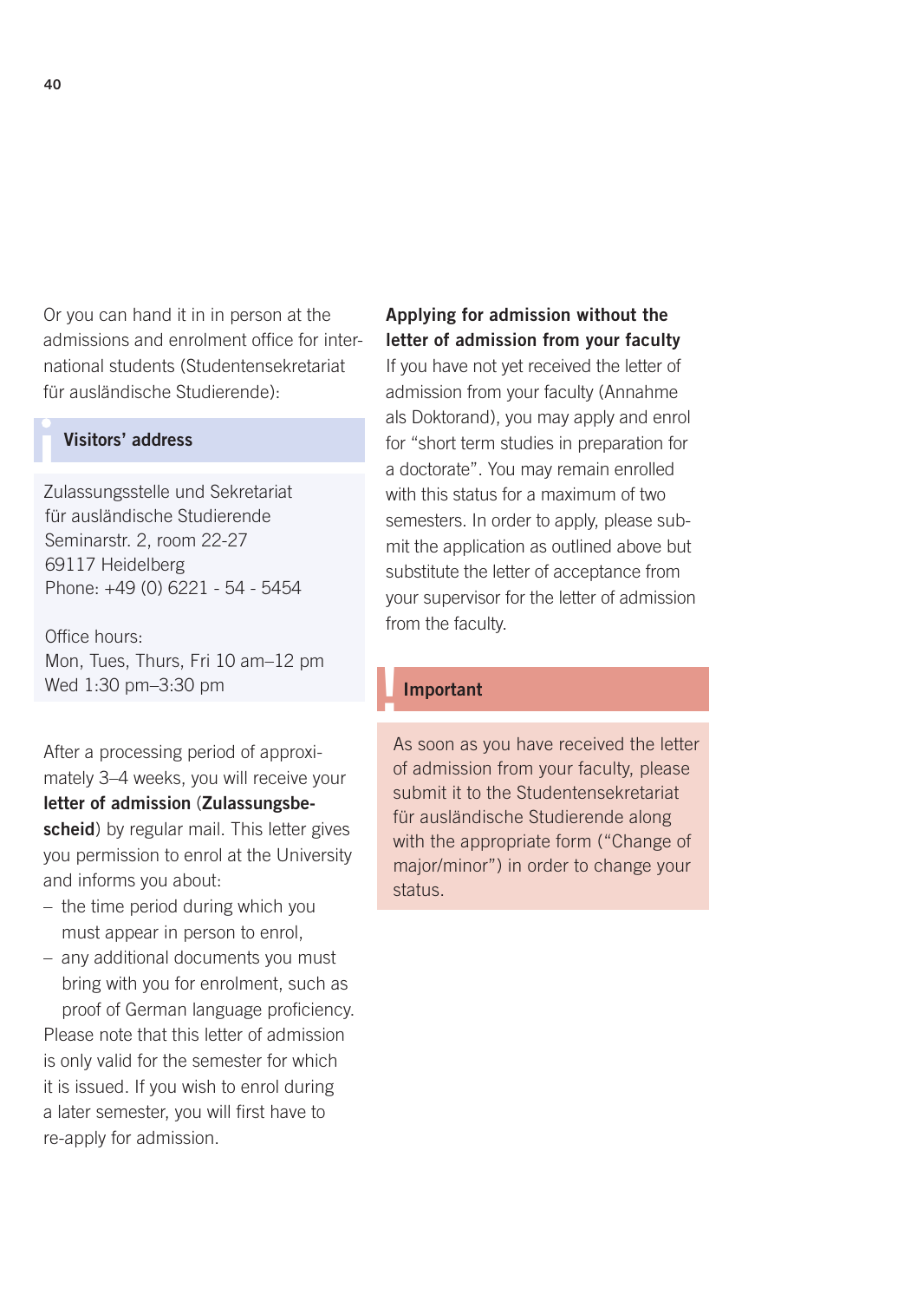Or you can hand it in in person at the admissions and enrolment office for international students (Studentensekretariat für ausländische Studierende):

**Visitors' address**

Zulassungsstelle und Sekretariat
für ausländische Studierende
Seminarstr. 2, room 22-27
69117 Heidelberg
Phone: +49 (0) 6221 - 54 - 5454

Office hours:
Mon, Tues, Thurs, Fri 10 am–12 pm
Wed 1:30 pm–3:30 pm

After a processing period of approximately 3–4 weeks, you will receive your **letter of admission** (**Zulassungsbescheid**) by regular mail. This letter gives you permission to enrol at the University and informs you about:

- the time period during which you must appear in person to enrol,
- any additional documents you must bring with you for enrolment, such as proof of German language proficiency.

Please note that this letter of admission is only valid for the semester for which it is issued. If you wish to enrol during a later semester, you will first have to re-apply for admission.

**Applying for admission without the letter of admission from your faculty**

If you have not yet received the letter of admission from your faculty (Annahme als Doktorand), you may apply and enrol for "short term studies in preparation for a doctorate". You may remain enrolled with this status for a maximum of two semesters. In order to apply, please submit the application as outlined above but substitute the letter of acceptance from your supervisor for the letter of admission from the faculty.

**Important**

As soon as you have received the letter of admission from your faculty, please submit it to the Studentensekretariat für ausländische Studierende along with the appropriate form ("Change of major/minor") in order to change your status.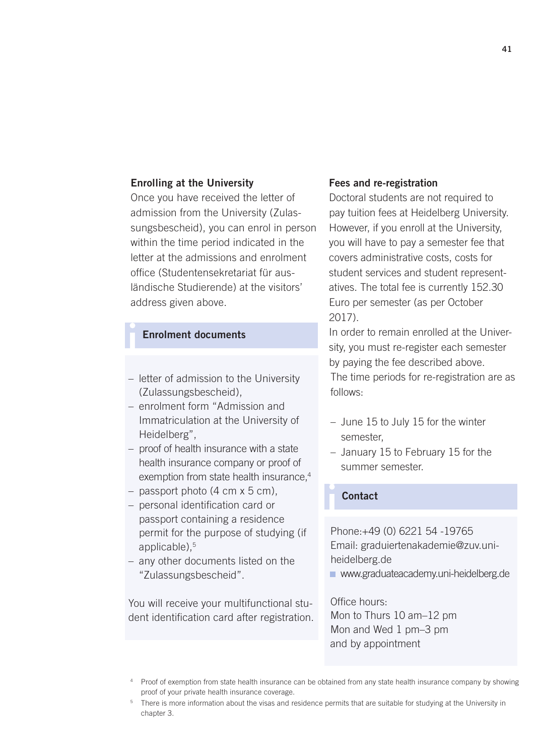### Enrolling at the University

Once you have received the letter of admission from the University (Zulassungsbescheid), you can enrol in person within the time period indicated in the letter at the admissions and enrolment office (Studentensekretariat für ausländische Studierende) at the visitors' address given above.

#### Enrolment documents

- letter of admission to the University (Zulassungsbescheid),
- enrolment form "Admission and Immatriculation at the University of Heidelberg",
- proof of health insurance with a state health insurance company or proof of exemption from state health insurance,[4]
- passport photo (4 cm x 5 cm),
- personal identification card or passport containing a residence permit for the purpose of studying (if applicable),[5]
- any other documents listed on the "Zulassungsbescheid".

You will receive your multifunctional student identification card after registration.

### Fees and re-registration

Doctoral students are not required to pay tuition fees at Heidelberg University. However, if you enroll at the University, you will have to pay a semester fee that covers administrative costs, costs for student services and student representatives. The total fee is currently 152.30 Euro per semester (as per October 2017).

In order to remain enrolled at the University, you must re-register each semester by paying the fee described above.

The time periods for re-registration are as follows:

- June 15 to July 15 for the winter semester,
- January 15 to February 15 for the summer semester.

#### Contact

Phone:+49 (0) 6221 54 -19765
Email: graduiertenakademie@zuv.uni-heidelberg.de
www.graduateacademy.uni-heidelberg.de

Office hours:
Mon to Thurs 10 am–12 pm
Mon and Wed 1 pm–3 pm
and by appointment

[4] Proof of exemption from state health insurance can be obtained from any state health insurance company by showing proof of your private health insurance coverage.

[5] There is more information about the visas and residence permits that are suitable for studying at the University in chapter 3.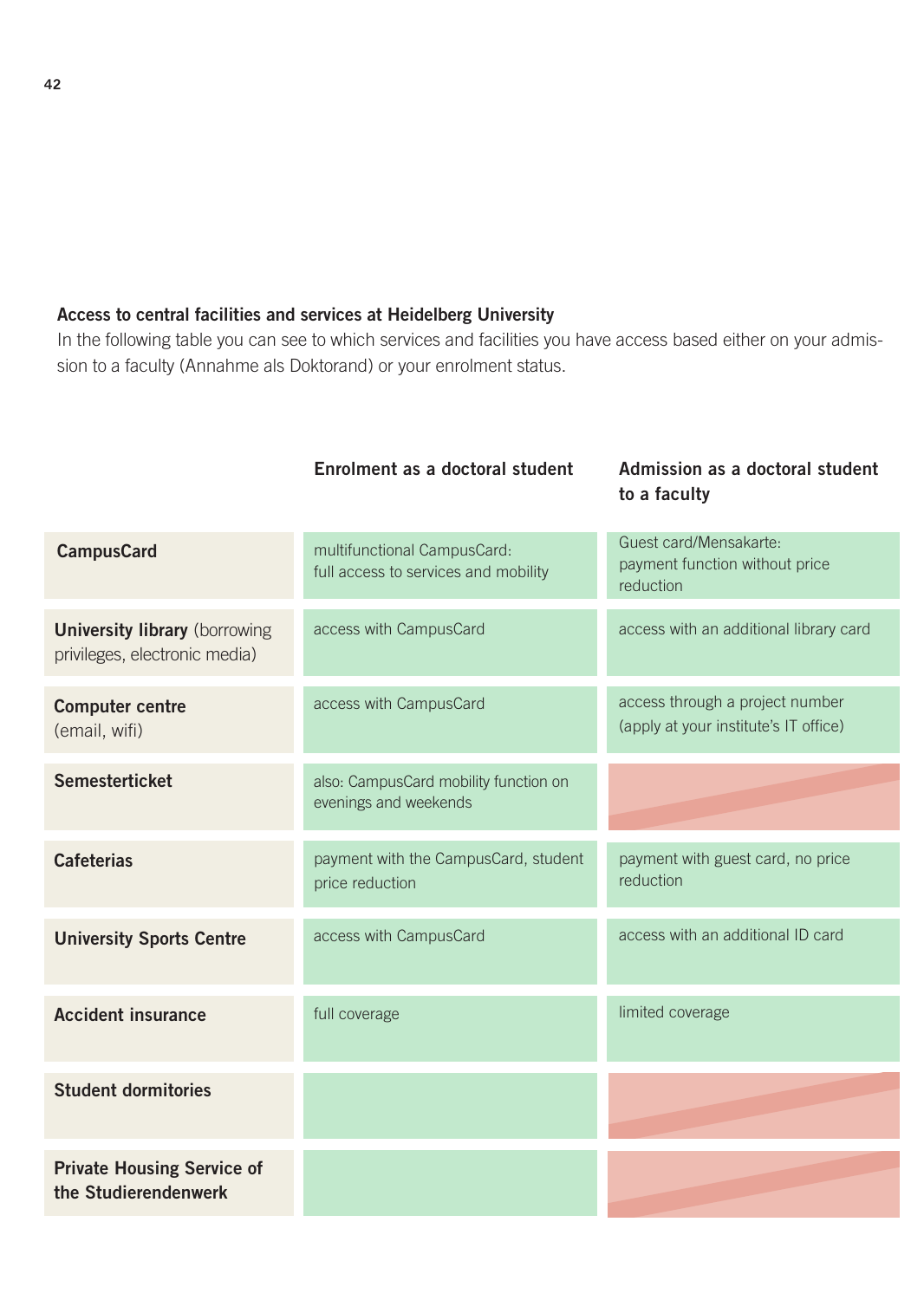**Access to central facilities and services at Heidelberg University**

In the following table you can see to which services and facilities you have access based either on your admission to a faculty (Annahme als Doktorand) or your enrolment status.

| | Enrolment as a doctoral student | Admission as a doctoral student to a faculty |
|---|---|---|
| **CampusCard** | multifunctional CampusCard: full access to services and mobility | Guest card/Mensakarte: payment function without price reduction |
| **University library** (borrowing privileges, electronic media) | access with CampusCard | access with an additional library card |
| **Computer centre** (email, wifi) | access with CampusCard | access through a project number (apply at your institute's IT office) |
| **Semesterticket** | also: CampusCard mobility function on evenings and weekends | |
| **Cafeterias** | payment with the CampusCard, student price reduction | payment with guest card, no price reduction |
| **University Sports Centre** | access with CampusCard | access with an additional ID card |
| **Accident insurance** | full coverage | limited coverage |
| **Student dormitories** | | |
| **Private Housing Service of the Studierendenwerk** | | |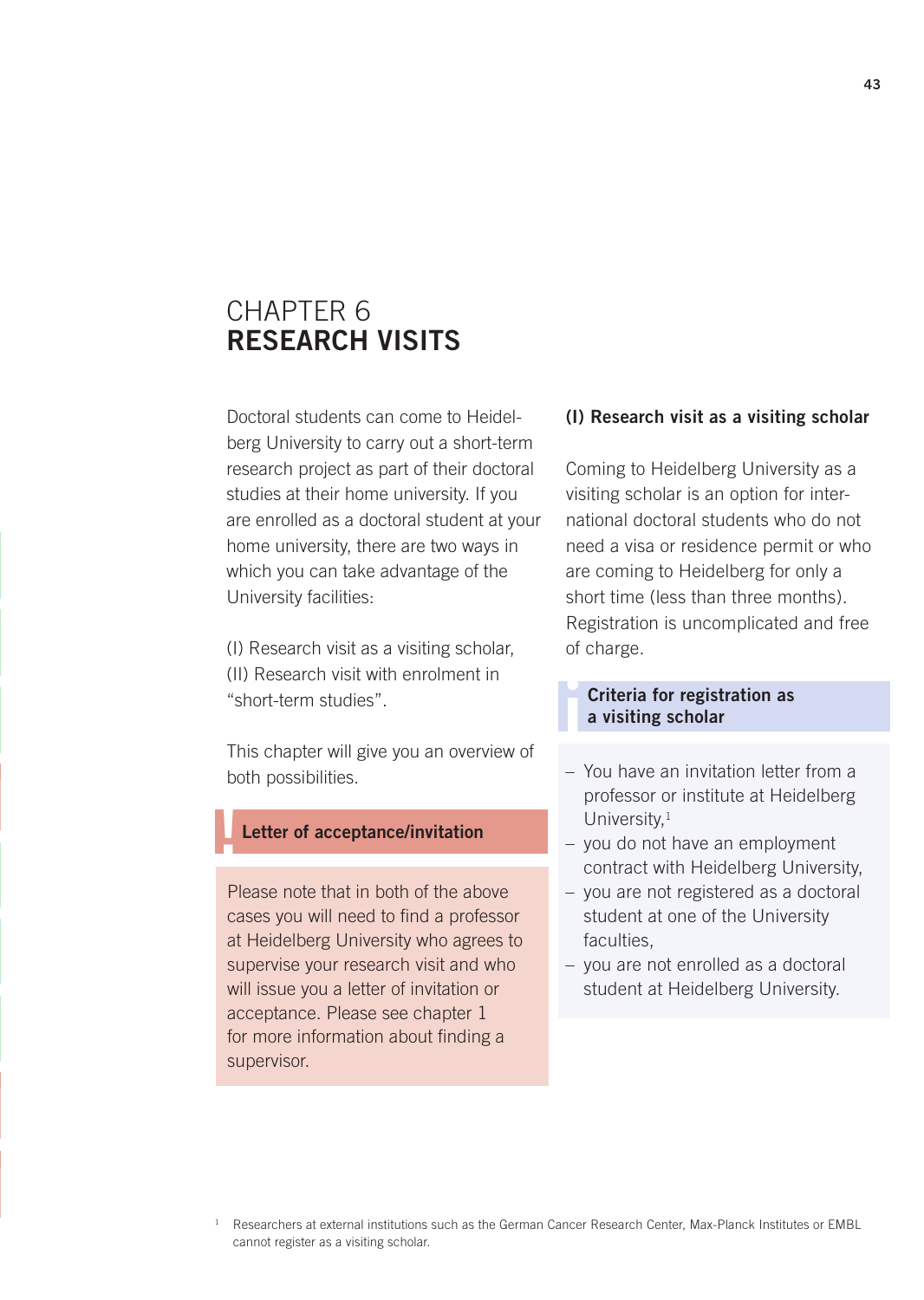# CHAPTER 6
# RESEARCH VISITS

Doctoral students can come to Heidelberg University to carry out a short-term research project as part of their doctoral studies at their home university. If you are enrolled as a doctoral student at your home university, there are two ways in which you can take advantage of the University facilities:

(I) Research visit as a visiting scholar,
(II) Research visit with enrolment in "short-term studies".

This chapter will give you an overview of both possibilities.

**Letter of acceptance/invitation**

Please note that in both of the above cases you will need to find a professor at Heidelberg University who agrees to supervise your research visit and who will issue you a letter of invitation or acceptance. Please see chapter 1 for more information about finding a supervisor.

## (I) Research visit as a visiting scholar

Coming to Heidelberg University as a visiting scholar is an option for international doctoral students who do not need a visa or residence permit or who are coming to Heidelberg for only a short time (less than three months). Registration is uncomplicated and free of charge.

**Criteria for registration as a visiting scholar**

- You have an invitation letter from a professor or institute at Heidelberg University,[1]
- you do not have an employment contract with Heidelberg University,
- you are not registered as a doctoral student at one of the University faculties,
- you are not enrolled as a doctoral student at Heidelberg University.

[1] Researchers at external institutions such as the German Cancer Research Center, Max-Planck Institutes or EMBL cannot register as a visiting scholar.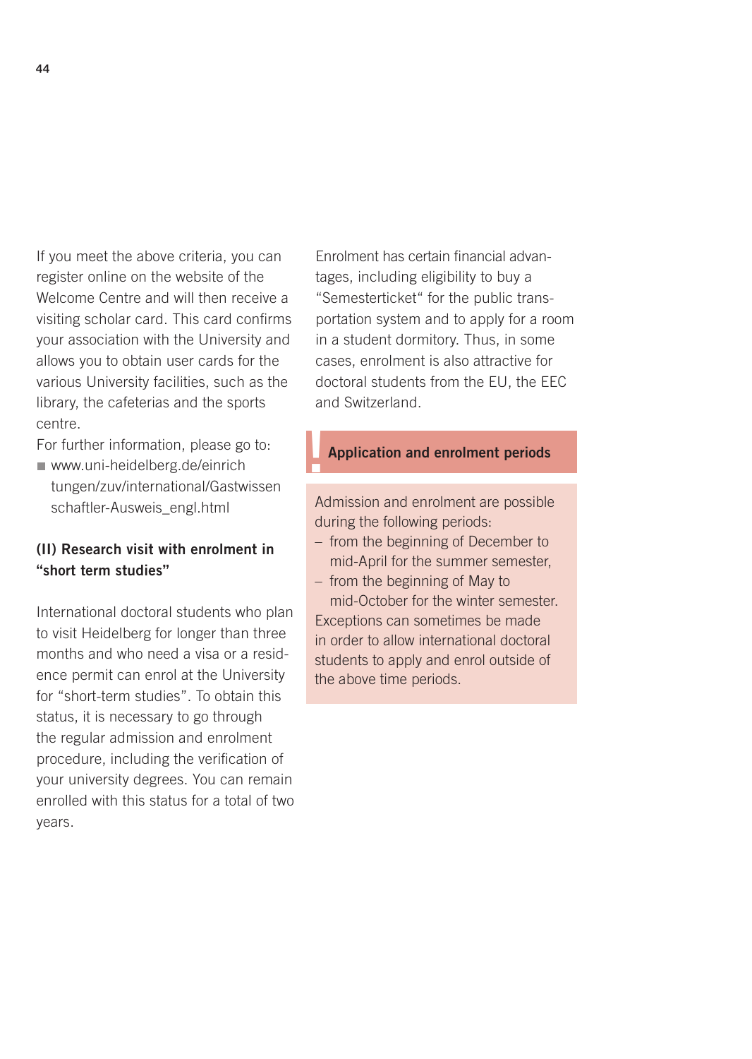If you meet the above criteria, you can register online on the website of the Welcome Centre and will then receive a visiting scholar card. This card confirms your association with the University and allows you to obtain user cards for the various University facilities, such as the library, the cafeterias and the sports centre.

For further information, please go to:

- www.uni-heidelberg.de/einrichtungen/zuv/international/Gastwissenschaftler-Ausweis_engl.html

### (II) Research visit with enrolment in "short term studies"

International doctoral students who plan to visit Heidelberg for longer than three months and who need a visa or a residence permit can enrol at the University for "short-term studies". To obtain this status, it is necessary to go through the regular admission and enrolment procedure, including the verification of your university degrees. You can remain enrolled with this status for a total of two years.

Enrolment has certain financial advantages, including eligibility to buy a "Semesterticket" for the public transportation system and to apply for a room in a student dormitory. Thus, in some cases, enrolment is also attractive for doctoral students from the EU, the EEC and Switzerland.

### Application and enrolment periods

Admission and enrolment are possible during the following periods:

- from the beginning of December to mid-April for the summer semester,
- from the beginning of May to mid-October for the winter semester.

Exceptions can sometimes be made in order to allow international doctoral students to apply and enrol outside of the above time periods.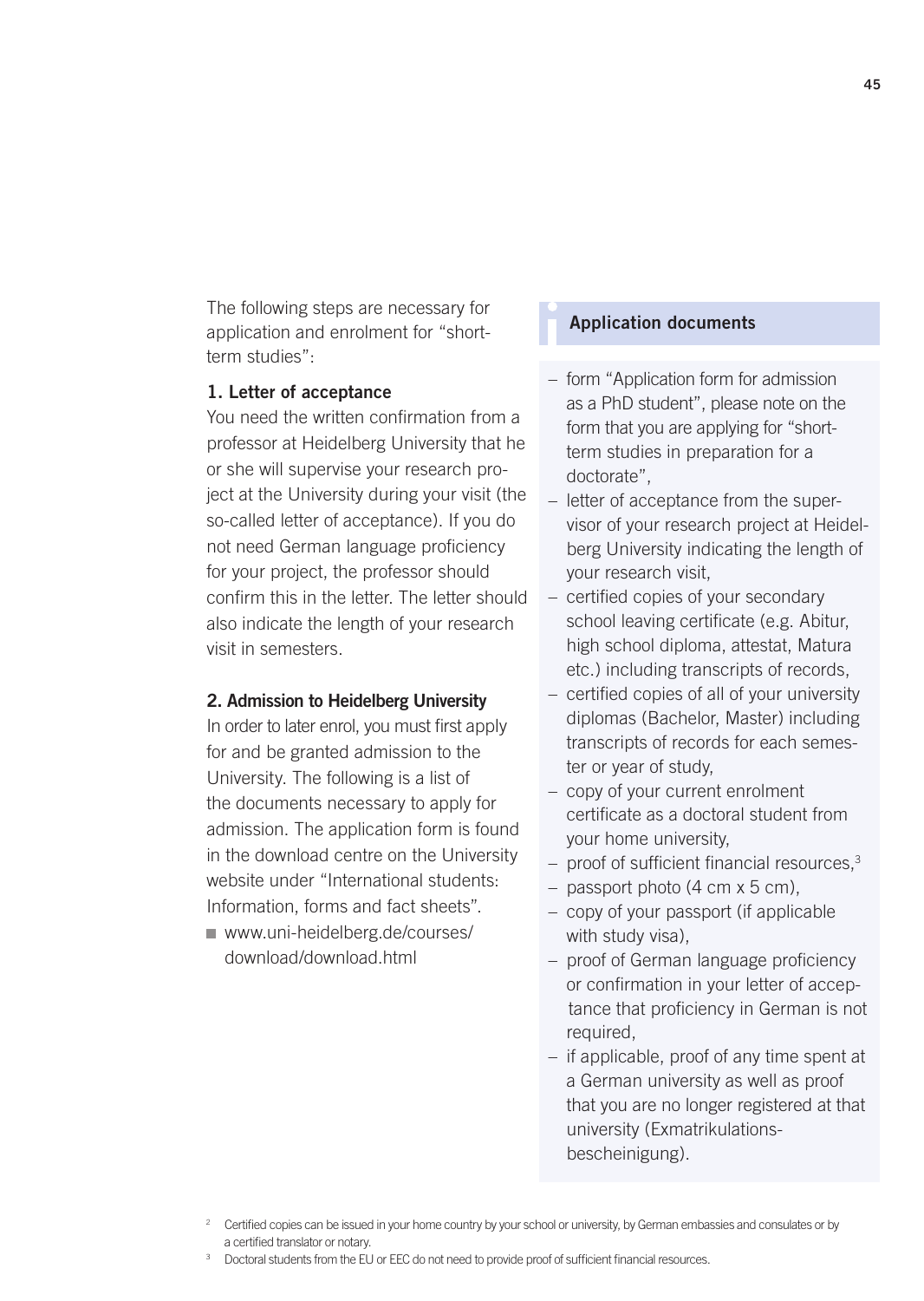The following steps are necessary for application and enrolment for "short-term studies":

### 1. Letter of acceptance

You need the written confirmation from a professor at Heidelberg University that he or she will supervise your research project at the University during your visit (the so-called letter of acceptance). If you do not need German language proficiency for your project, the professor should confirm this in the letter. The letter should also indicate the length of your research visit in semesters.

### 2. Admission to Heidelberg University

In order to later enrol, you must first apply for and be granted admission to the University. The following is a list of the documents necessary to apply for admission. The application form is found in the download centre on the University website under "International students: Information, forms and fact sheets".

- www.uni-heidelberg.de/courses/download/download.html

### Application documents

- form "Application form for admission as a PhD student", please note on the form that you are applying for "short-term studies in preparation for a doctorate",
- letter of acceptance from the supervisor of your research project at Heidelberg University indicating the length of your research visit,
- certified copies of your secondary school leaving certificate (e.g. Abitur, high school diploma, attestat, Matura etc.) including transcripts of records,
- certified copies of all of your university diplomas (Bachelor, Master) including transcripts of records for each semester or year of study,
- copy of your current enrolment certificate as a doctoral student from your home university,
- proof of sufficient financial resources,[3]
- passport photo (4 cm x 5 cm),
- copy of your passport (if applicable with study visa),
- proof of German language proficiency or confirmation in your letter of acceptance that proficiency in German is not required,
- if applicable, proof of any time spent at a German university as well as proof that you are no longer registered at that university (Exmatrikulationsbescheinigung).

[2] Certified copies can be issued in your home country by your school or university, by German embassies and consulates or by a certified translator or notary.

[3] Doctoral students from the EU or EEC do not need to provide proof of sufficient financial resources.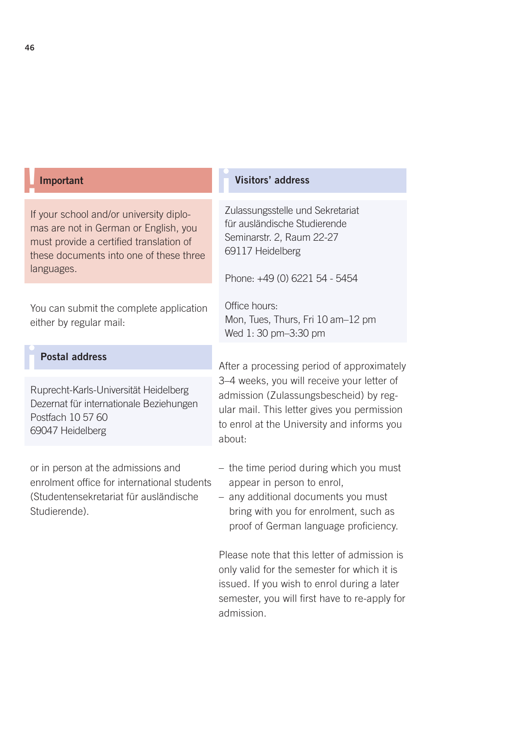### Important

If your school and/or university diplomas are not in German or English, you must provide a certified translation of these documents into one of these three languages.

You can submit the complete application either by regular mail:

### Postal address

Ruprecht-Karls-Universität Heidelberg
Dezernat für internationale Beziehungen
Postfach 10 57 60
69047 Heidelberg

or in person at the admissions and enrolment office for international students (Studentensekretariat für ausländische Studierende).

### Visitors' address

Zulassungsstelle und Sekretariat
für ausländische Studierende
Seminarstr. 2, Raum 22-27
69117 Heidelberg

Phone: +49 (0) 6221 54 - 5454

Office hours:
Mon, Tues, Thurs, Fri 10 am–12 pm
Wed 1: 30 pm–3:30 pm

After a processing period of approximately 3–4 weeks, you will receive your letter of admission (Zulassungsbescheid) by regular mail. This letter gives you permission to enrol at the University and informs you about:

- the time period during which you must appear in person to enrol,
- any additional documents you must bring with you for enrolment, such as proof of German language proficiency.

Please note that this letter of admission is only valid for the semester for which it is issued. If you wish to enrol during a later semester, you will first have to re-apply for admission.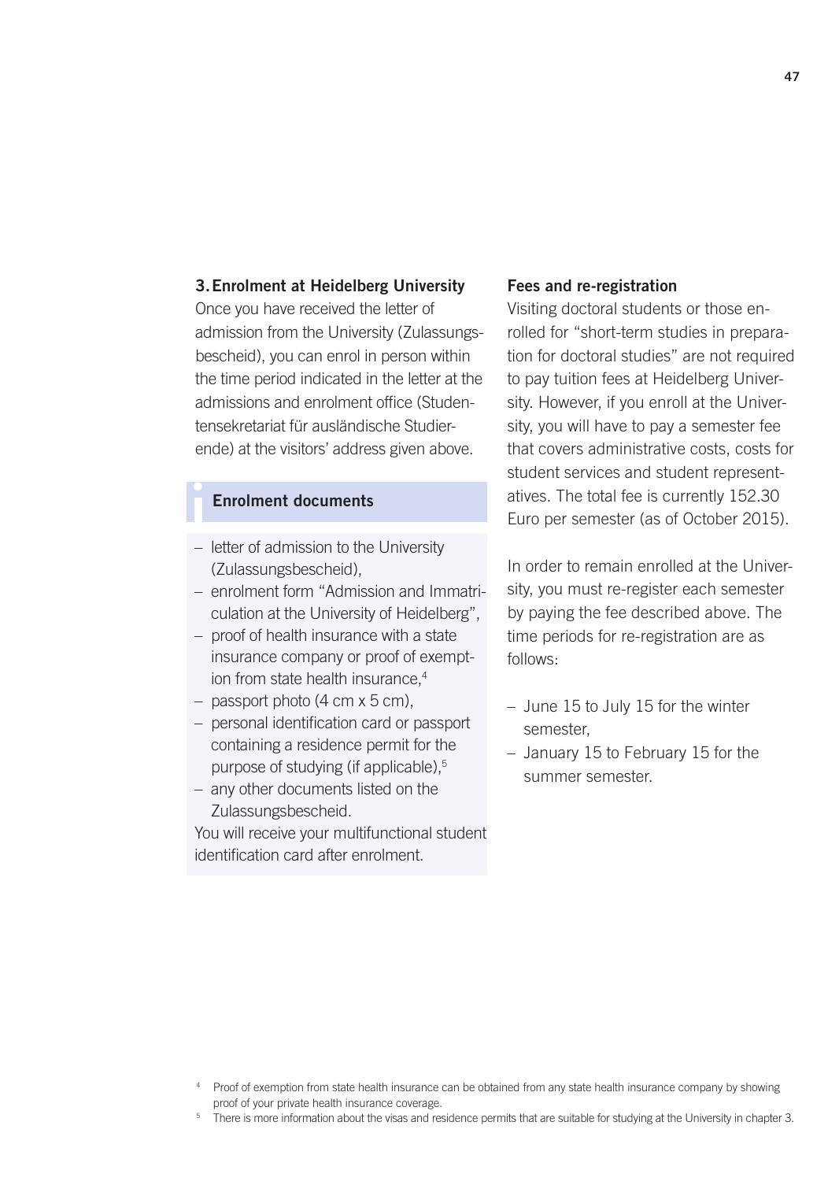### 3. Enrolment at Heidelberg University

Once you have received the letter of admission from the University (Zulassungsbescheid), you can enrol in person within the time period indicated in the letter at the admissions and enrolment office (Studentensekretariat für ausländische Studierende) at the visitors' address given above.

#### Enrolment documents

- letter of admission to the University (Zulassungsbescheid),
- enrolment form "Admission and Immatriculation at the University of Heidelberg",
- proof of health insurance with a state insurance company or proof of exemption from state health insurance,[4]
- passport photo (4 cm x 5 cm),
- personal identification card or passport containing a residence permit for the purpose of studying (if applicable),[5]
- any other documents listed on the Zulassungsbescheid.

You will receive your multifunctional student identification card after enrolment.

### Fees and re-registration

Visiting doctoral students or those enrolled for "short-term studies in preparation for doctoral studies" are not required to pay tuition fees at Heidelberg University. However, if you enroll at the University, you will have to pay a semester fee that covers administrative costs, costs for student services and student representatives. The total fee is currently 152.30 Euro per semester (as of October 2015).

In order to remain enrolled at the University, you must re-register each semester by paying the fee described above. The time periods for re-registration are as follows:

- June 15 to July 15 for the winter semester,
- January 15 to February 15 for the summer semester.

[4] Proof of exemption from state health insurance can be obtained from any state health insurance company by showing proof of your private health insurance coverage.

[5] There is more information about the visas and residence permits that are suitable for studying at the University in chapter 3.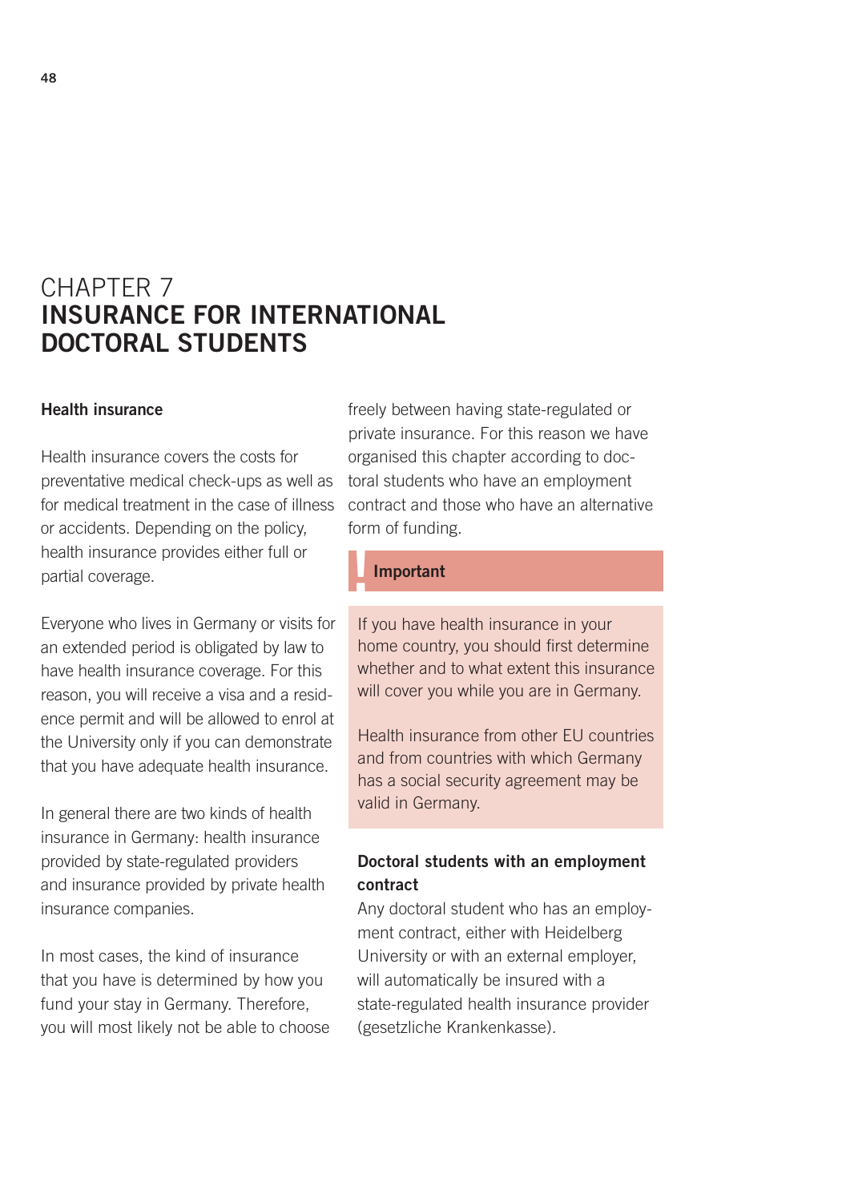# CHAPTER 7
# INSURANCE FOR INTERNATIONAL DOCTORAL STUDENTS

### Health insurance

Health insurance covers the costs for preventative medical check-ups as well as for medical treatment in the case of illness or accidents. Depending on the policy, health insurance provides either full or partial coverage.

Everyone who lives in Germany or visits for an extended period is obligated by law to have health insurance coverage. For this reason, you will receive a visa and a residence permit and will be allowed to enrol at the University only if you can demonstrate that you have adequate health insurance.

In general there are two kinds of health insurance in Germany: health insurance provided by state-regulated providers and insurance provided by private health insurance companies.

In most cases, the kind of insurance that you have is determined by how you fund your stay in Germany. Therefore, you will most likely not be able to choose freely between having state-regulated or private insurance. For this reason we have organised this chapter according to doctoral students who have an employment contract and those who have an alternative form of funding.

> **Important**
>
> If you have health insurance in your home country, you should first determine whether and to what extent this insurance will cover you while you are in Germany.
>
> Health insurance from other EU countries and from countries with which Germany has a social security agreement may be valid in Germany.

### Doctoral students with an employment contract

Any doctoral student who has an employment contract, either with Heidelberg University or with an external employer, will automatically be insured with a state-regulated health insurance provider (gesetzliche Krankenkasse).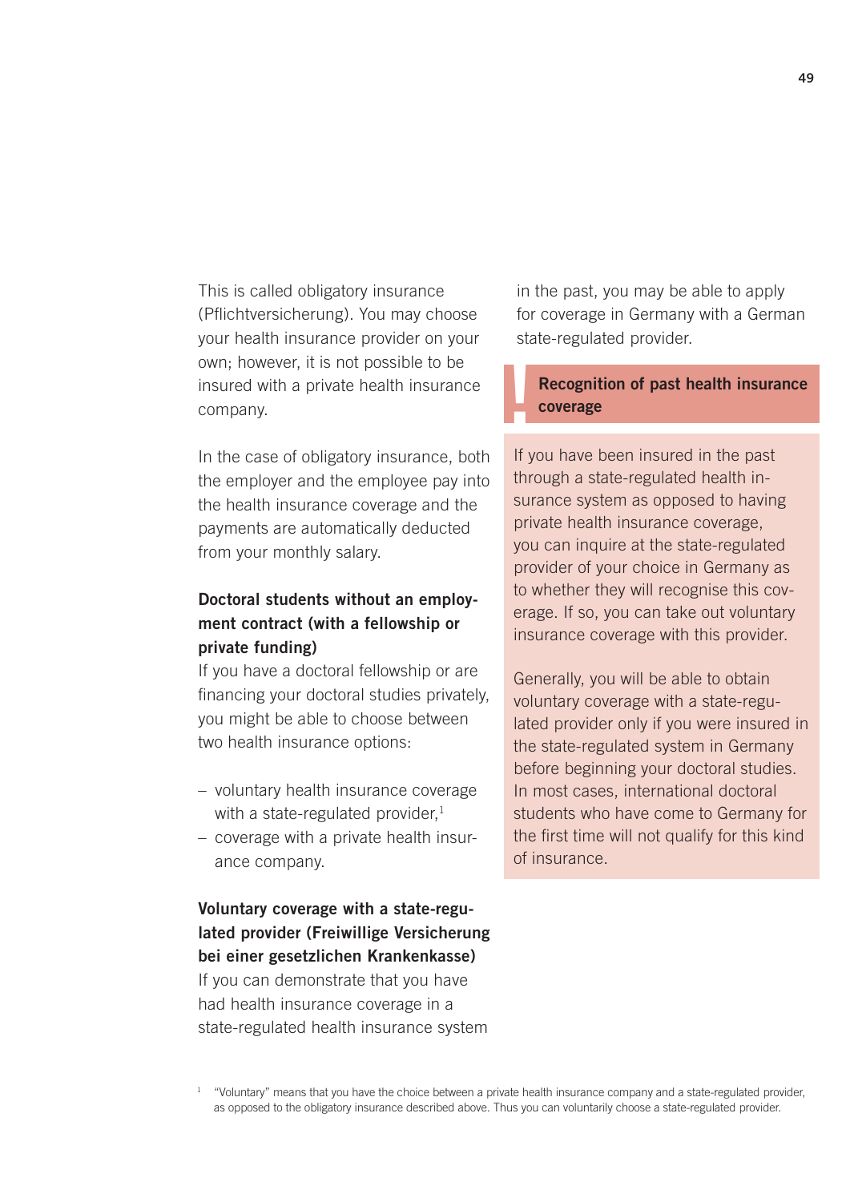This is called obligatory insurance (Pflichtversicherung). You may choose your health insurance provider on your own; however, it is not possible to be insured with a private health insurance company.

In the case of obligatory insurance, both the employer and the employee pay into the health insurance coverage and the payments are automatically deducted from your monthly salary.

**Doctoral students without an employment contract (with a fellowship or private funding)**

If you have a doctoral fellowship or are financing your doctoral studies privately, you might be able to choose between two health insurance options:

- voluntary health insurance coverage with a state-regulated provider,[1]
- coverage with a private health insurance company.

**Voluntary coverage with a state-regulated provider (Freiwillige Versicherung bei einer gesetzlichen Krankenkasse)**

If you can demonstrate that you have had health insurance coverage in a state-regulated health insurance system in the past, you may be able to apply for coverage in Germany with a German state-regulated provider.

**Recognition of past health insurance coverage**

If you have been insured in the past through a state-regulated health insurance system as opposed to having private health insurance coverage, you can inquire at the state-regulated provider of your choice in Germany as to whether they will recognise this coverage. If so, you can take out voluntary insurance coverage with this provider.

Generally, you will be able to obtain voluntary coverage with a state-regulated provider only if you were insured in the state-regulated system in Germany before beginning your doctoral studies. In most cases, international doctoral students who have come to Germany for the first time will not qualify for this kind of insurance.

[1] "Voluntary" means that you have the choice between a private health insurance company and a state-regulated provider, as opposed to the obligatory insurance described above. Thus you can voluntarily choose a state-regulated provider.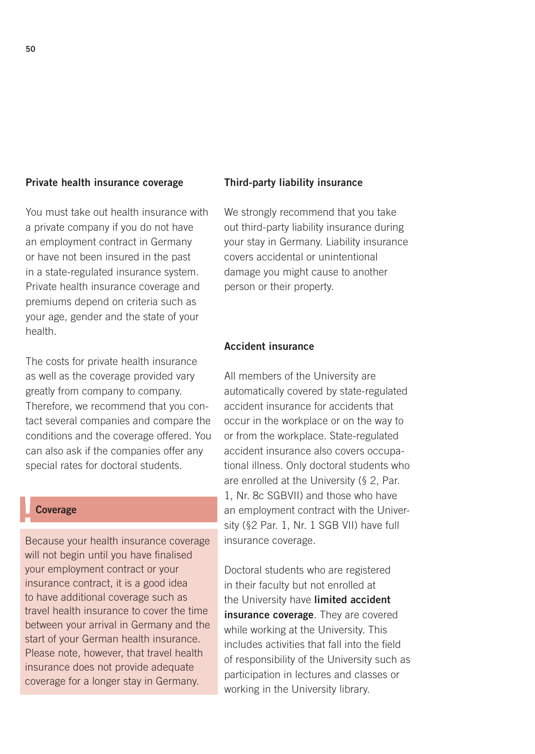### Private health insurance coverage

You must take out health insurance with a private company if you do not have an employment contract in Germany or have not been insured in the past in a state-regulated insurance system. Private health insurance coverage and premiums depend on criteria such as your age, gender and the state of your health.

The costs for private health insurance as well as the coverage provided vary greatly from company to company. Therefore, we recommend that you contact several companies and compare the conditions and the coverage offered. You can also ask if the companies offer any special rates for doctoral students.

### ! Coverage

Because your health insurance coverage will not begin until you have finalised your employment contract or your insurance contract, it is a good idea to have additional coverage such as travel health insurance to cover the time between your arrival in Germany and the start of your German health insurance. Please note, however, that travel health insurance does not provide adequate coverage for a longer stay in Germany.

### Third-party liability insurance

We strongly recommend that you take out third-party liability insurance during your stay in Germany. Liability insurance covers accidental or unintentional damage you might cause to another person or their property.

### Accident insurance

All members of the University are automatically covered by state-regulated accident insurance for accidents that occur in the workplace or on the way to or from the workplace. State-regulated accident insurance also covers occupational illness. Only doctoral students who are enrolled at the University (§ 2, Par. 1, Nr. 8c SGBVII) and those who have an employment contract with the University (§2 Par. 1, Nr. 1 SGB VII) have full insurance coverage.

Doctoral students who are registered in their faculty but not enrolled at the University have **limited accident insurance coverage**. They are covered while working at the University. This includes activities that fall into the field of responsibility of the University such as participation in lectures and classes or working in the University library.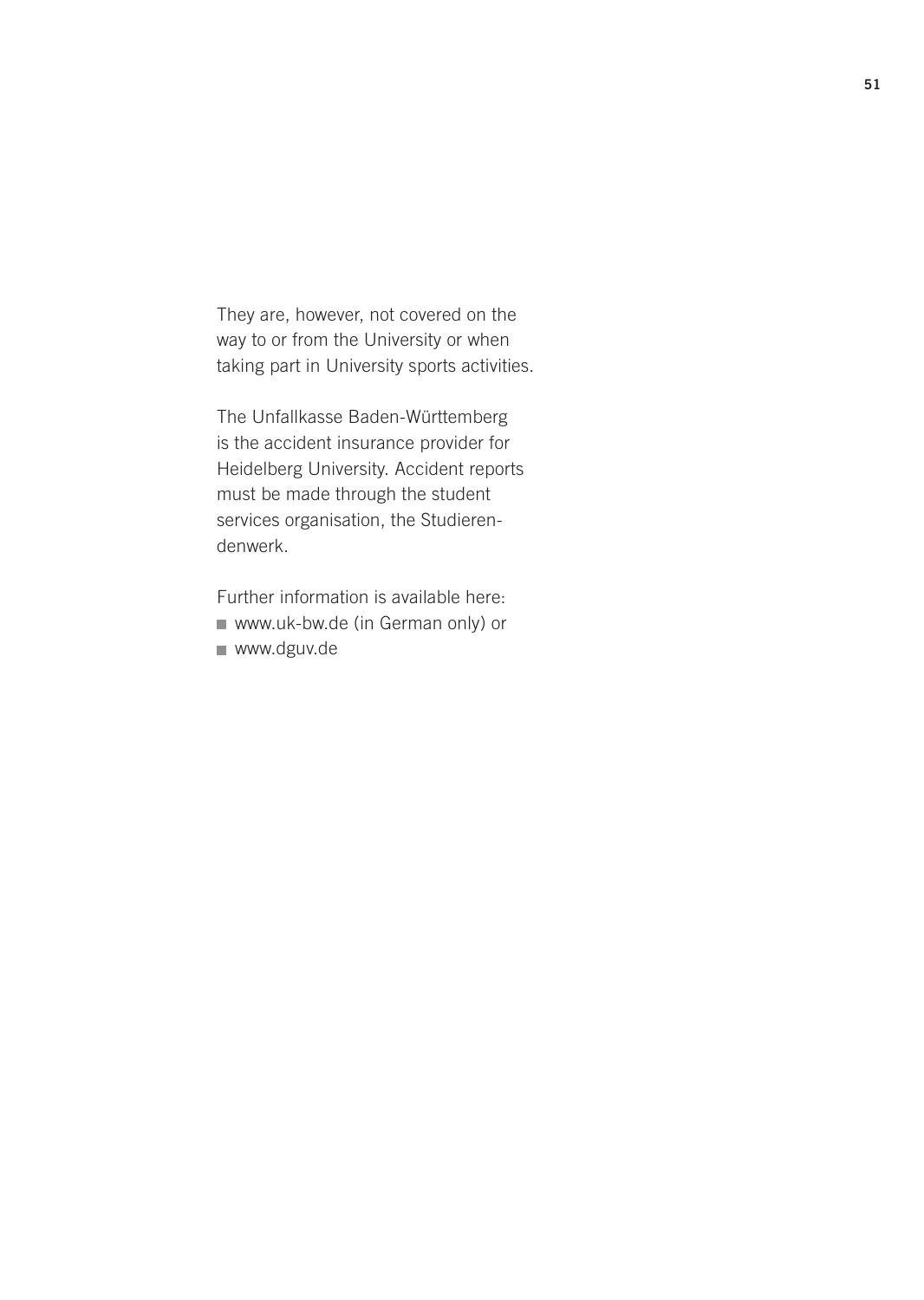They are, however, not covered on the way to or from the University or when taking part in University sports activities.

The Unfallkasse Baden-Württemberg is the accident insurance provider for Heidelberg University. Accident reports must be made through the student services organisation, the Studierendenwerk.

Further information is available here:

- www.uk-bw.de (in German only) or
- www.dguv.de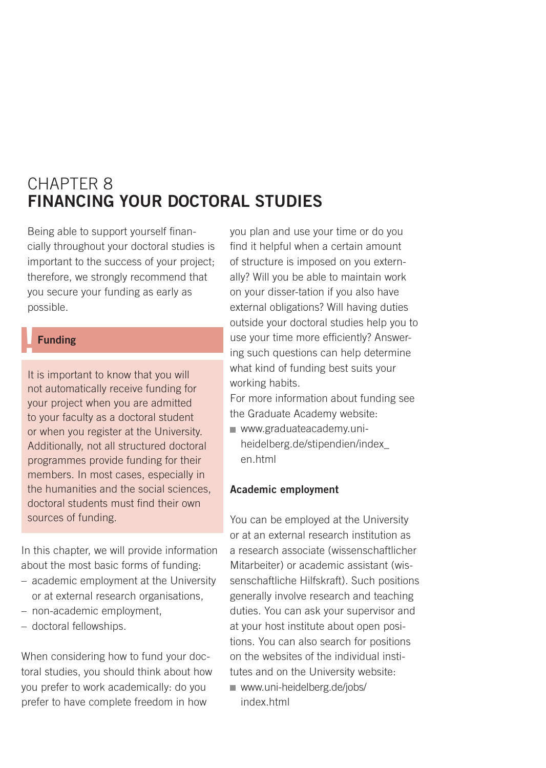# CHAPTER 8
# FINANCING YOUR DOCTORAL STUDIES

Being able to support yourself financially throughout your doctoral studies is important to the success of your project; therefore, we strongly recommend that you secure your funding as early as possible.

**Funding**

It is important to know that you will not automatically receive funding for your project when you are admitted to your faculty as a doctoral student or when you register at the University. Additionally, not all structured doctoral programmes provide funding for their members. In most cases, especially in the humanities and the social sciences, doctoral students must find their own sources of funding.

In this chapter, we will provide information about the most basic forms of funding:

- academic employment at the University or at external research organisations,
- non-academic employment,
- doctoral fellowships.

When considering how to fund your doctoral studies, you should think about how you prefer to work academically: do you prefer to have complete freedom in how you plan and use your time or do you find it helpful when a certain amount of structure is imposed on you externally? Will you be able to maintain work on your disser-tation if you also have external obligations? Will having duties outside your doctoral studies help you to use your time more efficiently? Answering such questions can help determine what kind of funding best suits your working habits.

For more information about funding see the Graduate Academy website:

- www.graduateacademy.uni-heidelberg.de/stipendien/index_en.html

**Academic employment**

You can be employed at the University or at an external research institution as a research associate (wissenschaftlicher Mitarbeiter) or academic assistant (wissenschaftliche Hilfskraft). Such positions generally involve research and teaching duties. You can ask your supervisor and at your host institute about open positions. You can also search for positions on the websites of the individual institutes and on the University website:

- www.uni-heidelberg.de/jobs/index.html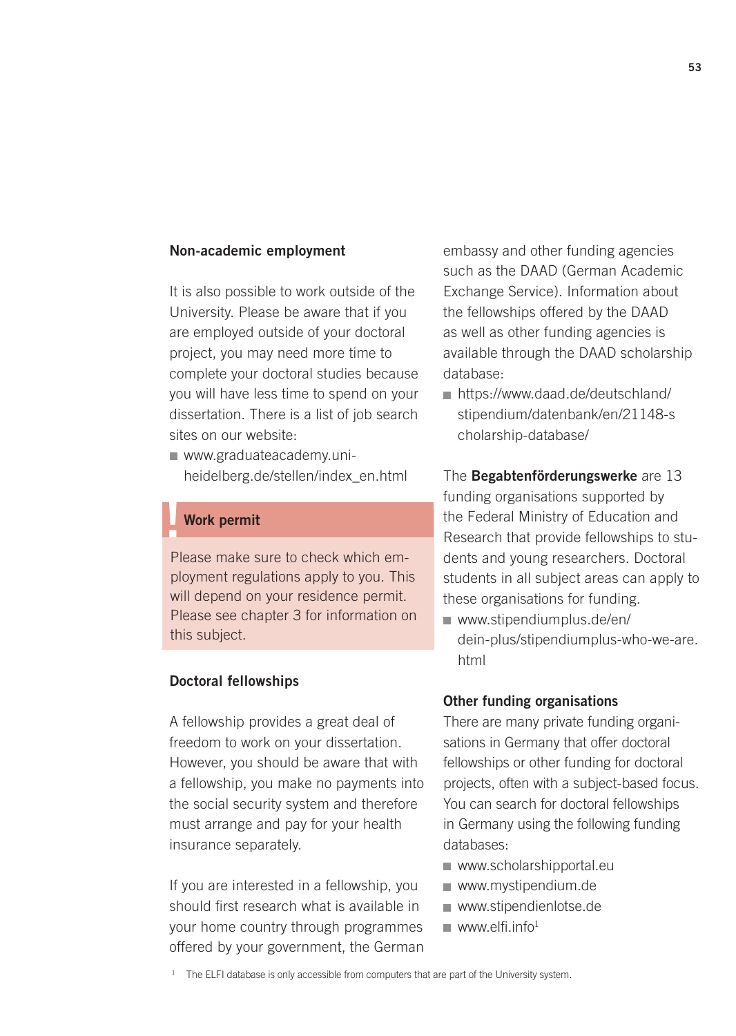### Non-academic employment

It is also possible to work outside of the University. Please be aware that if you are employed outside of your doctoral project, you may need more time to complete your doctoral studies because you will have less time to spend on your dissertation. There is a list of job search sites on our website:

- www.graduateacademy.uni-heidelberg.de/stellen/index_en.html

> **Work permit**
>
> Please make sure to check which employment regulations apply to you. This will depend on your residence permit. Please see chapter 3 for information on this subject.

### Doctoral fellowships

A fellowship provides a great deal of freedom to work on your dissertation. However, you should be aware that with a fellowship, you make no payments into the social security system and therefore must arrange and pay for your health insurance separately.

If you are interested in a fellowship, you should first research what is available in your home country through programmes offered by your government, the German embassy and other funding agencies such as the DAAD (German Academic Exchange Service). Information about the fellowships offered by the DAAD as well as other funding agencies is available through the DAAD scholarship database:

- https://www.daad.de/deutschland/stipendium/datenbank/en/21148-scholarship-database/

The **Begabtenförderungswerke** are 13 funding organisations supported by the Federal Ministry of Education and Research that provide fellowships to students and young researchers. Doctoral students in all subject areas can apply to these organisations for funding.

- www.stipendiumplus.de/en/dein-plus/stipendiumplus-who-we-are.html

### Other funding organisations

There are many private funding organisations in Germany that offer doctoral fellowships or other funding for doctoral projects, often with a subject-based focus. You can search for doctoral fellowships in Germany using the following funding databases:

- www.scholarshipportal.eu
- www.mystipendium.de
- www.stipendienlotse.de
- www.elfi.info[1]

[1] The ELFI database is only accessible from computers that are part of the University system.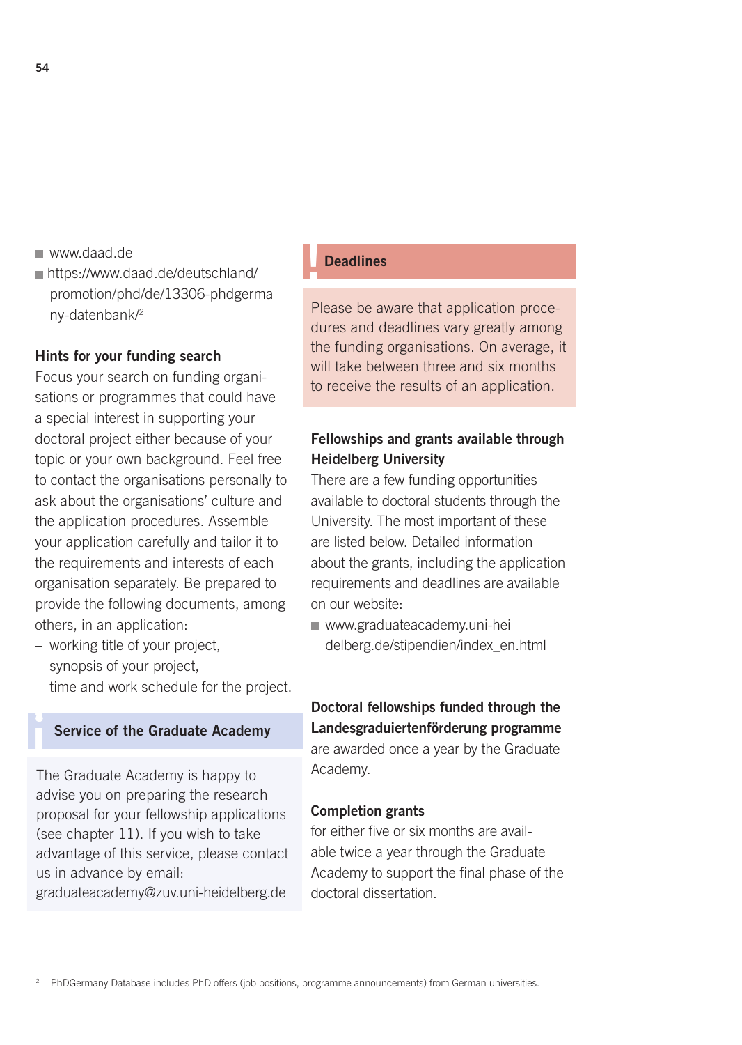- www.daad.de
- https://www.daad.de/deutschland/promotion/phd/de/13306-phdgermany-datenbank/[2]

### Hints for your funding search

Focus your search on funding organisations or programmes that could have a special interest in supporting your doctoral project either because of your topic or your own background. Feel free to contact the organisations personally to ask about the organisations' culture and the application procedures. Assemble your application carefully and tailor it to the requirements and interests of each organisation separately. Be prepared to provide the following documents, among others, in an application:

- working title of your project,
- synopsis of your project,
- time and work schedule for the project.

### Service of the Graduate Academy

The Graduate Academy is happy to advise you on preparing the research proposal for your fellowship applications (see chapter 11). If you wish to take advantage of this service, please contact us in advance by email: graduateacademy@zuv.uni-heidelberg.de

### Deadlines

Please be aware that application procedures and deadlines vary greatly among the funding organisations. On average, it will take between three and six months to receive the results of an application.

### Fellowships and grants available through Heidelberg University

There are a few funding opportunities available to doctoral students through the University. The most important of these are listed below. Detailed information about the grants, including the application requirements and deadlines are available on our website:

- www.graduateacademy.uni-heidelberg.de/stipendien/index_en.html

**Doctoral fellowships funded through the Landesgraduiertenförderung programme** are awarded once a year by the Graduate Academy.

**Completion grants** for either five or six months are available twice a year through the Graduate Academy to support the final phase of the doctoral dissertation.

[2] PhDGermany Database includes PhD offers (job positions, programme announcements) from German universities.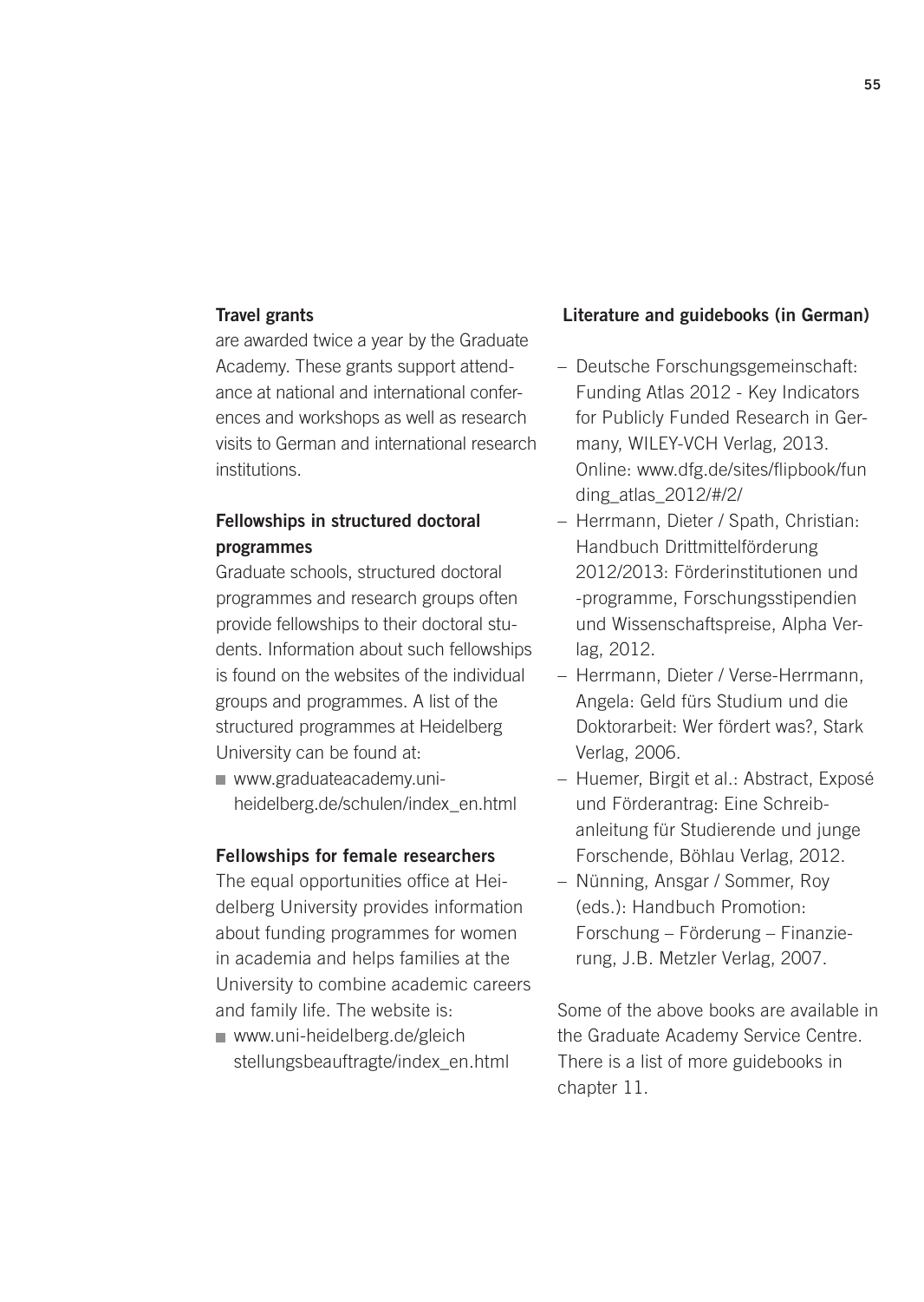### Travel grants

are awarded twice a year by the Graduate Academy. These grants support attendance at national and international conferences and workshops as well as research visits to German and international research institutions.

### Fellowships in structured doctoral programmes

Graduate schools, structured doctoral programmes and research groups often provide fellowships to their doctoral students. Information about such fellowships is found on the websites of the individual groups and programmes. A list of the structured programmes at Heidelberg University can be found at:

- www.graduateacademy.uni-heidelberg.de/schulen/index_en.html

### Fellowships for female researchers

The equal opportunities office at Heidelberg University provides information about funding programmes for women in academia and helps families at the University to combine academic careers and family life. The website is:

- www.uni-heidelberg.de/gleichstellungsbeauftragte/index_en.html

### Literature and guidebooks (in German)

- Deutsche Forschungsgemeinschaft: Funding Atlas 2012 - Key Indicators for Publicly Funded Research in Germany, WILEY-VCH Verlag, 2013. Online: www.dfg.de/sites/flipbook/funding_atlas_2012/#/2/
- Herrmann, Dieter / Spath, Christian: Handbuch Drittmittelförderung 2012/2013: Förderinstitutionen und -programme, Forschungsstipendien und Wissenschaftspreise, Alpha Verlag, 2012.
- Herrmann, Dieter / Verse-Herrmann, Angela: Geld fürs Studium und die Doktorarbeit: Wer fördert was?, Stark Verlag, 2006.
- Huemer, Birgit et al.: Abstract, Exposé und Förderantrag: Eine Schreibanleitung für Studierende und junge Forschende, Böhlau Verlag, 2012.
- Nünning, Ansgar / Sommer, Roy (eds.): Handbuch Promotion: Forschung – Förderung – Finanzierung, J.B. Metzler Verlag, 2007.

Some of the above books are available in the Graduate Academy Service Centre. There is a list of more guidebooks in chapter 11.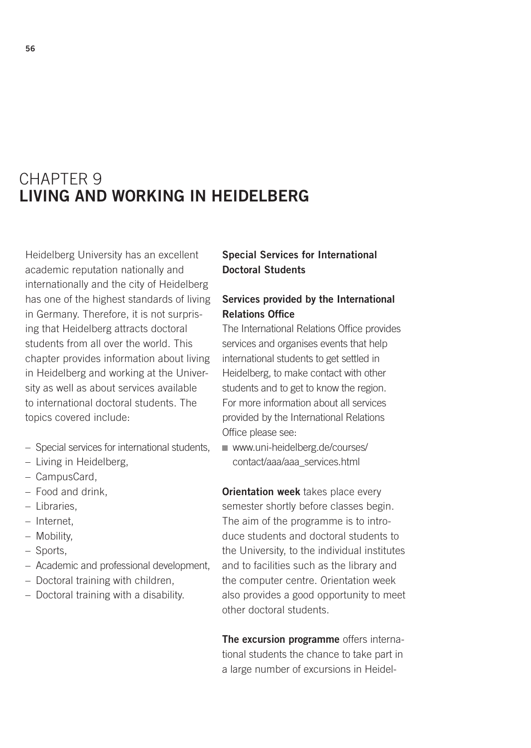# CHAPTER 9
# LIVING AND WORKING IN HEIDELBERG

Heidelberg University has an excellent academic reputation nationally and internationally and the city of Heidelberg has one of the highest standards of living in Germany. Therefore, it is not surprising that Heidelberg attracts doctoral students from all over the world. This chapter provides information about living in Heidelberg and working at the University as well as about services available to international doctoral students. The topics covered include:

- Special services for international students,
- Living in Heidelberg,
- CampusCard,
- Food and drink,
- Libraries,
- Internet,
- Mobility,
- Sports,
- Academic and professional development,
- Doctoral training with children,
- Doctoral training with a disability.

## Special Services for International Doctoral Students

### Services provided by the International Relations Office

The International Relations Office provides services and organises events that help international students to get settled in Heidelberg, to make contact with other students and to get to know the region. For more information about all services provided by the International Relations Office please see:

- www.uni-heidelberg.de/courses/contact/aaa/aaa_services.html

**Orientation week** takes place every semester shortly before classes begin. The aim of the programme is to introduce students and doctoral students to the University, to the individual institutes and to facilities such as the library and the computer centre. Orientation week also provides a good opportunity to meet other doctoral students.

**The excursion programme** offers international students the chance to take part in a large number of excursions in Heidel-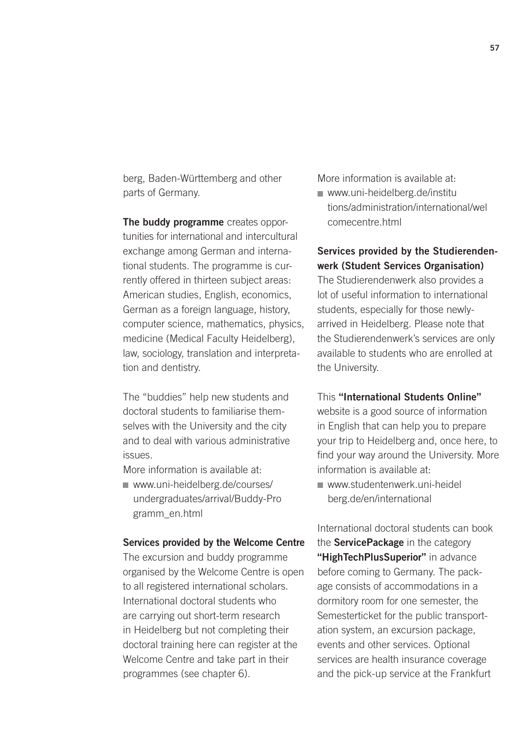berg, Baden-Württemberg and other parts of Germany.

**The buddy programme** creates opportunities for international and intercultural exchange among German and international students. The programme is currently offered in thirteen subject areas: American studies, English, economics, German as a foreign language, history, computer science, mathematics, physics, medicine (Medical Faculty Heidelberg), law, sociology, translation and interpretation and dentistry.

The "buddies" help new students and doctoral students to familiarise themselves with the University and the city and to deal with various administrative issues.

More information is available at:

- www.uni-heidelberg.de/courses/undergraduates/arrival/Buddy-Programm_en.html

**Services provided by the Welcome Centre**

The excursion and buddy programme organised by the Welcome Centre is open to all registered international scholars. International doctoral students who are carrying out short-term research in Heidelberg but not completing their doctoral training here can register at the Welcome Centre and take part in their programmes (see chapter 6).

More information is available at:

- www.uni-heidelberg.de/institutions/administration/international/welcomecentre.html

**Services provided by the Studierendenwerk (Student Services Organisation)**

The Studierendenwerk also provides a lot of useful information to international students, especially for those newly-arrived in Heidelberg. Please note that the Studierendenwerk's services are only available to students who are enrolled at the University.

This **"International Students Online"** website is a good source of information in English that can help you to prepare your trip to Heidelberg and, once here, to find your way around the University. More information is available at:

- www.studentenwerk.uni-heidelberg.de/en/international

International doctoral students can book the **ServicePackage** in the category **"HighTechPlusSuperior"** in advance before coming to Germany. The package consists of accommodations in a dormitory room for one semester, the Semesterticket for the public transportation system, an excursion package, events and other services. Optional services are health insurance coverage and the pick-up service at the Frankfurt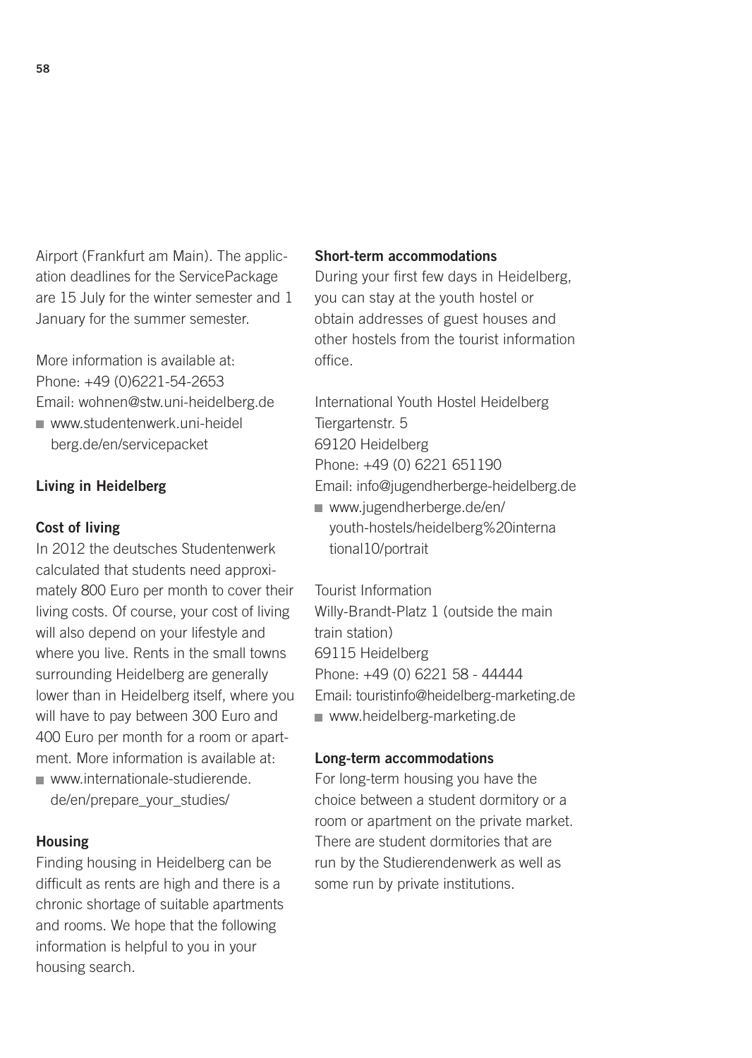Airport (Frankfurt am Main). The application deadlines for the ServicePackage are 15 July for the winter semester and 1 January for the summer semester.

More information is available at:
Phone: +49 (0)6221-54-2653
Email: wohnen@stw.uni-heidelberg.de

- www.studentenwerk.uni-heidelberg.de/en/servicepacket

## Living in Heidelberg

### Cost of living

In 2012 the deutsches Studentenwerk calculated that students need approximately 800 Euro per month to cover their living costs. Of course, your cost of living will also depend on your lifestyle and where you live. Rents in the small towns surrounding Heidelberg are generally lower than in Heidelberg itself, where you will have to pay between 300 Euro and 400 Euro per month for a room or apartment. More information is available at:

- www.internationale-studierende.de/en/prepare_your_studies/

### Housing

Finding housing in Heidelberg can be difficult as rents are high and there is a chronic shortage of suitable apartments and rooms. We hope that the following information is helpful to you in your housing search.

### Short-term accommodations

During your first few days in Heidelberg, you can stay at the youth hostel or obtain addresses of guest houses and other hostels from the tourist information office.

International Youth Hostel Heidelberg
Tiergartenstr. 5
69120 Heidelberg
Phone: +49 (0) 6221 651190
Email: info@jugendherberge-heidelberg.de

- www.jugendherberge.de/en/youth-hostels/heidelberg%20international10/portrait

Tourist Information
Willy-Brandt-Platz 1 (outside the main train station)
69115 Heidelberg
Phone: +49 (0) 6221 58 - 44444
Email: touristinfo@heidelberg-marketing.de

- www.heidelberg-marketing.de

### Long-term accommodations

For long-term housing you have the choice between a student dormitory or a room or apartment on the private market. There are student dormitories that are run by the Studierendenwerk as well as some run by private institutions.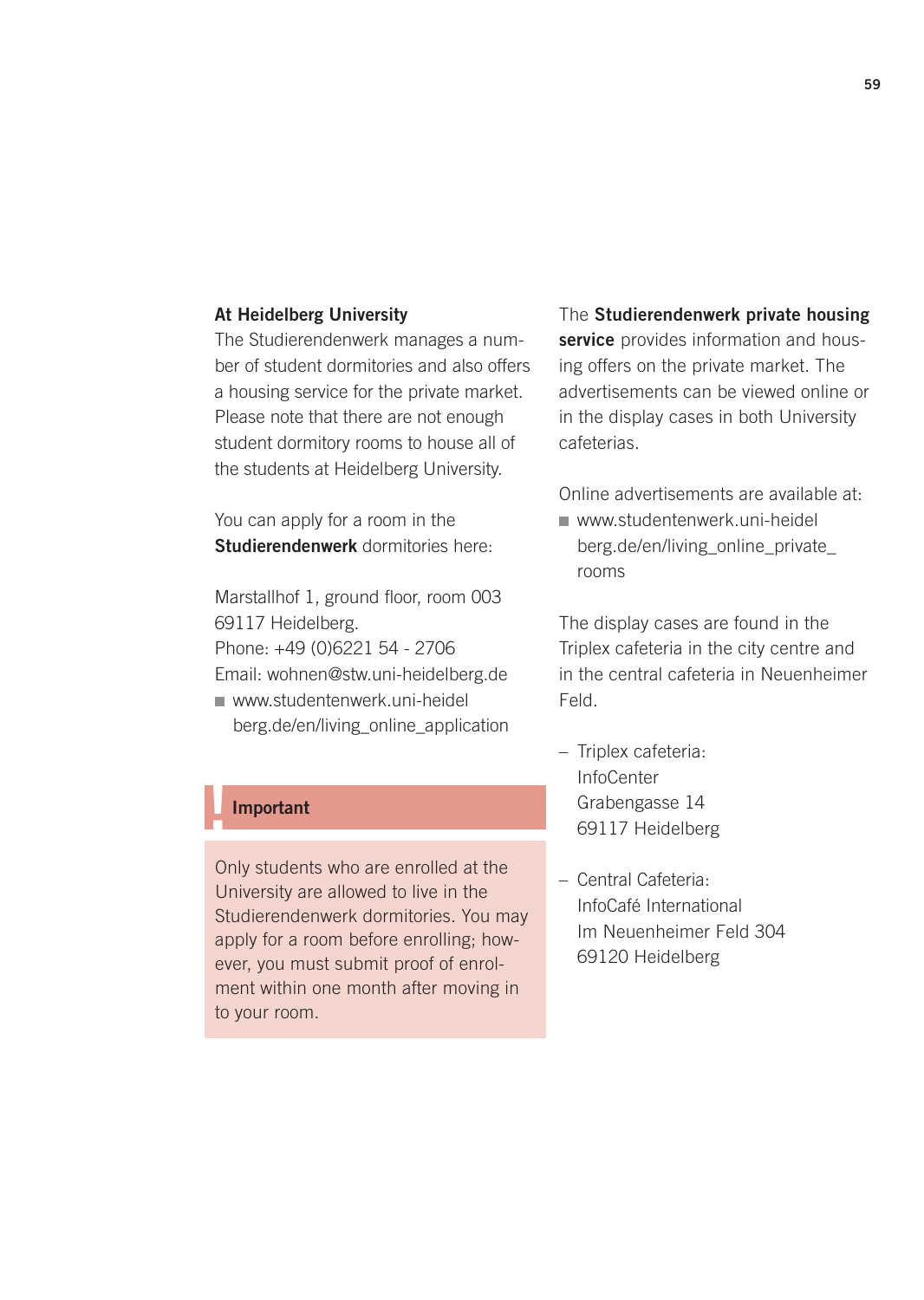**At Heidelberg University**
The Studierendenwerk manages a number of student dormitories and also offers a housing service for the private market. Please note that there are not enough student dormitory rooms to house all of the students at Heidelberg University.

You can apply for a room in the **Studierendenwerk** dormitories here:

Marstallhof 1, ground floor, room 003
69117 Heidelberg.
Phone: +49 (0)6221 54 - 2706
Email: wohnen@stw.uni-heidelberg.de

- www.studentenwerk.uni-heidelberg.de/en/living_online_application

> **Important**
>
> Only students who are enrolled at the University are allowed to live in the Studierendenwerk dormitories. You may apply for a room before enrolling; however, you must submit proof of enrolment within one month after moving in to your room.

The **Studierendenwerk private housing service** provides information and housing offers on the private market. The advertisements can be viewed online or in the display cases in both University cafeterias.

Online advertisements are available at:

- www.studentenwerk.uni-heidelberg.de/en/living_online_private_rooms

The display cases are found in the Triplex cafeteria in the city centre and in the central cafeteria in Neuenheimer Feld.

- Triplex cafeteria:
  InfoCenter
  Grabengasse 14
  69117 Heidelberg

- Central Cafeteria:
  InfoCafé International
  Im Neuenheimer Feld 304
  69120 Heidelberg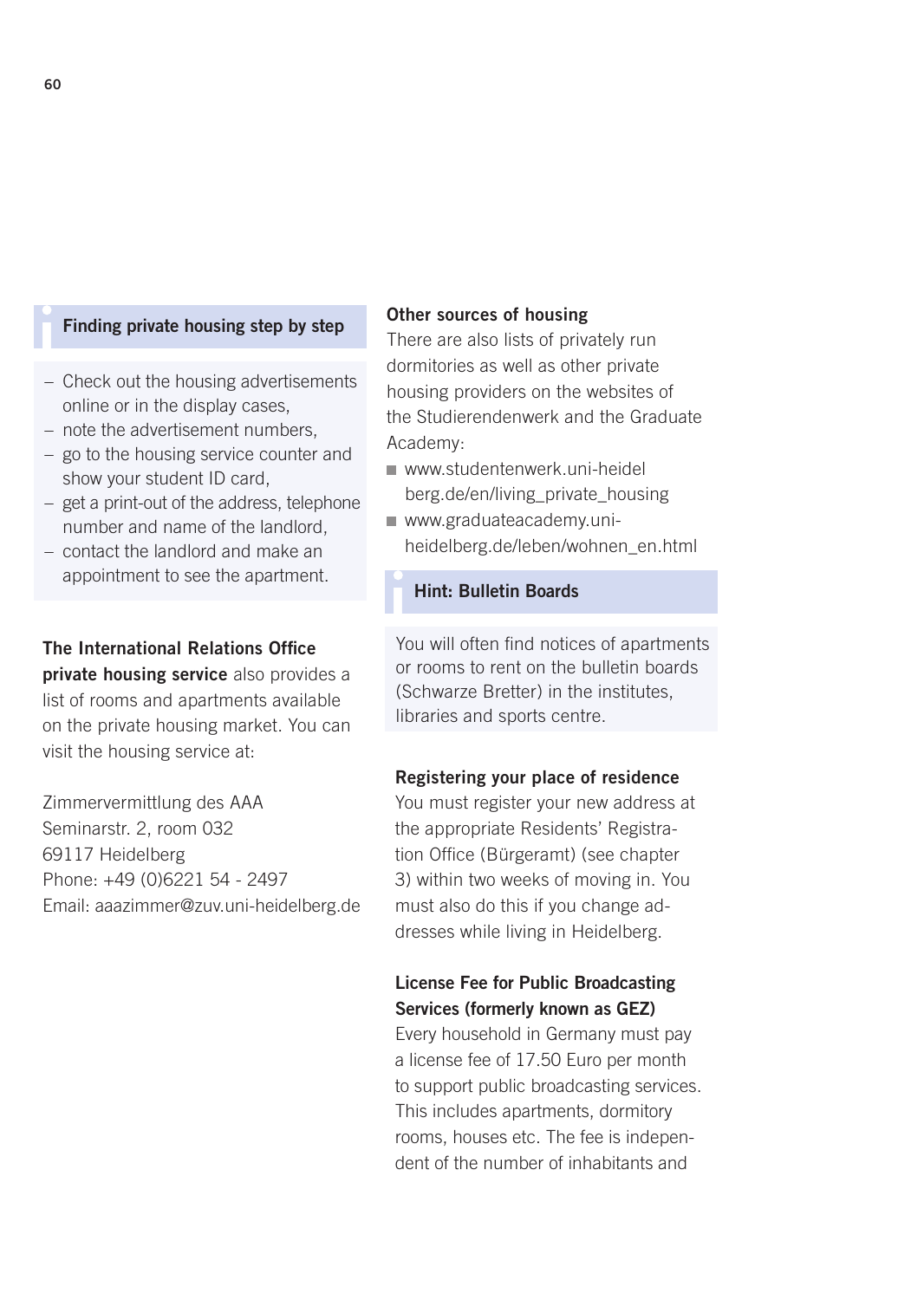### Finding private housing step by step

- Check out the housing advertisements online or in the display cases,
- note the advertisement numbers,
- go to the housing service counter and show your student ID card,
- get a print-out of the address, telephone number and name of the landlord,
- contact the landlord and make an appointment to see the apartment.

**The International Relations Office private housing service** also provides a list of rooms and apartments available on the private housing market. You can visit the housing service at:

Zimmervermittlung des AAA
Seminarstr. 2, room 032
69117 Heidelberg
Phone: +49 (0)6221 54 - 2497
Email: aaazimmer@zuv.uni-heidelberg.de

**Other sources of housing**
There are also lists of privately run dormitories as well as other private housing providers on the websites of the Studierendenwerk and the Graduate Academy:

- www.studentenwerk.uni-heidelberg.de/en/living_private_housing
- www.graduateacademy.uni-heidelberg.de/leben/wohnen_en.html

### Hint: Bulletin Boards

You will often find notices of apartments or rooms to rent on the bulletin boards (Schwarze Bretter) in the institutes, libraries and sports centre.

**Registering your place of residence**
You must register your new address at the appropriate Residents' Registration Office (Bürgeramt) (see chapter 3) within two weeks of moving in. You must also do this if you change addresses while living in Heidelberg.

**License Fee for Public Broadcasting Services (formerly known as GEZ)**
Every household in Germany must pay a license fee of 17.50 Euro per month to support public broadcasting services. This includes apartments, dormitory rooms, houses etc. The fee is independent of the number of inhabitants and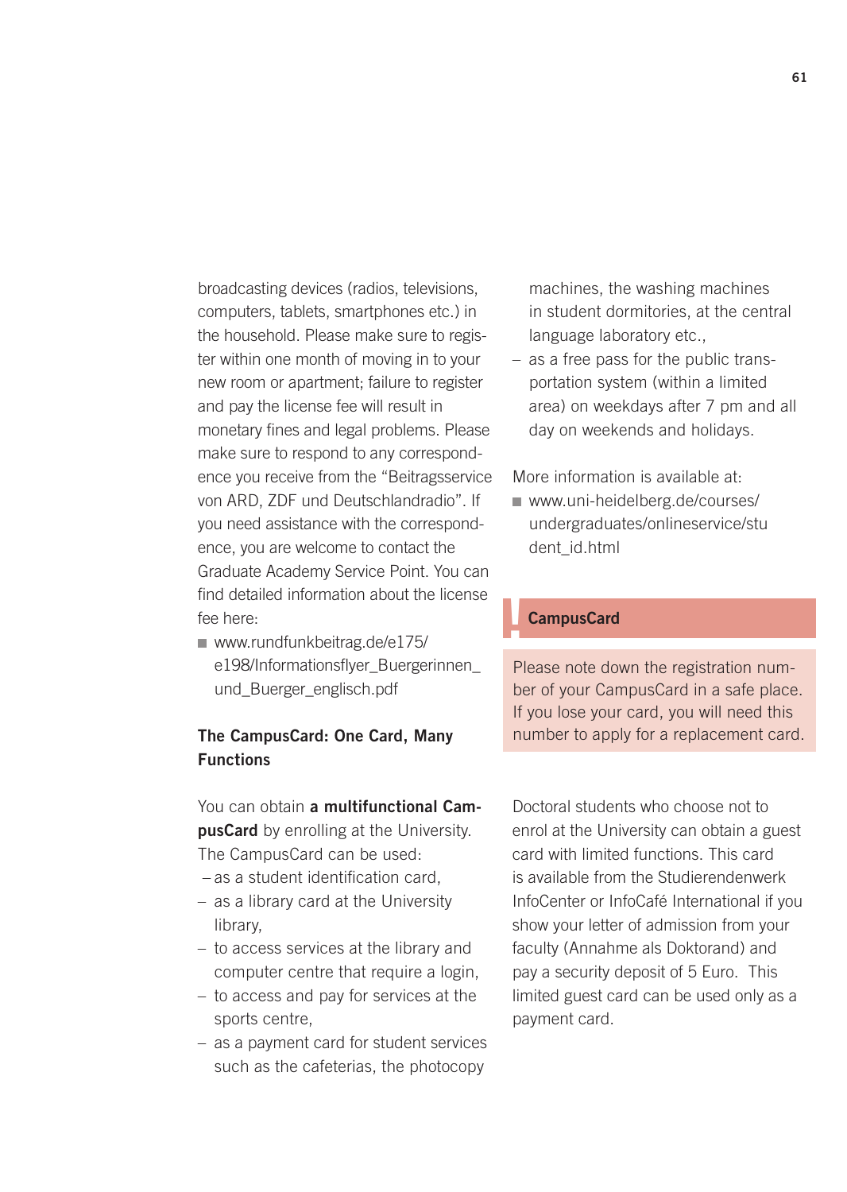broadcasting devices (radios, televisions, computers, tablets, smartphones etc.) in the household. Please make sure to register within one month of moving in to your new room or apartment; failure to register and pay the license fee will result in monetary fines and legal problems. Please make sure to respond to any correspondence you receive from the "Beitragsservice von ARD, ZDF und Deutschlandradio". If you need assistance with the correspondence, you are welcome to contact the Graduate Academy Service Point. You can find detailed information about the license fee here:

- www.rundfunkbeitrag.de/e175/e198/Informationsflyer_Buergerinnen_und_Buerger_englisch.pdf

### The CampusCard: One Card, Many Functions

You can obtain **a multifunctional CampusCard** by enrolling at the University. The CampusCard can be used:

- as a student identification card,
- as a library card at the University library,
- to access services at the library and computer centre that require a login,
- to access and pay for services at the sports centre,
- as a payment card for student services such as the cafeterias, the photocopy machines, the washing machines in student dormitories, at the central language laboratory etc.,
- as a free pass for the public transportation system (within a limited area) on weekdays after 7 pm and all day on weekends and holidays.

More information is available at:

- www.uni-heidelberg.de/courses/undergraduates/onlineservice/student_id.html

**CampusCard**

Please note down the registration number of your CampusCard in a safe place. If you lose your card, you will need this number to apply for a replacement card.

Doctoral students who choose not to enrol at the University can obtain a guest card with limited functions. This card is available from the Studierendenwerk InfoCenter or InfoCafé International if you show your letter of admission from your faculty (Annahme als Doktorand) and pay a security deposit of 5 Euro. This limited guest card can be used only as a payment card.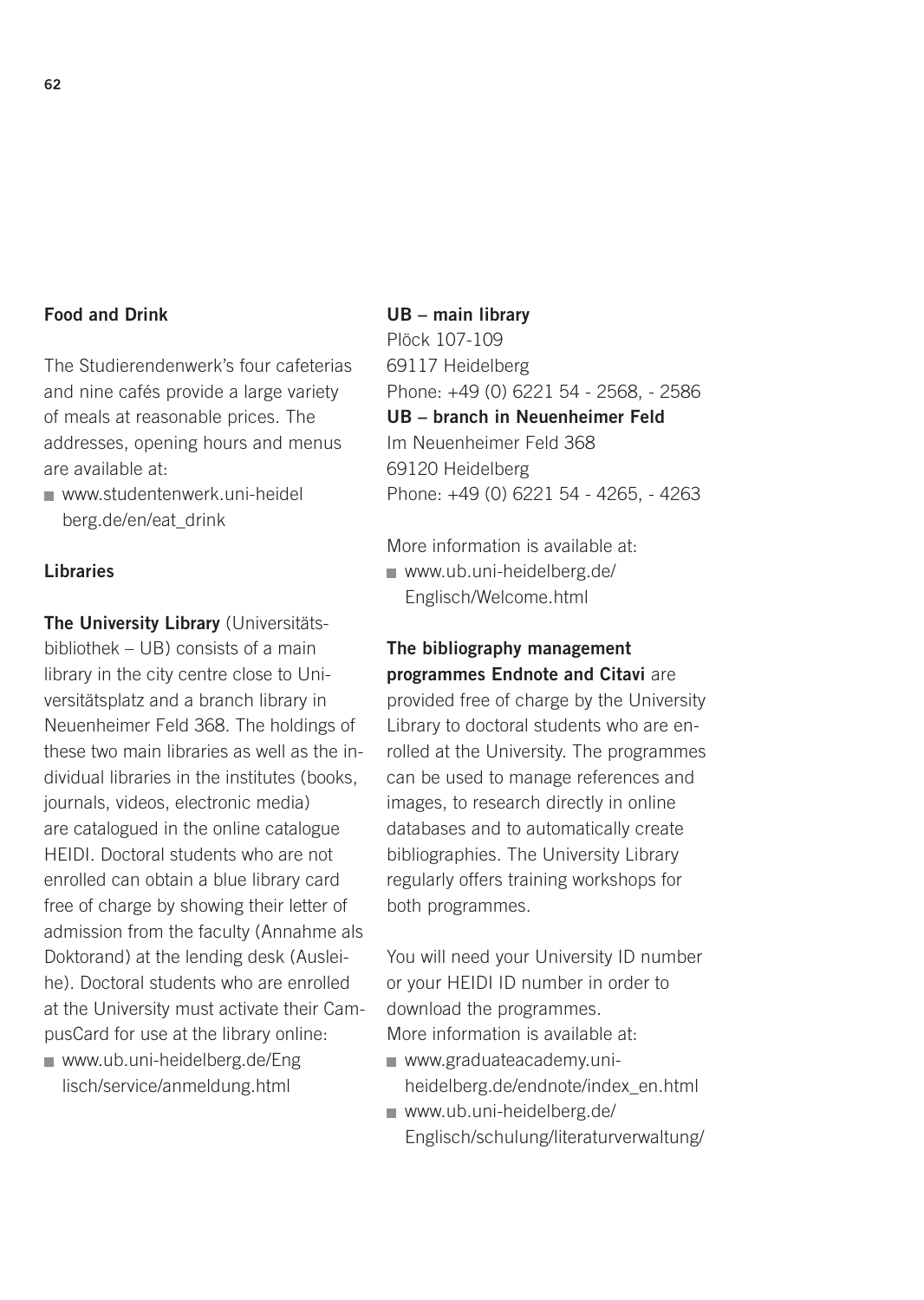## Food and Drink

The Studierendenwerk's four cafeterias and nine cafés provide a large variety of meals at reasonable prices. The addresses, opening hours and menus are available at:

- www.studentenwerk.uni-heidelberg.de/en/eat_drink

## Libraries

**The University Library** (Universitätsbibliothek – UB) consists of a main library in the city centre close to Universitätsplatz and a branch library in Neuenheimer Feld 368. The holdings of these two main libraries as well as the individual libraries in the institutes (books, journals, videos, electronic media) are catalogued in the online catalogue HEIDI. Doctoral students who are not enrolled can obtain a blue library card free of charge by showing their letter of admission from the faculty (Annahme als Doktorand) at the lending desk (Ausleihe). Doctoral students who are enrolled at the University must activate their CampusCard for use at the library online:

- www.ub.uni-heidelberg.de/Englisch/service/anmeldung.html

**UB – main library**
Plöck 107-109
69117 Heidelberg
Phone: +49 (0) 6221 54 - 2568, - 2586

**UB – branch in Neuenheimer Feld**
Im Neuenheimer Feld 368
69120 Heidelberg
Phone: +49 (0) 6221 54 - 4265, - 4263

More information is available at:

- www.ub.uni-heidelberg.de/Englisch/Welcome.html

**The bibliography management programmes Endnote and Citavi** are provided free of charge by the University Library to doctoral students who are enrolled at the University. The programmes can be used to manage references and images, to research directly in online databases and to automatically create bibliographies. The University Library regularly offers training workshops for both programmes.

You will need your University ID number or your HEIDI ID number in order to download the programmes.
More information is available at:

- www.graduateacademy.uni-heidelberg.de/endnote/index_en.html
- www.ub.uni-heidelberg.de/Englisch/schulung/literaturverwaltung/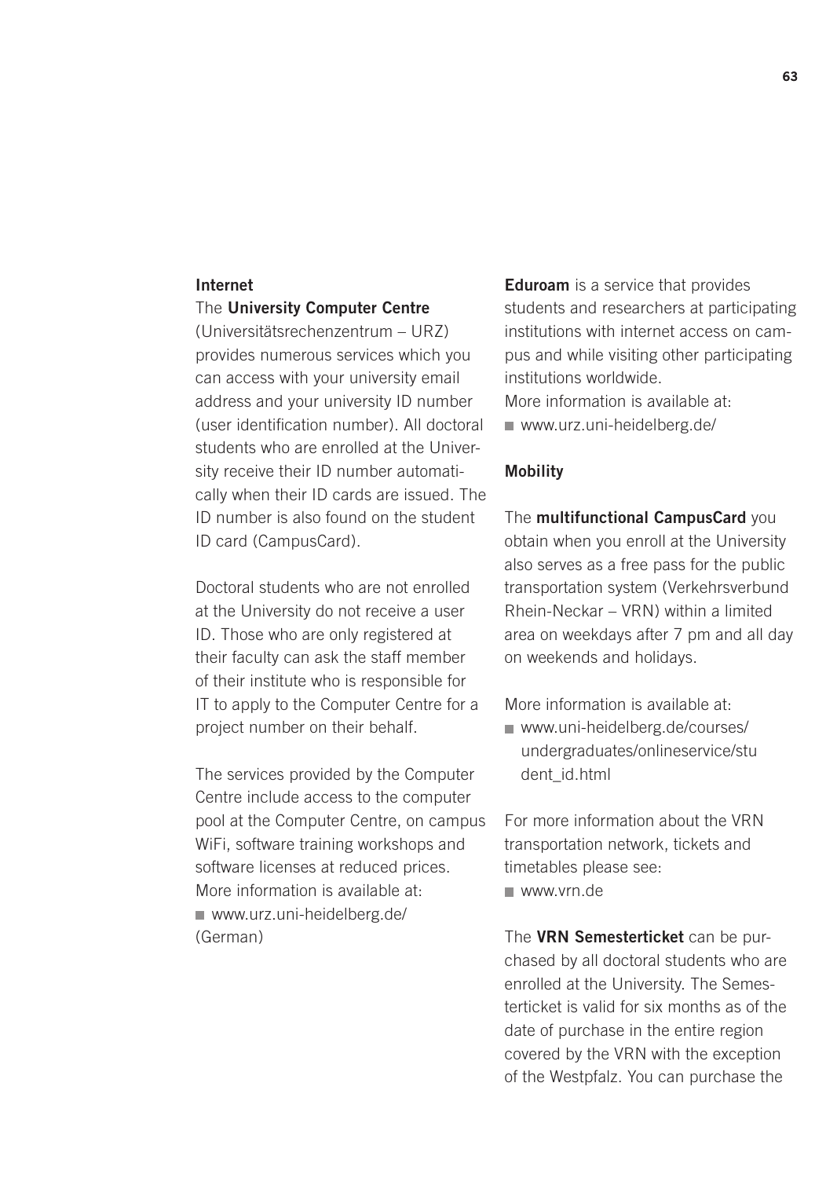## Internet

The **University Computer Centre** (Universitätsrechenzentrum – URZ) provides numerous services which you can access with your university email address and your university ID number (user identification number). All doctoral students who are enrolled at the University receive their ID number automatically when their ID cards are issued. The ID number is also found on the student ID card (CampusCard).

Doctoral students who are not enrolled at the University do not receive a user ID. Those who are only registered at their faculty can ask the staff member of their institute who is responsible for IT to apply to the Computer Centre for a project number on their behalf.

The services provided by the Computer Centre include access to the computer pool at the Computer Centre, on campus WiFi, software training workshops and software licenses at reduced prices. More information is available at:

- www.urz.uni-heidelberg.de/ (German)

**Eduroam** is a service that provides students and researchers at participating institutions with internet access on campus and while visiting other participating institutions worldwide.
More information is available at:

- www.urz.uni-heidelberg.de/

## Mobility

The **multifunctional CampusCard** you obtain when you enroll at the University also serves as a free pass for the public transportation system (Verkehrsverbund Rhein-Neckar – VRN) within a limited area on weekdays after 7 pm and all day on weekends and holidays.

More information is available at:

- www.uni-heidelberg.de/courses/undergraduates/onlineservice/student_id.html

For more information about the VRN transportation network, tickets and timetables please see:

- www.vrn.de

The **VRN Semesterticket** can be purchased by all doctoral students who are enrolled at the University. The Semesterticket is valid for six months as of the date of purchase in the entire region covered by the VRN with the exception of the Westpfalz. You can purchase the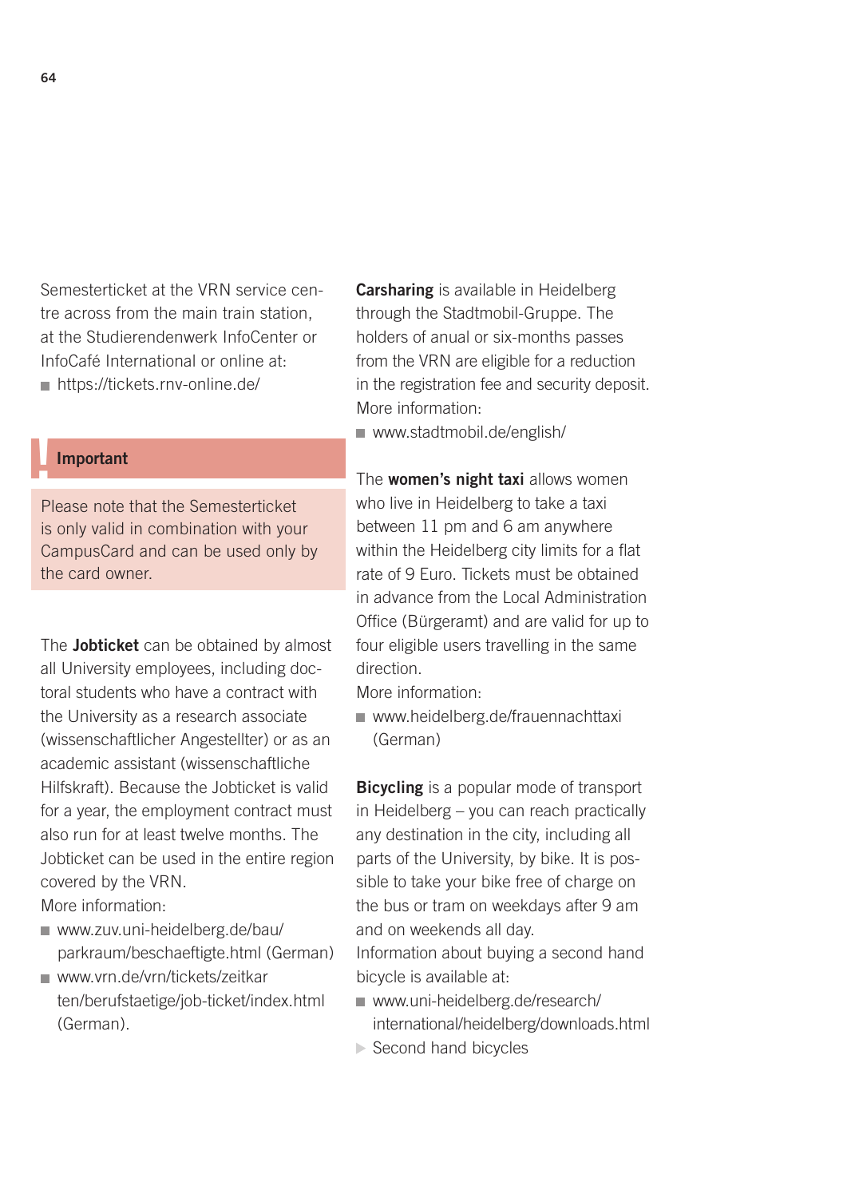Semesterticket at the VRN service centre across from the main train station, at the Studierendenwerk InfoCenter or InfoCafé International or online at:

- https://tickets.rnv-online.de/

> **Important**
>
> Please note that the Semesterticket is only valid in combination with your CampusCard and can be used only by the card owner.

The **Jobticket** can be obtained by almost all University employees, including doctoral students who have a contract with the University as a research associate (wissenschaftlicher Angestellter) or as an academic assistant (wissenschaftliche Hilfskraft). Because the Jobticket is valid for a year, the employment contract must also run for at least twelve months. The Jobticket can be used in the entire region covered by the VRN.

More information:

- www.zuv.uni-heidelberg.de/bau/parkraum/beschaeftigte.html (German)
- www.vrn.de/vrn/tickets/zeitkarten/berufstaetige/job-ticket/index.html (German).

**Carsharing** is available in Heidelberg through the Stadtmobil-Gruppe. The holders of anual or six-months passes from the VRN are eligible for a reduction in the registration fee and security deposit.

More information:

- www.stadtmobil.de/english/

The **women's night taxi** allows women who live in Heidelberg to take a taxi between 11 pm and 6 am anywhere within the Heidelberg city limits for a flat rate of 9 Euro. Tickets must be obtained in advance from the Local Administration Office (Bürgeramt) and are valid for up to four eligible users travelling in the same direction.

More information:

- www.heidelberg.de/frauennachttaxi (German)

**Bicycling** is a popular mode of transport in Heidelberg – you can reach practically any destination in the city, including all parts of the University, by bike. It is possible to take your bike free of charge on the bus or tram on weekdays after 9 am and on weekends all day.

Information about buying a second hand bicycle is available at:

- www.uni-heidelberg.de/research/international/heidelberg/downloads.html
  ▸ Second hand bicycles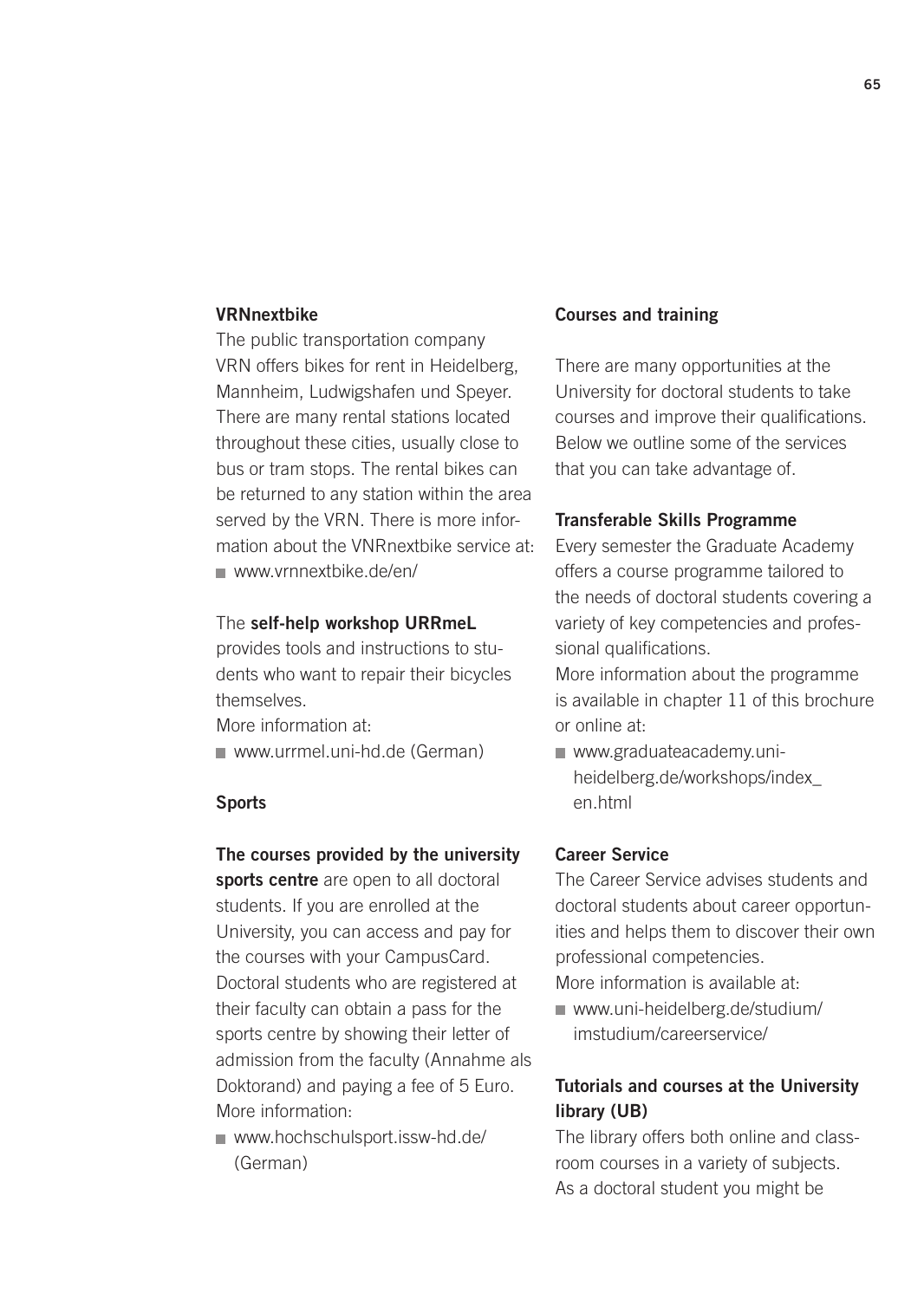**VRNnextbike**

The public transportation company VRN offers bikes for rent in Heidelberg, Mannheim, Ludwigshafen und Speyer. There are many rental stations located throughout these cities, usually close to bus or tram stops. The rental bikes can be returned to any station within the area served by the VRN. There is more information about the VNRnextbike service at:

- www.vrnnextbike.de/en/

The **self-help workshop URRmeL** provides tools and instructions to students who want to repair their bicycles themselves.

More information at:

- www.urrmel.uni-hd.de (German)

## Sports

**The courses provided by the university sports centre** are open to all doctoral students. If you are enrolled at the University, you can access and pay for the courses with your CampusCard. Doctoral students who are registered at their faculty can obtain a pass for the sports centre by showing their letter of admission from the faculty (Annahme als Doktorand) and paying a fee of 5 Euro.

More information:

- www.hochschulsport.issw-hd.de/ (German)

## Courses and training

There are many opportunities at the University for doctoral students to take courses and improve their qualifications. Below we outline some of the services that you can take advantage of.

**Transferable Skills Programme**

Every semester the Graduate Academy offers a course programme tailored to the needs of doctoral students covering a variety of key competencies and professional qualifications.

More information about the programme is available in chapter 11 of this brochure or online at:

- www.graduateacademy.uni-heidelberg.de/workshops/index_en.html

**Career Service**

The Career Service advises students and doctoral students about career opportunities and helps them to discover their own professional competencies.

More information is available at:

- www.uni-heidelberg.de/studium/imstudium/careerservice/

**Tutorials and courses at the University library (UB)**

The library offers both online and classroom courses in a variety of subjects. As a doctoral student you might be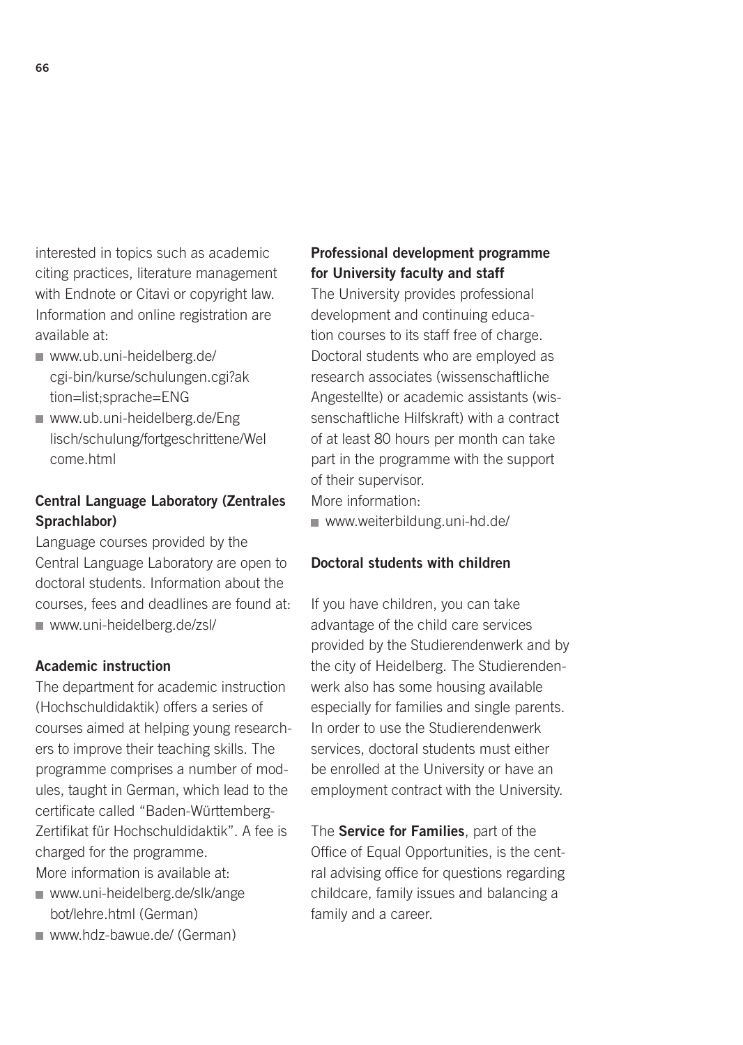interested in topics such as academic citing practices, literature management with Endnote or Citavi or copyright law. Information and online registration are available at:

- www.ub.uni-heidelberg.de/cgi-bin/kurse/schulungen.cgi?aktion=list;sprache=ENG
- www.ub.uni-heidelberg.de/Englisch/schulung/fortgeschrittene/Welcome.html

**Central Language Laboratory (Zentrales Sprachlabor)**

Language courses provided by the Central Language Laboratory are open to doctoral students. Information about the courses, fees and deadlines are found at:

- www.uni-heidelberg.de/zsl/

**Academic instruction**

The department for academic instruction (Hochschuldidaktik) offers a series of courses aimed at helping young researchers to improve their teaching skills. The programme comprises a number of modules, taught in German, which lead to the certificate called "Baden-Württemberg-Zertifikat für Hochschuldidaktik". A fee is charged for the programme.
More information is available at:

- www.uni-heidelberg.de/slk/angebot/lehre.html (German)
- www.hdz-bawue.de/ (German)

**Professional development programme for University faculty and staff**

The University provides professional development and continuing education courses to its staff free of charge. Doctoral students who are employed as research associates (wissenschaftliche Angestellte) or academic assistants (wissenschaftliche Hilfskraft) with a contract of at least 80 hours per month can take part in the programme with the support of their supervisor.
More information:

- www.weiterbildung.uni-hd.de/

**Doctoral students with children**

If you have children, you can take advantage of the child care services provided by the Studierendenwerk and by the city of Heidelberg. The Studierendenwerk also has some housing available especially for families and single parents. In order to use the Studierendenwerk services, doctoral students must either be enrolled at the University or have an employment contract with the University.

The **Service for Families**, part of the Office of Equal Opportunities, is the central advising office for questions regarding childcare, family issues and balancing a family and a career.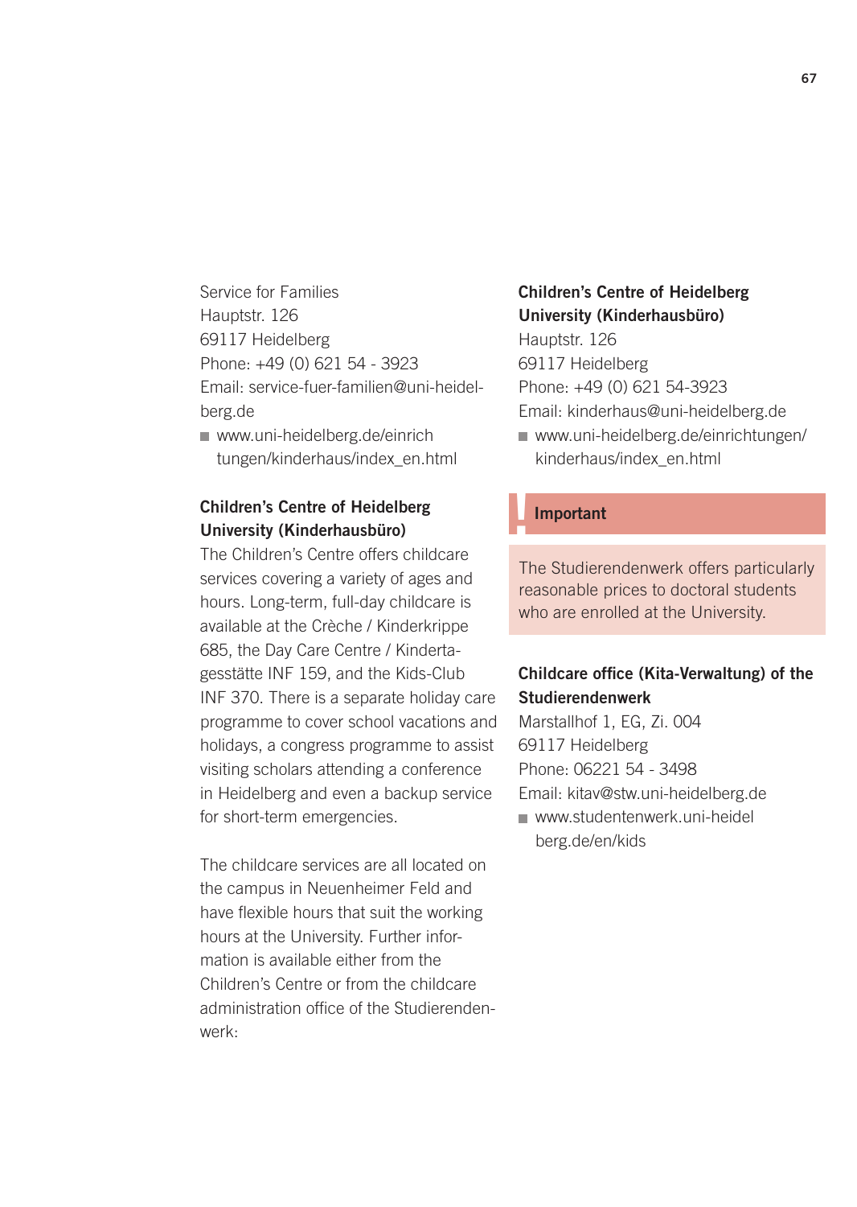Service for Families
Hauptstr. 126
69117 Heidelberg
Phone: +49 (0) 621 54 - 3923
Email: service-fuer-familien@uni-heidelberg.de

- www.uni-heidelberg.de/einrichtungen/kinderhaus/index_en.html

**Children's Centre of Heidelberg University (Kinderhausbüro)**

The Children's Centre offers childcare services covering a variety of ages and hours. Long-term, full-day childcare is available at the Crèche / Kinderkrippe 685, the Day Care Centre / Kindertagesstätte INF 159, and the Kids-Club INF 370. There is a separate holiday care programme to cover school vacations and holidays, a congress programme to assist visiting scholars attending a conference in Heidelberg and even a backup service for short-term emergencies.

The childcare services are all located on the campus in Neuenheimer Feld and have flexible hours that suit the working hours at the University. Further information is available either from the Children's Centre or from the childcare administration office of the Studierendenwerk:

**Children's Centre of Heidelberg University (Kinderhausbüro)**
Hauptstr. 126
69117 Heidelberg
Phone: +49 (0) 621 54-3923
Email: kinderhaus@uni-heidelberg.de

- www.uni-heidelberg.de/einrichtungen/kinderhaus/index_en.html

**Important**

The Studierendenwerk offers particularly reasonable prices to doctoral students who are enrolled at the University.

**Childcare office (Kita-Verwaltung) of the Studierendenwerk**
Marstallhof 1, EG, Zi. 004
69117 Heidelberg
Phone: 06221 54 - 3498
Email: kitav@stw.uni-heidelberg.de

- www.studentenwerk.uni-heidelberg.de/en/kids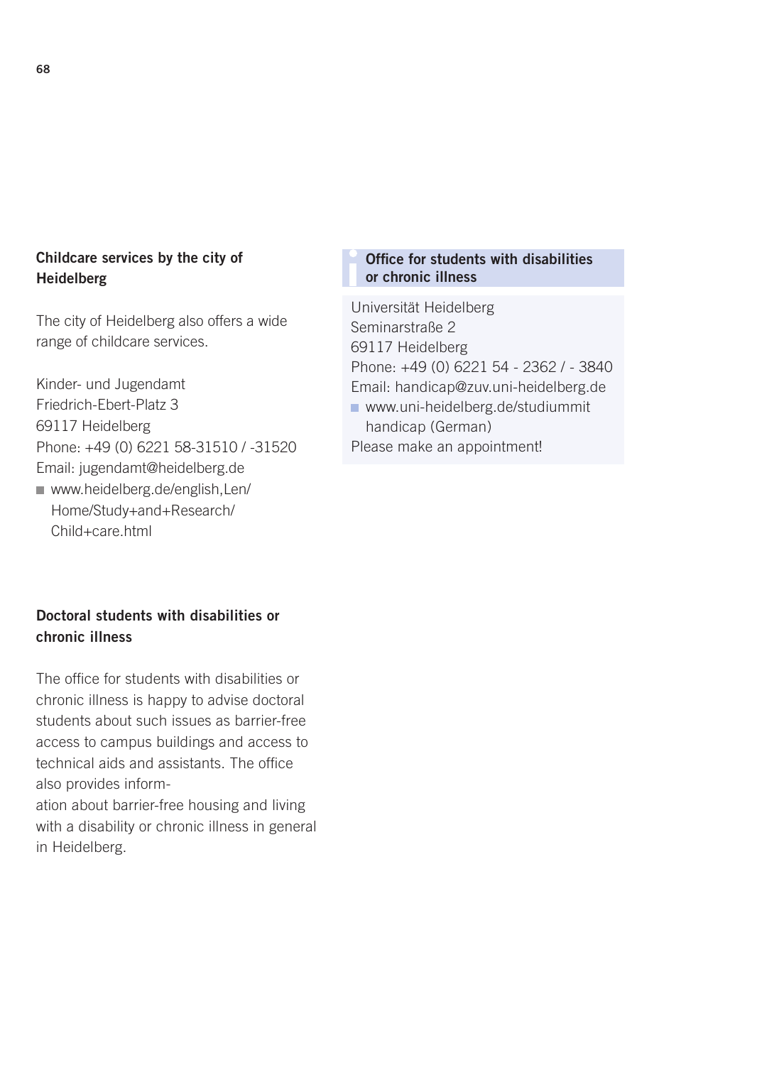### Childcare services by the city of Heidelberg

The city of Heidelberg also offers a wide range of childcare services.

Kinder- und Jugendamt
Friedrich-Ebert-Platz 3
69117 Heidelberg
Phone: +49 (0) 6221 58-31510 / -31520
Email: jugendamt@heidelberg.de

- www.heidelberg.de/english,Len/Home/Study+and+Research/Child+care.html

### Doctoral students with disabilities or chronic illness

The office for students with disabilities or chronic illness is happy to advise doctoral students about such issues as barrier-free access to campus buildings and access to technical aids and assistants. The office also provides information about barrier-free housing and living with a disability or chronic illness in general in Heidelberg.

### Office for students with disabilities or chronic illness

Universität Heidelberg
Seminarstraße 2
69117 Heidelberg
Phone: +49 (0) 6221 54 - 2362 / - 3840
Email: handicap@zuv.uni-heidelberg.de

- www.uni-heidelberg.de/studiummithandicap (German)

Please make an appointment!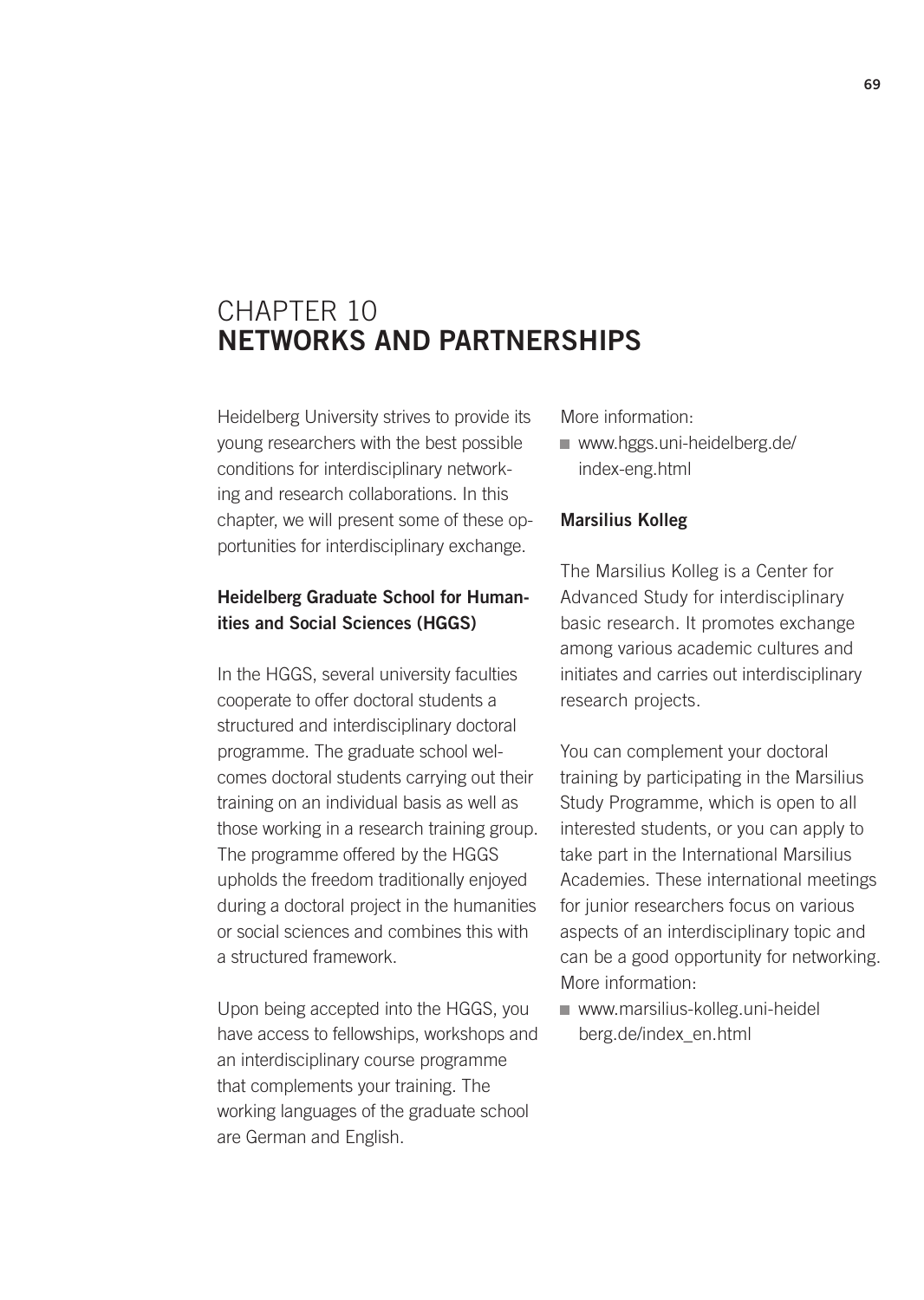# CHAPTER 10
# NETWORKS AND PARTNERSHIPS

Heidelberg University strives to provide its young researchers with the best possible conditions for interdisciplinary networking and research collaborations. In this chapter, we will present some of these opportunities for interdisciplinary exchange.

### Heidelberg Graduate School for Humanities and Social Sciences (HGGS)

In the HGGS, several university faculties cooperate to offer doctoral students a structured and interdisciplinary doctoral programme. The graduate school welcomes doctoral students carrying out their training on an individual basis as well as those working in a research training group. The programme offered by the HGGS upholds the freedom traditionally enjoyed during a doctoral project in the humanities or social sciences and combines this with a structured framework.

Upon being accepted into the HGGS, you have access to fellowships, workshops and an interdisciplinary course programme that complements your training. The working languages of the graduate school are German and English.

More information:

- www.hggs.uni-heidelberg.de/index-eng.html

### Marsilius Kolleg

The Marsilius Kolleg is a Center for Advanced Study for interdisciplinary basic research. It promotes exchange among various academic cultures and initiates and carries out interdisciplinary research projects.

You can complement your doctoral training by participating in the Marsilius Study Programme, which is open to all interested students, or you can apply to take part in the International Marsilius Academies. These international meetings for junior researchers focus on various aspects of an interdisciplinary topic and can be a good opportunity for networking. More information:

- www.marsilius-kolleg.uni-heidelberg.de/index_en.html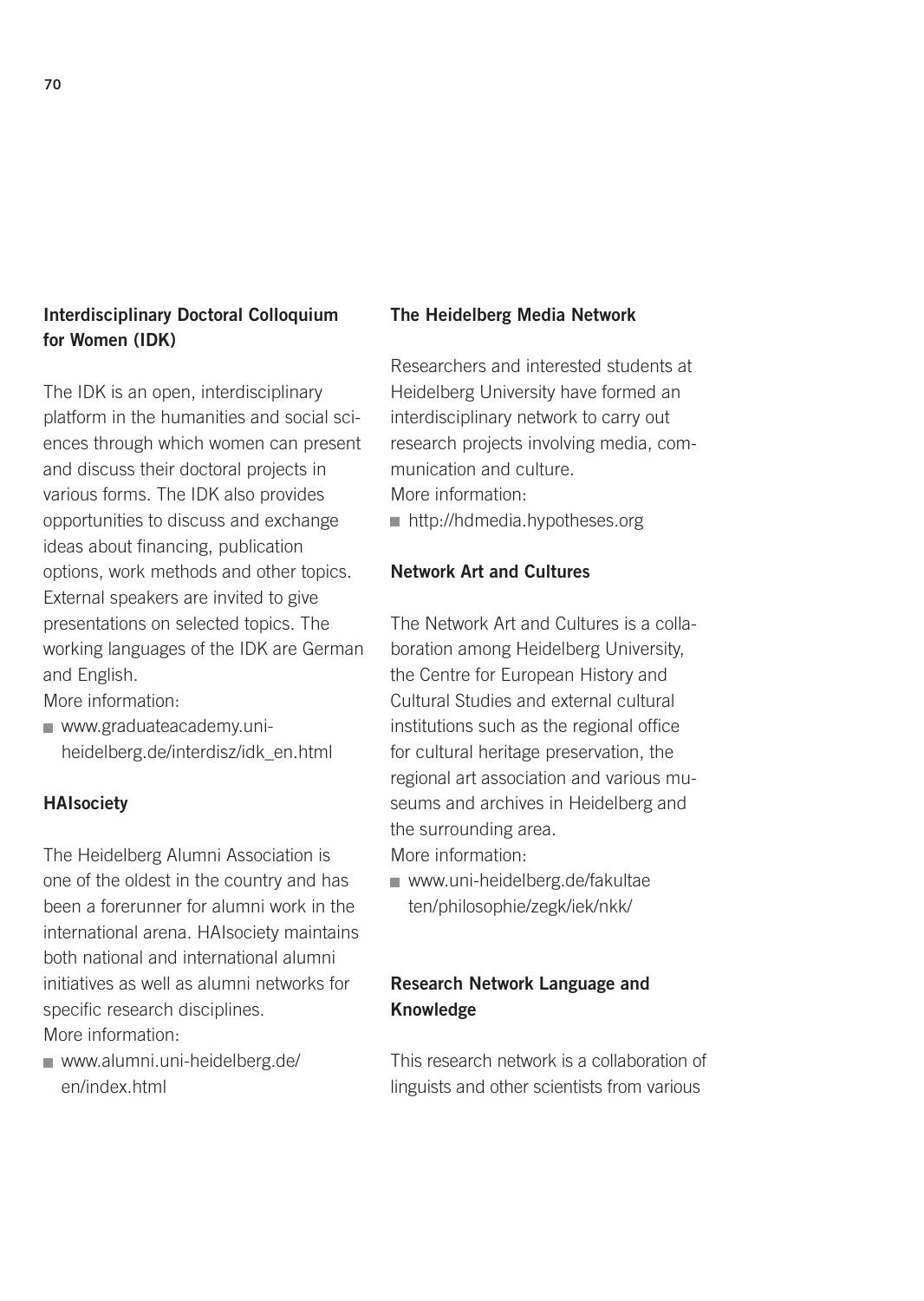### Interdisciplinary Doctoral Colloquium for Women (IDK)

The IDK is an open, interdisciplinary platform in the humanities and social sciences through which women can present and discuss their doctoral projects in various forms. The IDK also provides opportunities to discuss and exchange ideas about financing, publication options, work methods and other topics. External speakers are invited to give presentations on selected topics. The working languages of the IDK are German and English.
More information:

- www.graduateacademy.uni-heidelberg.de/interdisz/idk_en.html

### HAIsociety

The Heidelberg Alumni Association is one of the oldest in the country and has been a forerunner for alumni work in the international arena. HAIsociety maintains both national and international alumni initiatives as well as alumni networks for specific research disciplines.
More information:

- www.alumni.uni-heidelberg.de/en/index.html

### The Heidelberg Media Network

Researchers and interested students at Heidelberg University have formed an interdisciplinary network to carry out research projects involving media, communication and culture.
More information:

- http://hdmedia.hypotheses.org

### Network Art and Cultures

The Network Art and Cultures is a collaboration among Heidelberg University, the Centre for European History and Cultural Studies and external cultural institutions such as the regional office for cultural heritage preservation, the regional art association and various museums and archives in Heidelberg and the surrounding area.
More information:

- www.uni-heidelberg.de/fakultaeten/philosophie/zegk/iek/nkk/

### Research Network Language and Knowledge

This research network is a collaboration of linguists and other scientists from various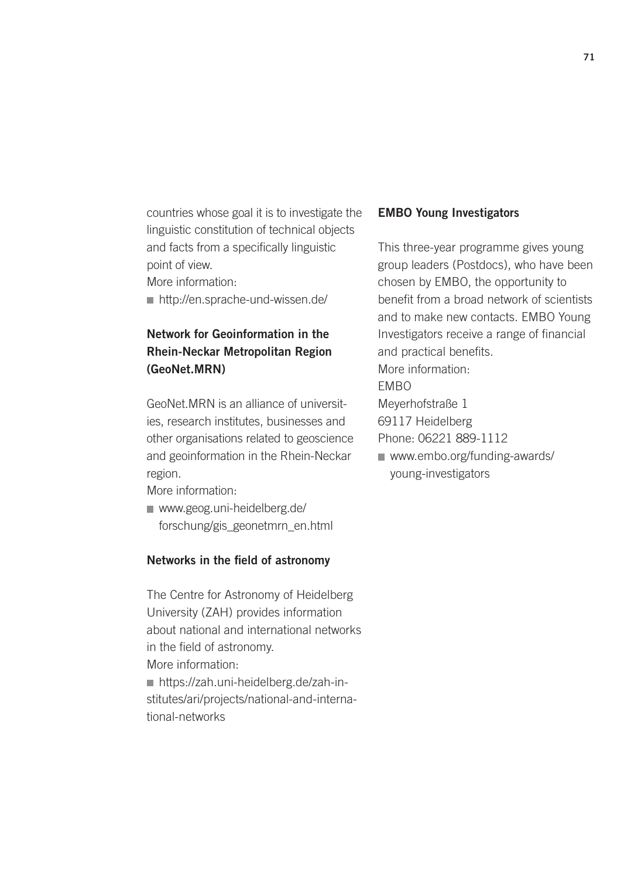countries whose goal it is to investigate the linguistic constitution of technical objects and facts from a specifically linguistic point of view.
More information:

- http://en.sprache-und-wissen.de/

### Network for Geoinformation in the Rhein-Neckar Metropolitan Region (GeoNet.MRN)

GeoNet.MRN is an alliance of universities, research institutes, businesses and other organisations related to geoscience and geoinformation in the Rhein-Neckar region.
More information:

- www.geog.uni-heidelberg.de/forschung/gis_geonetmrn_en.html

### Networks in the field of astronomy

The Centre for Astronomy of Heidelberg University (ZAH) provides information about national and international networks in the field of astronomy.
More information:

- https://zah.uni-heidelberg.de/zah-institutes/ari/projects/national-and-international-networks

### EMBO Young Investigators

This three-year programme gives young group leaders (Postdocs), who have been chosen by EMBO, the opportunity to benefit from a broad network of scientists and to make new contacts. EMBO Young Investigators receive a range of financial and practical benefits.
More information:
EMBO
Meyerhofstraße 1
69117 Heidelberg
Phone: 06221 889-1112

- www.embo.org/funding-awards/young-investigators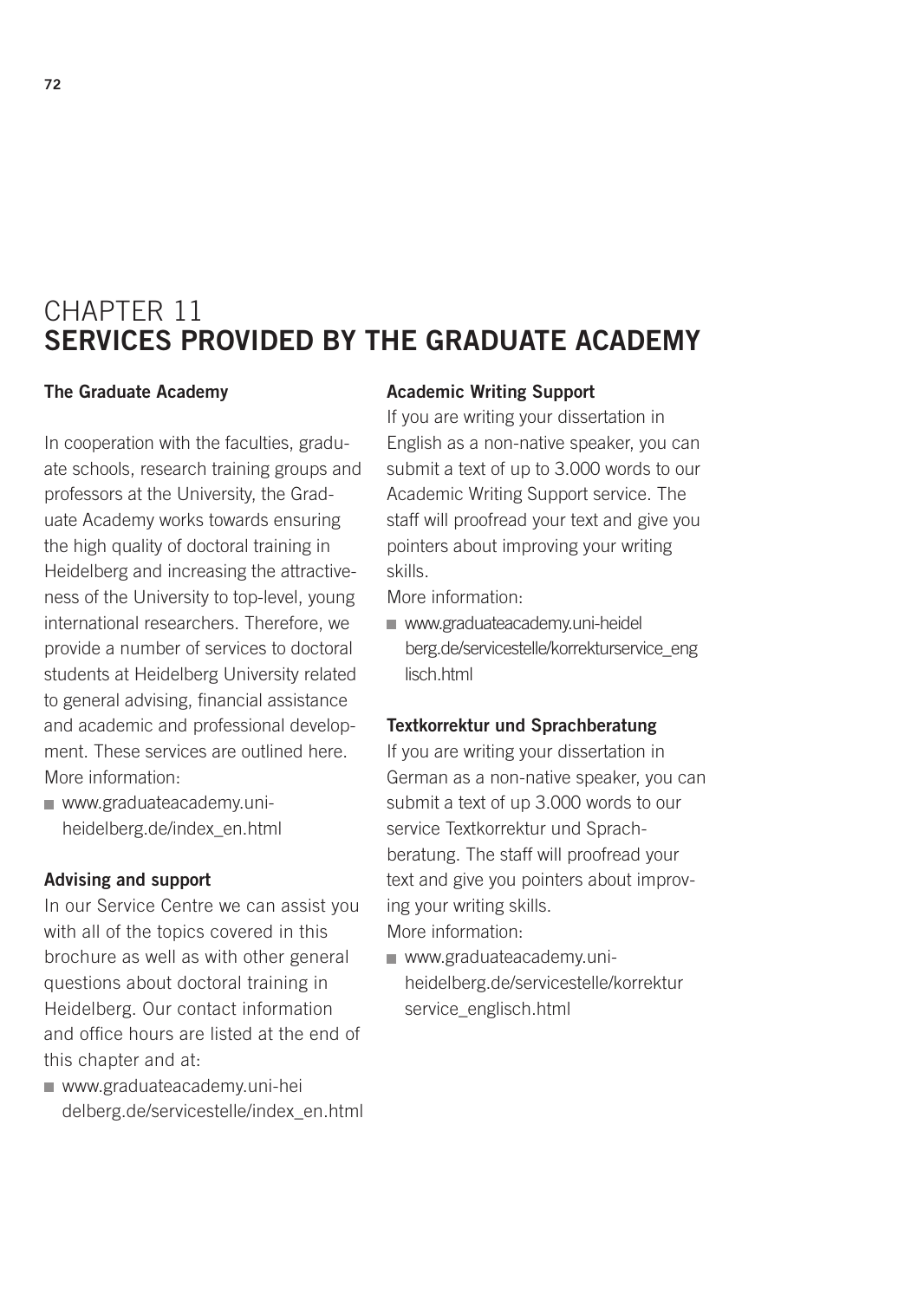# CHAPTER 11
# SERVICES PROVIDED BY THE GRADUATE ACADEMY

**The Graduate Academy**

In cooperation with the faculties, graduate schools, research training groups and professors at the University, the Graduate Academy works towards ensuring the high quality of doctoral training in Heidelberg and increasing the attractiveness of the University to top-level, young international researchers. Therefore, we provide a number of services to doctoral students at Heidelberg University related to general advising, financial assistance and academic and professional development. These services are outlined here.
More information:

- www.graduateacademy.uni-heidelberg.de/index_en.html

**Advising and support**

In our Service Centre we can assist you with all of the topics covered in this brochure as well as with other general questions about doctoral training in Heidelberg. Our contact information and office hours are listed at the end of this chapter and at:

- www.graduateacademy.uni-heidelberg.de/servicestelle/index_en.html

**Academic Writing Support**

If you are writing your dissertation in English as a non-native speaker, you can submit a text of up to 3.000 words to our Academic Writing Support service. The staff will proofread your text and give you pointers about improving your writing skills.
More information:

- www.graduateacademy.uni-heidelberg.de/servicestelle/korrekturservice_englisch.html

**Textkorrektur und Sprachberatung**

If you are writing your dissertation in German as a non-native speaker, you can submit a text of up 3.000 words to our service Textkorrektur und Sprachberatung. The staff will proofread your text and give you pointers about improving your writing skills.
More information:

- www.graduateacademy.uni-heidelberg.de/servicestelle/korrekturservice_englisch.html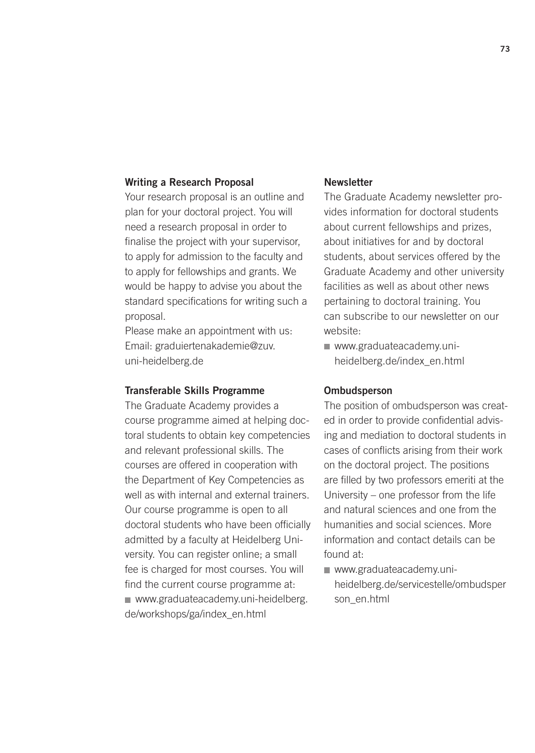**Writing a Research Proposal**

Your research proposal is an outline and plan for your doctoral project. You will need a research proposal in order to finalise the project with your supervisor, to apply for admission to the faculty and to apply for fellowships and grants. We would be happy to advise you about the standard specifications for writing such a proposal.

Please make an appointment with us:
Email: graduiertenakademie@zuv.uni-heidelberg.de

**Transferable Skills Programme**

The Graduate Academy provides a course programme aimed at helping doctoral students to obtain key competencies and relevant professional skills. The courses are offered in cooperation with the Department of Key Competencies as well as with internal and external trainers. Our course programme is open to all doctoral students who have been officially admitted by a faculty at Heidelberg University. You can register online; a small fee is charged for most courses. You will find the current course programme at:

- www.graduateacademy.uni-heidelberg.de/workshops/ga/index_en.html

**Newsletter**

The Graduate Academy newsletter provides information for doctoral students about current fellowships and prizes, about initiatives for and by doctoral students, about services offered by the Graduate Academy and other university facilities as well as about other news pertaining to doctoral training. You can subscribe to our newsletter on our website:

- www.graduateacademy.uni-heidelberg.de/index_en.html

**Ombudsperson**

The position of ombudsperson was created in order to provide confidential advising and mediation to doctoral students in cases of conflicts arising from their work on the doctoral project. The positions are filled by two professors emeriti at the University – one professor from the life and natural sciences and one from the humanities and social sciences. More information and contact details can be found at:

- www.graduateacademy.uni-heidelberg.de/servicestelle/ombudsperson_en.html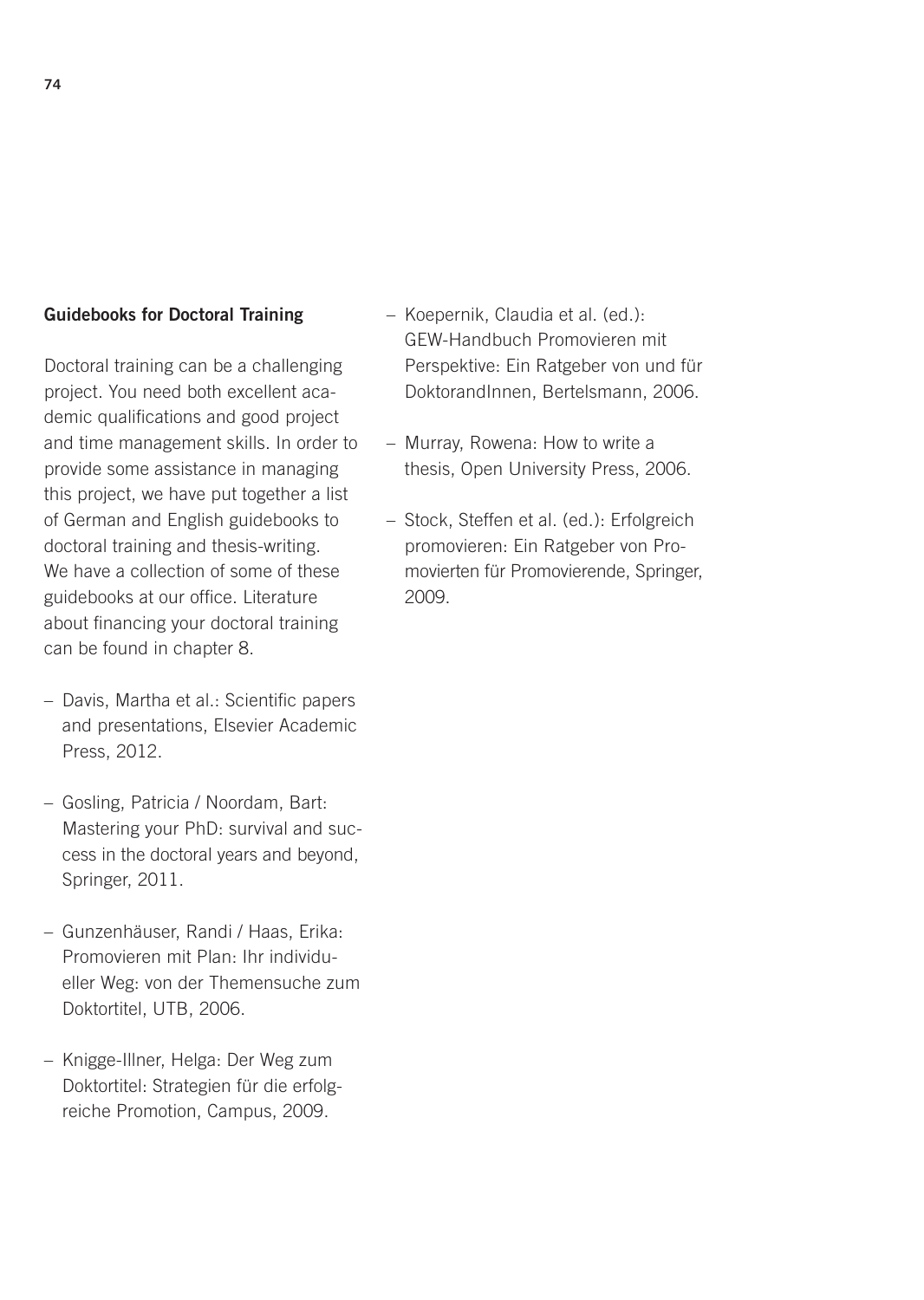## Guidebooks for Doctoral Training

Doctoral training can be a challenging project. You need both excellent academic qualifications and good project and time management skills. In order to provide some assistance in managing this project, we have put together a list of German and English guidebooks to doctoral training and thesis-writing. We have a collection of some of these guidebooks at our office. Literature about financing your doctoral training can be found in chapter 8.

- Davis, Martha et al.: Scientific papers and presentations, Elsevier Academic Press, 2012.
- Gosling, Patricia / Noordam, Bart: Mastering your PhD: survival and success in the doctoral years and beyond, Springer, 2011.
- Gunzenhäuser, Randi / Haas, Erika: Promovieren mit Plan: Ihr individueller Weg: von der Themensuche zum Doktortitel, UTB, 2006.
- Knigge-Illner, Helga: Der Weg zum Doktortitel: Strategien für die erfolgreiche Promotion, Campus, 2009.
- Koepernik, Claudia et al. (ed.): GEW-Handbuch Promovieren mit Perspektive: Ein Ratgeber von und für DoktorandInnen, Bertelsmann, 2006.
- Murray, Rowena: How to write a thesis, Open University Press, 2006.
- Stock, Steffen et al. (ed.): Erfolgreich promovieren: Ein Ratgeber von Promovierten für Promovierende, Springer, 2009.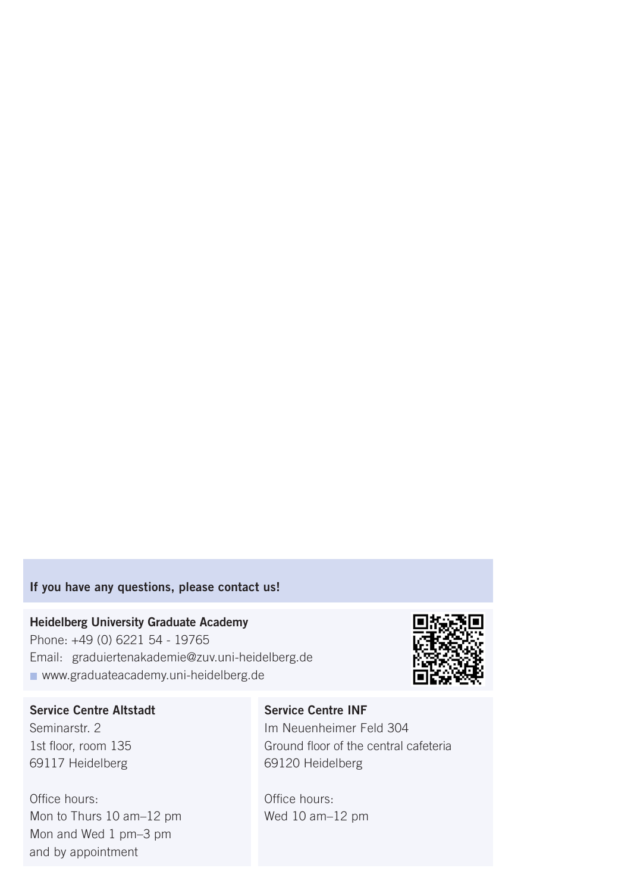**If you have any questions, please contact us!**

**Heidelberg University Graduate Academy**
Phone: +49 (0) 6221 54 - 19765
Email: graduiertenakademie@zuv.uni-heidelberg.de
www.graduateacademy.uni-heidelberg.de

**Service Centre Altstadt**
Seminarstr. 2
1st floor, room 135
69117 Heidelberg

Office hours:
Mon to Thurs 10 am–12 pm
Mon and Wed 1 pm–3 pm
and by appointment

**Service Centre INF**
Im Neuenheimer Feld 304
Ground floor of the central cafeteria
69120 Heidelberg

Office hours:
Wed 10 am–12 pm